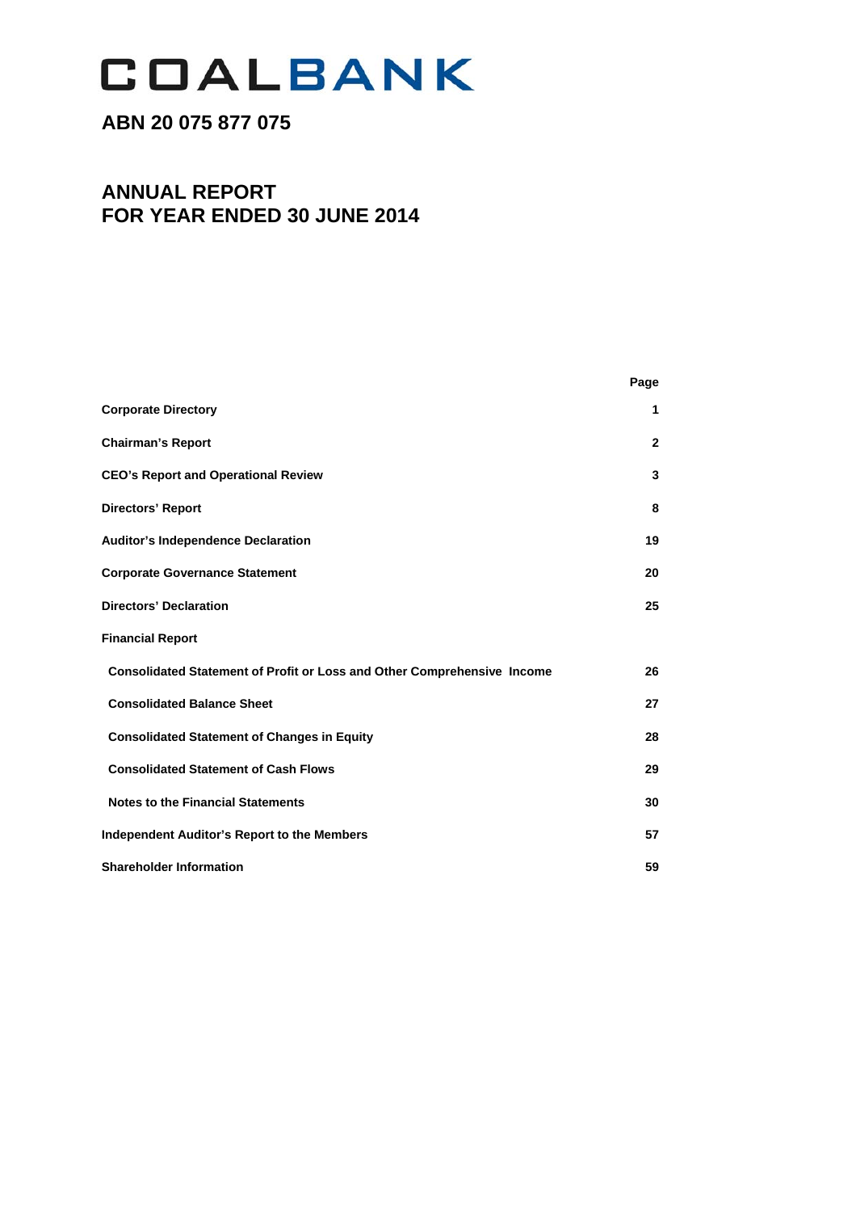# COALBANK

## ABN 20 075 877 075

## ANNUAL REPORT
## FOR YEAR ENDED 30 JUNE 2014

| | Page |
|---|---|
| **Corporate Directory** | **1** |
| **Chairman's Report** | **2** |
| **CEO's Report and Operational Review** | **3** |
| **Directors' Report** | **8** |
| **Auditor's Independence Declaration** | **19** |
| **Corporate Governance Statement** | **20** |
| **Directors' Declaration** | **25** |
| **Financial Report** | |
| **Consolidated Statement of Profit or Loss and Other Comprehensive Income** | **26** |
| **Consolidated Balance Sheet** | **27** |
| **Consolidated Statement of Changes in Equity** | **28** |
| **Consolidated Statement of Cash Flows** | **29** |
| **Notes to the Financial Statements** | **30** |
| **Independent Auditor's Report to the Members** | **57** |
| **Shareholder Information** | **59** |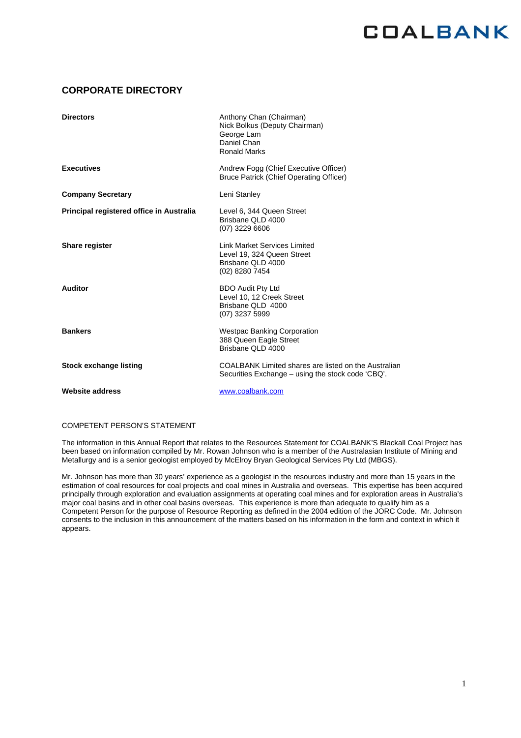## CORPORATE DIRECTORY

| | |
|---|---|
| **Directors** | Anthony Chan (Chairman)<br>Nick Bolkus (Deputy Chairman)<br>George Lam<br>Daniel Chan<br>Ronald Marks |
| **Executives** | Andrew Fogg (Chief Executive Officer)<br>Bruce Patrick (Chief Operating Officer) |
| **Company Secretary** | Leni Stanley |
| **Principal registered office in Australia** | Level 6, 344 Queen Street<br>Brisbane QLD 4000<br>(07) 3229 6606 |
| **Share register** | Link Market Services Limited<br>Level 19, 324 Queen Street<br>Brisbane QLD 4000<br>(02) 8280 7454 |
| **Auditor** | BDO Audit Pty Ltd<br>Level 10, 12 Creek Street<br>Brisbane QLD 4000<br>(07) 3237 5999 |
| **Bankers** | Westpac Banking Corporation<br>388 Queen Eagle Street<br>Brisbane QLD 4000 |
| **Stock exchange listing** | COALBANK Limited shares are listed on the Australian Securities Exchange – using the stock code 'CBQ'. |
| **Website address** | www.coalbank.com |

COMPETENT PERSON'S STATEMENT

The information in this Annual Report that relates to the Resources Statement for COALBANK'S Blackall Coal Project has been based on information compiled by Mr. Rowan Johnson who is a member of the Australasian Institute of Mining and Metallurgy and is a senior geologist employed by McElroy Bryan Geological Services Pty Ltd (MBGS).

Mr. Johnson has more than 30 years' experience as a geologist in the resources industry and more than 15 years in the estimation of coal resources for coal projects and coal mines in Australia and overseas. This expertise has been acquired principally through exploration and evaluation assignments at operating coal mines and for exploration areas in Australia's major coal basins and in other coal basins overseas. This experience is more than adequate to qualify him as a Competent Person for the purpose of Resource Reporting as defined in the 2004 edition of the JORC Code. Mr. Johnson consents to the inclusion in this announcement of the matters based on his information in the form and context in which it appears.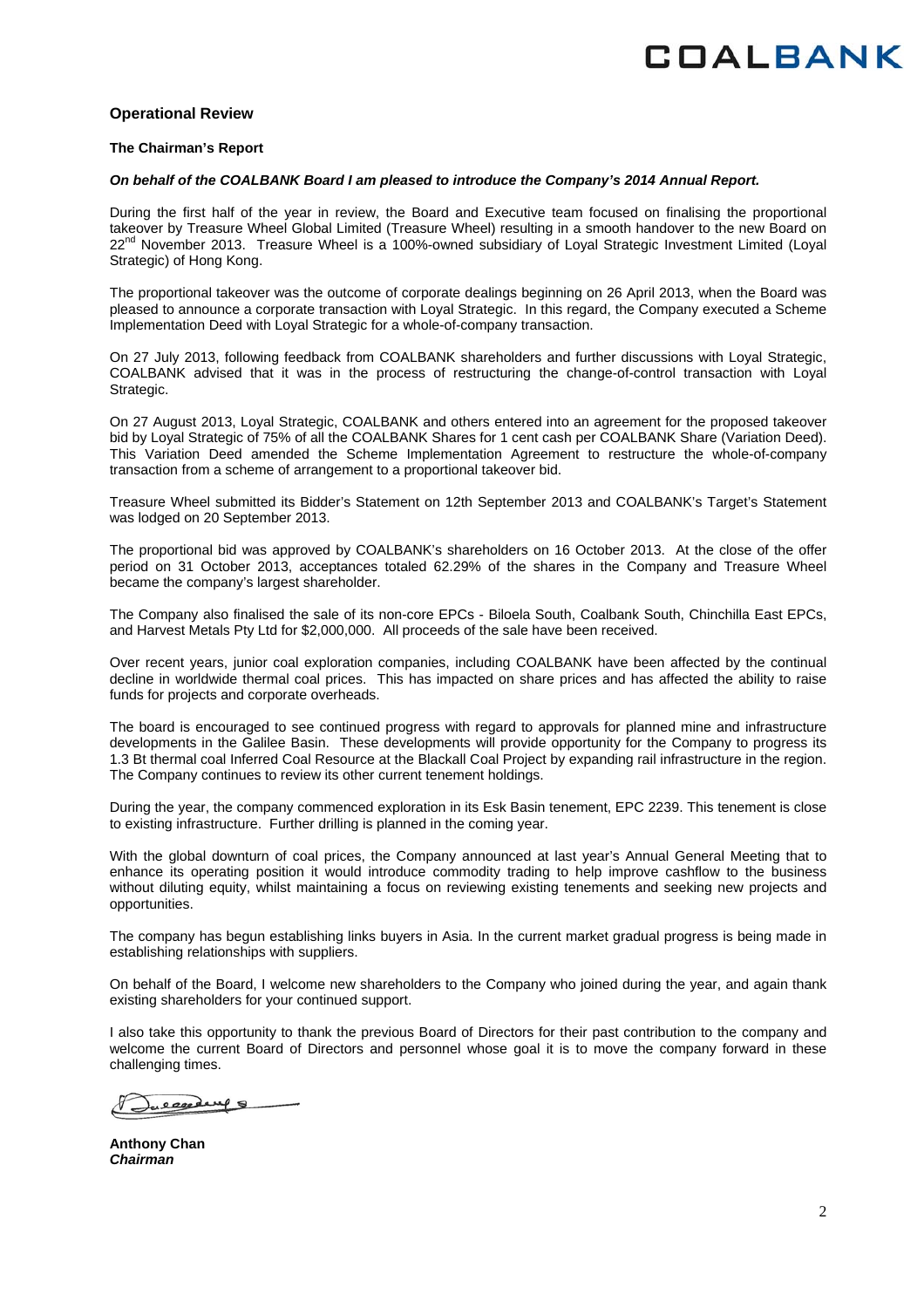## Operational Review

### The Chairman's Report

***On behalf of the COALBANK Board I am pleased to introduce the Company's 2014 Annual Report.***

During the first half of the year in review, the Board and Executive team focused on finalising the proportional takeover by Treasure Wheel Global Limited (Treasure Wheel) resulting in a smooth handover to the new Board on 22nd November 2013. Treasure Wheel is a 100%-owned subsidiary of Loyal Strategic Investment Limited (Loyal Strategic) of Hong Kong.

The proportional takeover was the outcome of corporate dealings beginning on 26 April 2013, when the Board was pleased to announce a corporate transaction with Loyal Strategic. In this regard, the Company executed a Scheme Implementation Deed with Loyal Strategic for a whole-of-company transaction.

On 27 July 2013, following feedback from COALBANK shareholders and further discussions with Loyal Strategic, COALBANK advised that it was in the process of restructuring the change-of-control transaction with Loyal Strategic.

On 27 August 2013, Loyal Strategic, COALBANK and others entered into an agreement for the proposed takeover bid by Loyal Strategic of 75% of all the COALBANK Shares for 1 cent cash per COALBANK Share (Variation Deed). This Variation Deed amended the Scheme Implementation Agreement to restructure the whole-of-company transaction from a scheme of arrangement to a proportional takeover bid.

Treasure Wheel submitted its Bidder's Statement on 12th September 2013 and COALBANK's Target's Statement was lodged on 20 September 2013.

The proportional bid was approved by COALBANK's shareholders on 16 October 2013. At the close of the offer period on 31 October 2013, acceptances totaled 62.29% of the shares in the Company and Treasure Wheel became the company's largest shareholder.

The Company also finalised the sale of its non-core EPCs - Biloela South, Coalbank South, Chinchilla East EPCs, and Harvest Metals Pty Ltd for $2,000,000. All proceeds of the sale have been received.

Over recent years, junior coal exploration companies, including COALBANK have been affected by the continual decline in worldwide thermal coal prices. This has impacted on share prices and has affected the ability to raise funds for projects and corporate overheads.

The board is encouraged to see continued progress with regard to approvals for planned mine and infrastructure developments in the Galilee Basin. These developments will provide opportunity for the Company to progress its 1.3 Bt thermal coal Inferred Coal Resource at the Blackall Coal Project by expanding rail infrastructure in the region. The Company continues to review its other current tenement holdings.

During the year, the company commenced exploration in its Esk Basin tenement, EPC 2239. This tenement is close to existing infrastructure. Further drilling is planned in the coming year.

With the global downturn of coal prices, the Company announced at last year's Annual General Meeting that to enhance its operating position it would introduce commodity trading to help improve cashflow to the business without diluting equity, whilst maintaining a focus on reviewing existing tenements and seeking new projects and opportunities.

The company has begun establishing links buyers in Asia. In the current market gradual progress is being made in establishing relationships with suppliers.

On behalf of the Board, I welcome new shareholders to the Company who joined during the year, and again thank existing shareholders for your continued support.

I also take this opportunity to thank the previous Board of Directors for their past contribution to the company and welcome the current Board of Directors and personnel whose goal it is to move the company forward in these challenging times.

**Anthony Chan**
***Chairman***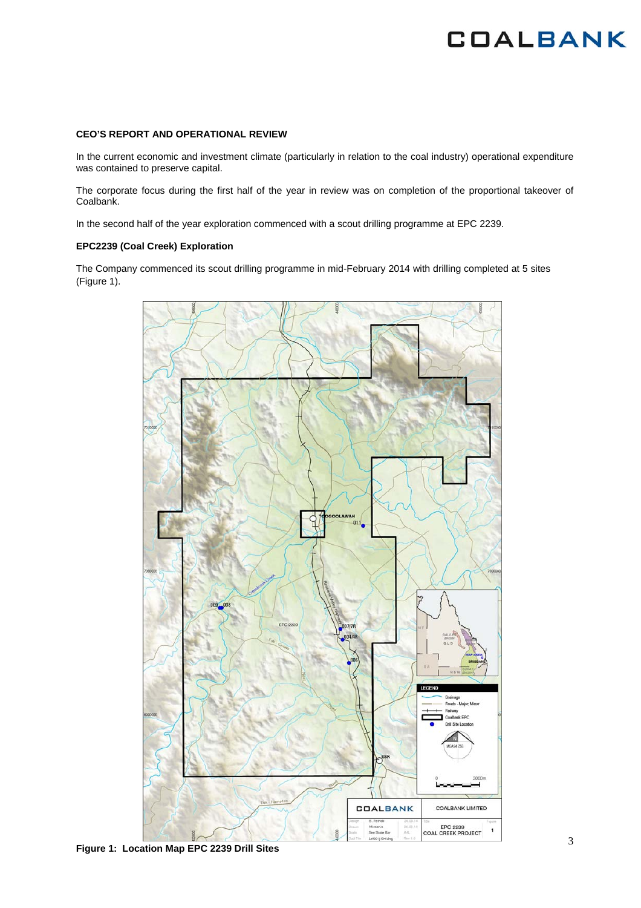## CEO'S REPORT AND OPERATIONAL REVIEW

In the current economic and investment climate (particularly in relation to the coal industry) operational expenditure was contained to preserve capital.

The corporate focus during the first half of the year in review was on completion of the proportional takeover of Coalbank.

In the second half of the year exploration commenced with a scout drilling programme at EPC 2239.

### EPC2239 (Coal Creek) Exploration

The Company commenced its scout drilling programme in mid-February 2014 with drilling completed at 5 sites (Figure 1).

**Figure 1: Location Map EPC 2239 Drill Sites**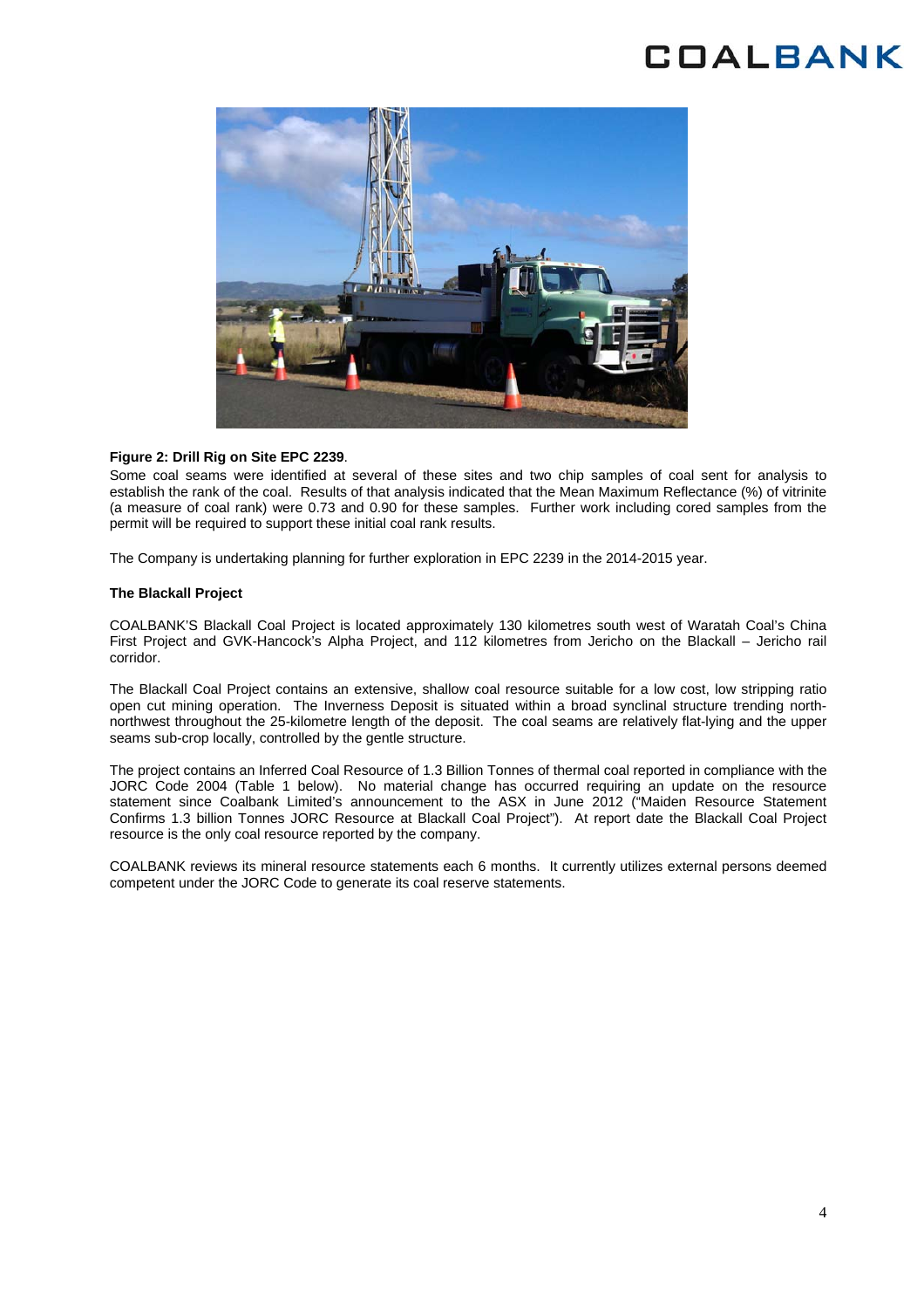**Figure 2: Drill Rig on Site EPC 2239**.

Some coal seams were identified at several of these sites and two chip samples of coal sent for analysis to establish the rank of the coal. Results of that analysis indicated that the Mean Maximum Reflectance (%) of vitrinite (a measure of coal rank) were 0.73 and 0.90 for these samples. Further work including cored samples from the permit will be required to support these initial coal rank results.

The Company is undertaking planning for further exploration in EPC 2239 in the 2014-2015 year.

**The Blackall Project**

COALBANK'S Blackall Coal Project is located approximately 130 kilometres south west of Waratah Coal's China First Project and GVK-Hancock's Alpha Project, and 112 kilometres from Jericho on the Blackall – Jericho rail corridor.

The Blackall Coal Project contains an extensive, shallow coal resource suitable for a low cost, low stripping ratio open cut mining operation. The Inverness Deposit is situated within a broad synclinal structure trending north-northwest throughout the 25-kilometre length of the deposit. The coal seams are relatively flat-lying and the upper seams sub-crop locally, controlled by the gentle structure.

The project contains an Inferred Coal Resource of 1.3 Billion Tonnes of thermal coal reported in compliance with the JORC Code 2004 (Table 1 below). No material change has occurred requiring an update on the resource statement since Coalbank Limited's announcement to the ASX in June 2012 ("Maiden Resource Statement Confirms 1.3 billion Tonnes JORC Resource at Blackall Coal Project"). At report date the Blackall Coal Project resource is the only coal resource reported by the company.

COALBANK reviews its mineral resource statements each 6 months. It currently utilizes external persons deemed competent under the JORC Code to generate its coal reserve statements.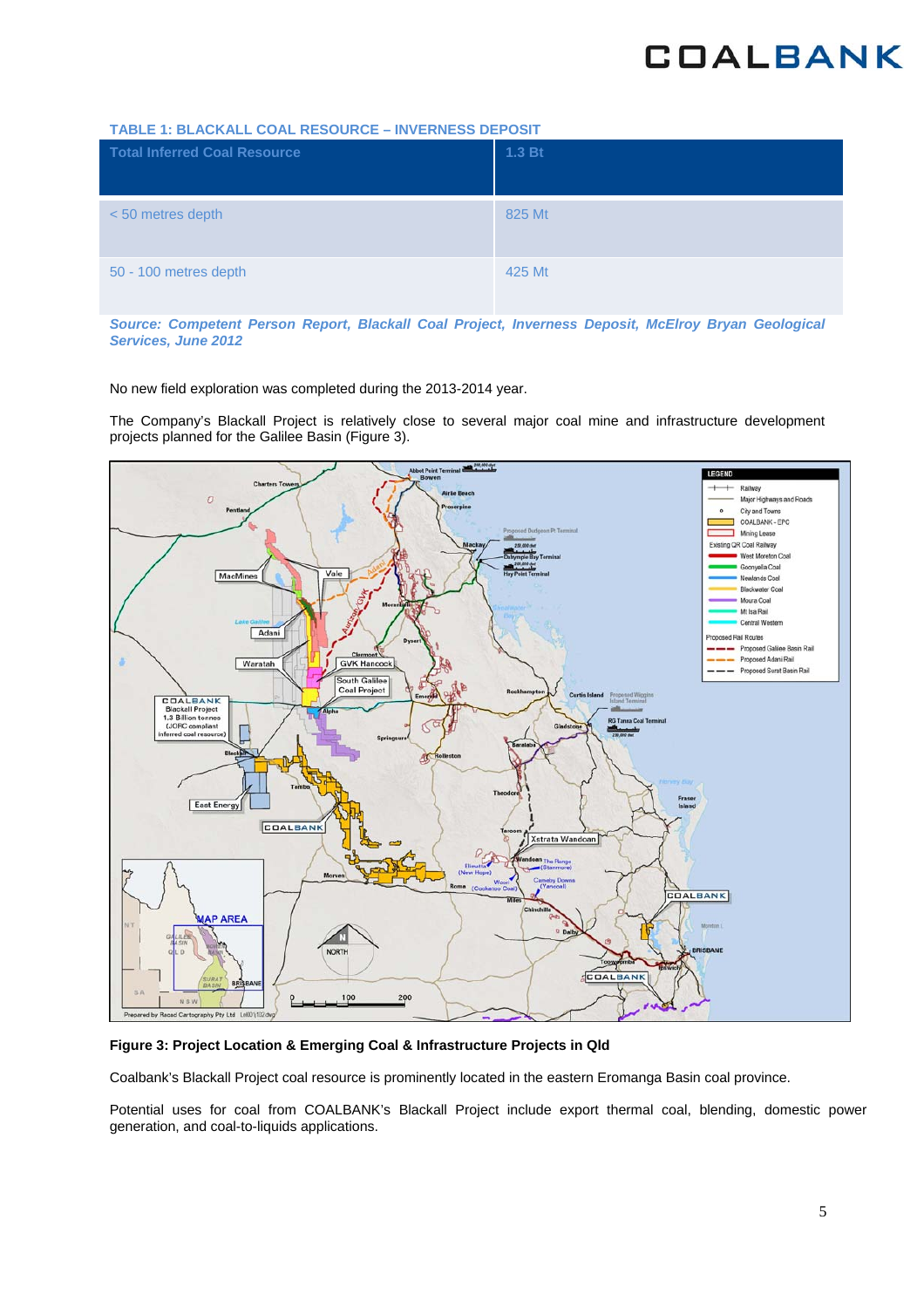**TABLE 1: BLACKALL COAL RESOURCE – INVERNESS DEPOSIT**

| Total Inferred Coal Resource | 1.3 Bt |
|---|---|
| < 50 metres depth | 825 Mt |
| 50 - 100 metres depth | 425 Mt |

***Source: Competent Person Report, Blackall Coal Project, Inverness Deposit, McElroy Bryan Geological Services, June 2012***

No new field exploration was completed during the 2013-2014 year.

The Company's Blackall Project is relatively close to several major coal mine and infrastructure development projects planned for the Galilee Basin (Figure 3).

**Figure 3: Project Location & Emerging Coal & Infrastructure Projects in Qld**

Coalbank's Blackall Project coal resource is prominently located in the eastern Eromanga Basin coal province.

Potential uses for coal from COALBANK's Blackall Project include export thermal coal, blending, domestic power generation, and coal-to-liquids applications.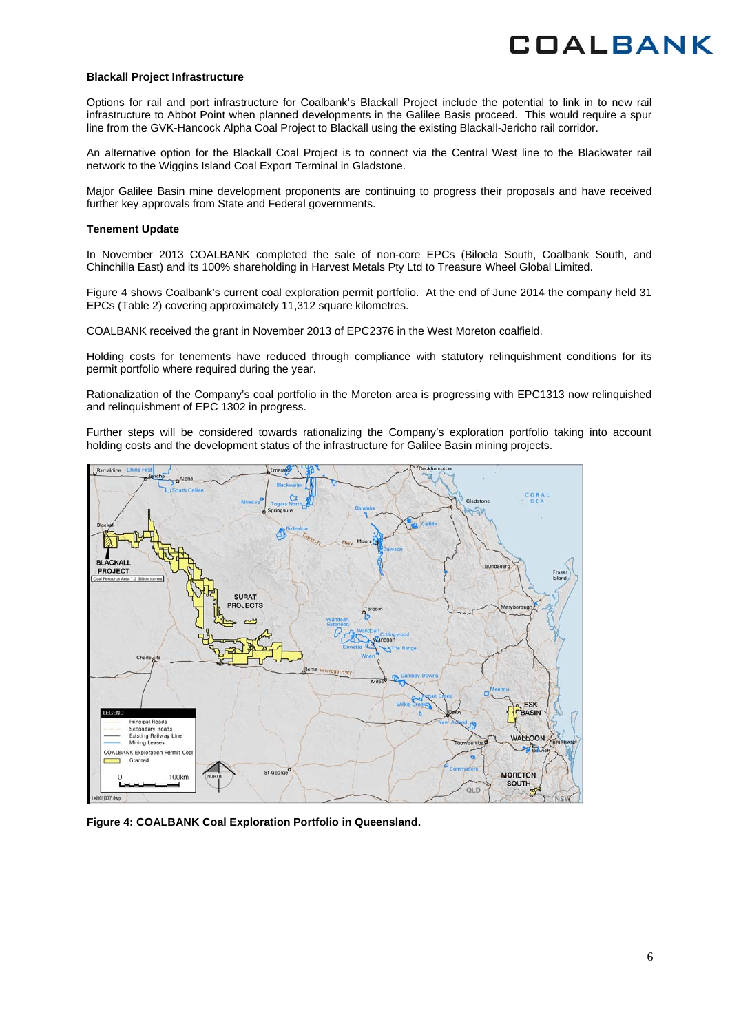### Blackall Project Infrastructure

Options for rail and port infrastructure for Coalbank's Blackall Project include the potential to link in to new rail infrastructure to Abbot Point when planned developments in the Galilee Basis proceed. This would require a spur line from the GVK-Hancock Alpha Coal Project to Blackall using the existing Blackall-Jericho rail corridor.

An alternative option for the Blackall Coal Project is to connect via the Central West line to the Blackwater rail network to the Wiggins Island Coal Export Terminal in Gladstone.

Major Galilee Basin mine development proponents are continuing to progress their proposals and have received further key approvals from State and Federal governments.

### Tenement Update

In November 2013 COALBANK completed the sale of non-core EPCs (Biloela South, Coalbank South, and Chinchilla East) and its 100% shareholding in Harvest Metals Pty Ltd to Treasure Wheel Global Limited.

Figure 4 shows Coalbank's current coal exploration permit portfolio. At the end of June 2014 the company held 31 EPCs (Table 2) covering approximately 11,312 square kilometres.

COALBANK received the grant in November 2013 of EPC2376 in the West Moreton coalfield.

Holding costs for tenements have reduced through compliance with statutory relinquishment conditions for its permit portfolio where required during the year.

Rationalization of the Company's coal portfolio in the Moreton area is progressing with EPC1313 now relinquished and relinquishment of EPC 1302 in progress.

Further steps will be considered towards rationalizing the Company's exploration portfolio taking into account holding costs and the development status of the infrastructure for Galilee Basin mining projects.

**Figure 4: COALBANK Coal Exploration Portfolio in Queensland.**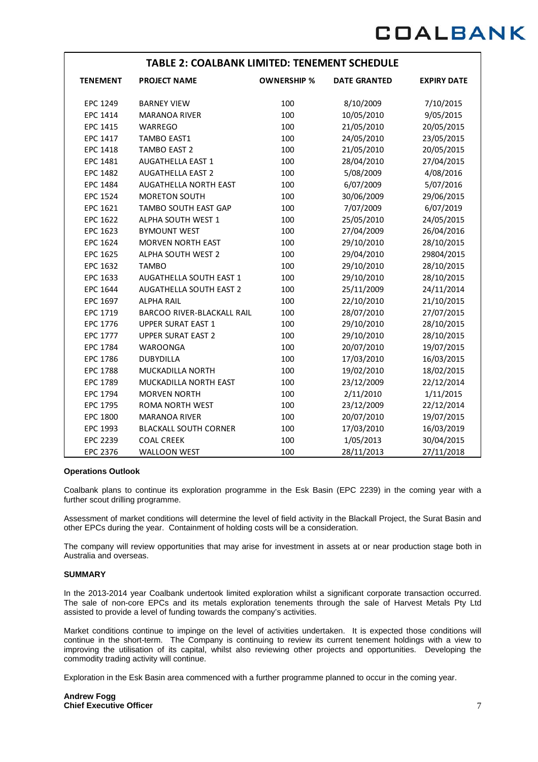| TABLE 2: COALBANK LIMITED: TENEMENT SCHEDULE | | | | |
|---|---|---|---|---|
| **TENEMENT** | **PROJECT NAME** | **OWNERSHIP %** | **DATE GRANTED** | **EXPIRY DATE** |
| EPC 1249 | BARNEY VIEW | 100 | 8/10/2009 | 7/10/2015 |
| EPC 1414 | MARANOA RIVER | 100 | 10/05/2010 | 9/05/2015 |
| EPC 1415 | WARREGO | 100 | 21/05/2010 | 20/05/2015 |
| EPC 1417 | TAMBO EAST1 | 100 | 24/05/2010 | 23/05/2015 |
| EPC 1418 | TAMBO EAST 2 | 100 | 21/05/2010 | 20/05/2015 |
| EPC 1481 | AUGATHELLA EAST 1 | 100 | 28/04/2010 | 27/04/2015 |
| EPC 1482 | AUGATHELLA EAST 2 | 100 | 5/08/2009 | 4/08/2016 |
| EPC 1484 | AUGATHELLA NORTH EAST | 100 | 6/07/2009 | 5/07/2016 |
| EPC 1524 | MORETON SOUTH | 100 | 30/06/2009 | 29/06/2015 |
| EPC 1621 | TAMBO SOUTH EAST GAP | 100 | 7/07/2009 | 6/07/2019 |
| EPC 1622 | ALPHA SOUTH WEST 1 | 100 | 25/05/2010 | 24/05/2015 |
| EPC 1623 | BYMOUNT WEST | 100 | 27/04/2009 | 26/04/2016 |
| EPC 1624 | MORVEN NORTH EAST | 100 | 29/10/2010 | 28/10/2015 |
| EPC 1625 | ALPHA SOUTH WEST 2 | 100 | 29/04/2010 | 29804/2015 |
| EPC 1632 | TAMBO | 100 | 29/10/2010 | 28/10/2015 |
| EPC 1633 | AUGATHELLA SOUTH EAST 1 | 100 | 29/10/2010 | 28/10/2015 |
| EPC 1644 | AUGATHELLA SOUTH EAST 2 | 100 | 25/11/2009 | 24/11/2014 |
| EPC 1697 | ALPHA RAIL | 100 | 22/10/2010 | 21/10/2015 |
| EPC 1719 | BARCOO RIVER-BLACKALL RAIL | 100 | 28/07/2010 | 27/07/2015 |
| EPC 1776 | UPPER SURAT EAST 1 | 100 | 29/10/2010 | 28/10/2015 |
| EPC 1777 | UPPER SURAT EAST 2 | 100 | 29/10/2010 | 28/10/2015 |
| EPC 1784 | WAROONGA | 100 | 20/07/2010 | 19/07/2015 |
| EPC 1786 | DUBYDILLA | 100 | 17/03/2010 | 16/03/2015 |
| EPC 1788 | MUCKADILLA NORTH | 100 | 19/02/2010 | 18/02/2015 |
| EPC 1789 | MUCKADILLA NORTH EAST | 100 | 23/12/2009 | 22/12/2014 |
| EPC 1794 | MORVEN NORTH | 100 | 2/11/2010 | 1/11/2015 |
| EPC 1795 | ROMA NORTH WEST | 100 | 23/12/2009 | 22/12/2014 |
| EPC 1800 | MARANOA RIVER | 100 | 20/07/2010 | 19/07/2015 |
| EPC 1993 | BLACKALL SOUTH CORNER | 100 | 17/03/2010 | 16/03/2019 |
| EPC 2239 | COAL CREEK | 100 | 1/05/2013 | 30/04/2015 |
| EPC 2376 | WALLOON WEST | 100 | 28/11/2013 | 27/11/2018 |

**Operations Outlook**

Coalbank plans to continue its exploration programme in the Esk Basin (EPC 2239) in the coming year with a further scout drilling programme.

Assessment of market conditions will determine the level of field activity in the Blackall Project, the Surat Basin and other EPCs during the year. Containment of holding costs will be a consideration.

The company will review opportunities that may arise for investment in assets at or near production stage both in Australia and overseas.

**SUMMARY**

In the 2013-2014 year Coalbank undertook limited exploration whilst a significant corporate transaction occurred. The sale of non-core EPCs and its metals exploration tenements through the sale of Harvest Metals Pty Ltd assisted to provide a level of funding towards the company's activities.

Market conditions continue to impinge on the level of activities undertaken. It is expected those conditions will continue in the short-term. The Company is continuing to review its current tenement holdings with a view to improving the utilisation of its capital, whilst also reviewing other projects and opportunities. Developing the commodity trading activity will continue.

Exploration in the Esk Basin area commenced with a further programme planned to occur in the coming year.

**Andrew Fogg**
**Chief Executive Officer**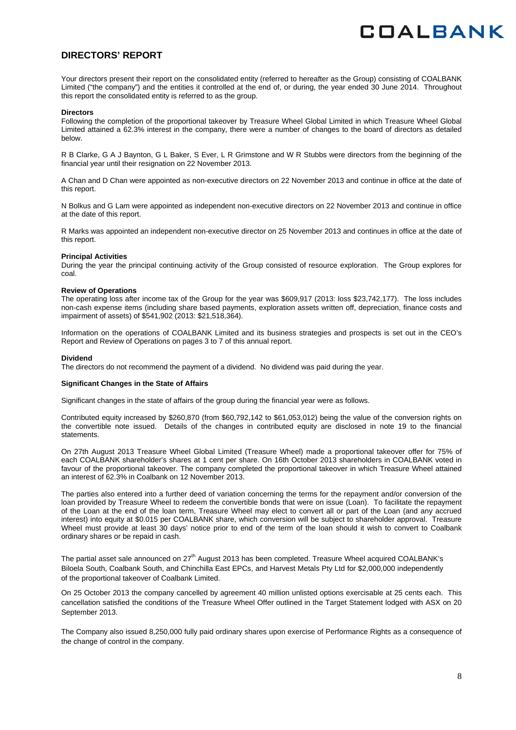## DIRECTORS' REPORT

Your directors present their report on the consolidated entity (referred to hereafter as the Group) consisting of COALBANK Limited ("the company") and the entities it controlled at the end of, or during, the year ended 30 June 2014. Throughout this report the consolidated entity is referred to as the group.

**Directors**

Following the completion of the proportional takeover by Treasure Wheel Global Limited in which Treasure Wheel Global Limited attained a 62.3% interest in the company, there were a number of changes to the board of directors as detailed below.

R B Clarke, G A J Baynton, G L Baker, S Ever, L R Grimstone and W R Stubbs were directors from the beginning of the financial year until their resignation on 22 November 2013.

A Chan and D Chan were appointed as non-executive directors on 22 November 2013 and continue in office at the date of this report.

N Bolkus and G Lam were appointed as independent non-executive directors on 22 November 2013 and continue in office at the date of this report.

R Marks was appointed an independent non-executive director on 25 November 2013 and continues in office at the date of this report.

**Principal Activities**

During the year the principal continuing activity of the Group consisted of resource exploration. The Group explores for coal.

**Review of Operations**

The operating loss after income tax of the Group for the year was $609,917 (2013: loss $23,742,177). The loss includes non-cash expense items (including share based payments, exploration assets written off, depreciation, finance costs and impairment of assets) of $541,902 (2013: $21,518,364).

Information on the operations of COALBANK Limited and its business strategies and prospects is set out in the CEO's Report and Review of Operations on pages 3 to 7 of this annual report.

**Dividend**

The directors do not recommend the payment of a dividend. No dividend was paid during the year.

**Significant Changes in the State of Affairs**

Significant changes in the state of affairs of the group during the financial year were as follows.

Contributed equity increased by $260,870 (from $60,792,142 to $61,053,012) being the value of the conversion rights on the convertible note issued. Details of the changes in contributed equity are disclosed in note 19 to the financial statements.

On 27th August 2013 Treasure Wheel Global Limited (Treasure Wheel) made a proportional takeover offer for 75% of each COALBANK shareholder's shares at 1 cent per share. On 16th October 2013 shareholders in COALBANK voted in favour of the proportional takeover. The company completed the proportional takeover in which Treasure Wheel attained an interest of 62.3% in Coalbank on 12 November 2013.

The parties also entered into a further deed of variation concerning the terms for the repayment and/or conversion of the loan provided by Treasure Wheel to redeem the convertible bonds that were on issue (Loan). To facilitate the repayment of the Loan at the end of the loan term, Treasure Wheel may elect to convert all or part of the Loan (and any accrued interest) into equity at $0.015 per COALBANK share, which conversion will be subject to shareholder approval. Treasure Wheel must provide at least 30 days' notice prior to end of the term of the loan should it wish to convert to Coalbank ordinary shares or be repaid in cash.

The partial asset sale announced on 27th August 2013 has been completed. Treasure Wheel acquired COALBANK's Biloela South, Coalbank South, and Chinchilla East EPCs, and Harvest Metals Pty Ltd for $2,000,000 independently of the proportional takeover of Coalbank Limited.

On 25 October 2013 the company cancelled by agreement 40 million unlisted options exercisable at 25 cents each. This cancellation satisfied the conditions of the Treasure Wheel Offer outlined in the Target Statement lodged with ASX on 20 September 2013.

The Company also issued 8,250,000 fully paid ordinary shares upon exercise of Performance Rights as a consequence of the change of control in the company.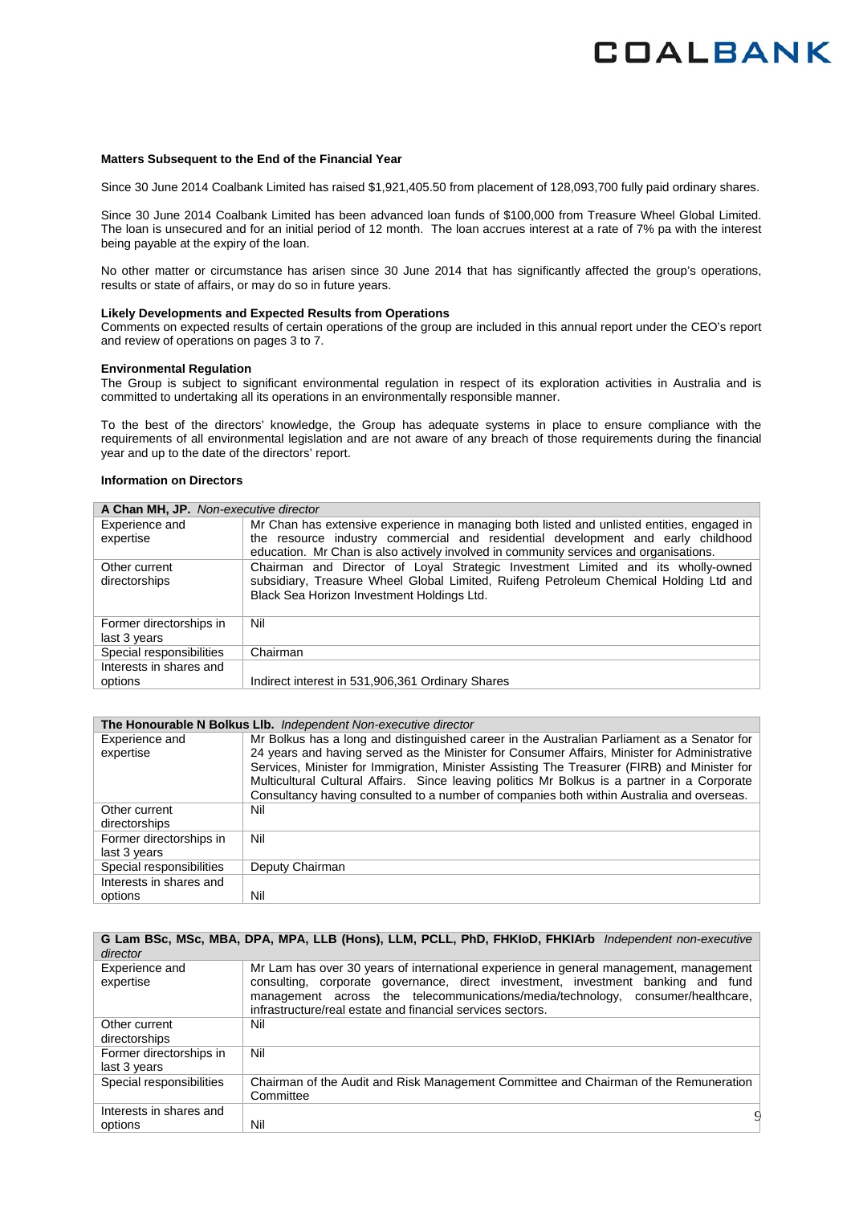#### Matters Subsequent to the End of the Financial Year

Since 30 June 2014 Coalbank Limited has raised $1,921,405.50 from placement of 128,093,700 fully paid ordinary shares.

Since 30 June 2014 Coalbank Limited has been advanced loan funds of $100,000 from Treasure Wheel Global Limited. The loan is unsecured and for an initial period of 12 month. The loan accrues interest at a rate of 7% pa with the interest being payable at the expiry of the loan.

No other matter or circumstance has arisen since 30 June 2014 that has significantly affected the group's operations, results or state of affairs, or may do so in future years.

#### Likely Developments and Expected Results from Operations

Comments on expected results of certain operations of the group are included in this annual report under the CEO's report and review of operations on pages 3 to 7.

#### Environmental Regulation

The Group is subject to significant environmental regulation in respect of its exploration activities in Australia and is committed to undertaking all its operations in an environmentally responsible manner.

To the best of the directors' knowledge, the Group has adequate systems in place to ensure compliance with the requirements of all environmental legislation and are not aware of any breach of those requirements during the financial year and up to the date of the directors' report.

#### Information on Directors

| **A Chan MH, JP.** *Non-executive director* | |
|---|---|
| Experience and expertise | Mr Chan has extensive experience in managing both listed and unlisted entities, engaged in the resource industry commercial and residential development and early childhood education. Mr Chan is also actively involved in community services and organisations. |
| Other current directorships | Chairman and Director of Loyal Strategic Investment Limited and its wholly-owned subsidiary, Treasure Wheel Global Limited, Ruifeng Petroleum Chemical Holding Ltd and Black Sea Horizon Investment Holdings Ltd. |
| Former directorships in last 3 years | Nil |
| Special responsibilities | Chairman |
| Interests in shares and options | Indirect interest in 531,906,361 Ordinary Shares |

| **The Honourable N Bolkus Llb.** *Independent Non-executive director* | |
|---|---|
| Experience and expertise | Mr Bolkus has a long and distinguished career in the Australian Parliament as a Senator for 24 years and having served as the Minister for Consumer Affairs, Minister for Administrative Services, Minister for Immigration, Minister Assisting The Treasurer (FIRB) and Minister for Multicultural Cultural Affairs. Since leaving politics Mr Bolkus is a partner in a Corporate Consultancy having consulted to a number of companies both within Australia and overseas. |
| Other current directorships | Nil |
| Former directorships in last 3 years | Nil |
| Special responsibilities | Deputy Chairman |
| Interests in shares and options | Nil |

| **G Lam BSc, MSc, MBA, DPA, MPA, LLB (Hons), LLM, PCLL, PhD, FHKIoD, FHKIArb** *Independent non-executive director* | |
|---|---|
| Experience and expertise | Mr Lam has over 30 years of international experience in general management, management consulting, corporate governance, direct investment, investment banking and fund management across the telecommunications/media/technology, consumer/healthcare, infrastructure/real estate and financial services sectors. |
| Other current directorships | Nil |
| Former directorships in last 3 years | Nil |
| Special responsibilities | Chairman of the Audit and Risk Management Committee and Chairman of the Remuneration Committee |
| Interests in shares and options | Nil |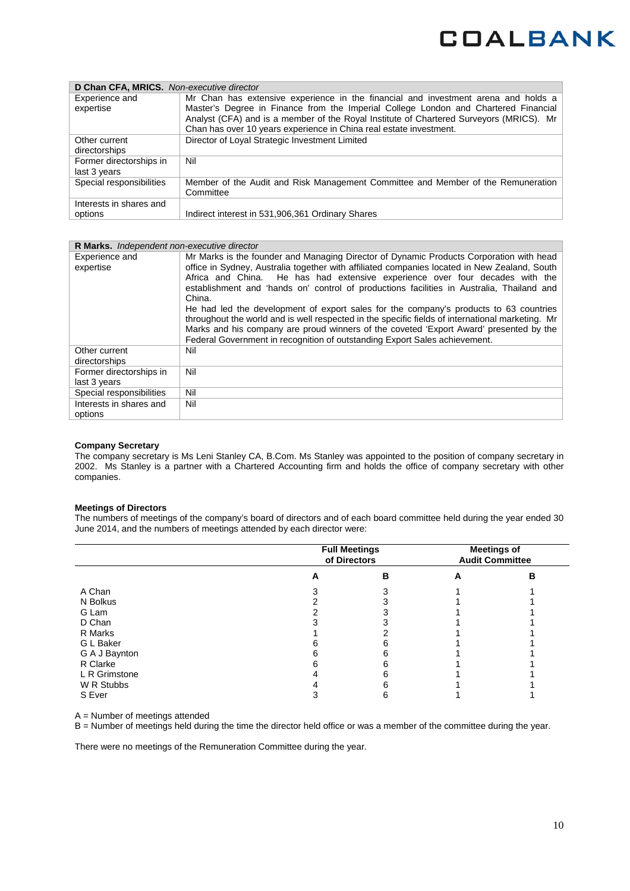| **D Chan CFA, MRICS.** *Non-executive director* | |
|---|---|
| Experience and expertise | Mr Chan has extensive experience in the financial and investment arena and holds a Master's Degree in Finance from the Imperial College London and Chartered Financial Analyst (CFA) and is a member of the Royal Institute of Chartered Surveyors (MRICS). Mr Chan has over 10 years experience in China real estate investment. |
| Other current directorships | Director of Loyal Strategic Investment Limited |
| Former directorships in last 3 years | Nil |
| Special responsibilities | Member of the Audit and Risk Management Committee and Member of the Remuneration Committee |
| Interests in shares and options | Indirect interest in 531,906,361 Ordinary Shares |

| **R Marks.** *Independent non-executive director* | |
|---|---|
| Experience and expertise | Mr Marks is the founder and Managing Director of Dynamic Products Corporation with head office in Sydney, Australia together with affiliated companies located in New Zealand, South Africa and China. He has had extensive experience over four decades with the establishment and 'hands on' control of productions facilities in Australia, Thailand and China.<br>He had led the development of export sales for the company's products to 63 countries throughout the world and is well respected in the specific fields of international marketing. Mr Marks and his company are proud winners of the coveted 'Export Award' presented by the Federal Government in recognition of outstanding Export Sales achievement. |
| Other current directorships | Nil |
| Former directorships in last 3 years | Nil |
| Special responsibilities | Nil |
| Interests in shares and options | Nil |

**Company Secretary**

The company secretary is Ms Leni Stanley CA, B.Com. Ms Stanley was appointed to the position of company secretary in 2002. Ms Stanley is a partner with a Chartered Accounting firm and holds the office of company secretary with other companies.

**Meetings of Directors**

The numbers of meetings of the company's board of directors and of each board committee held during the year ended 30 June 2014, and the numbers of meetings attended by each director were:

| | Full Meetings of Directors | | Meetings of Audit Committee | |
|---|---|---|---|---|
| | **A** | **B** | **A** | **B** |
| A Chan | 3 | 3 | 1 | 1 |
| N Bolkus | 2 | 3 | 1 | 1 |
| G Lam | 2 | 3 | 1 | 1 |
| D Chan | 3 | 3 | 1 | 1 |
| R Marks | 1 | 2 | 1 | 1 |
| G L Baker | 6 | 6 | 1 | 1 |
| G A J Baynton | 6 | 6 | 1 | 1 |
| R Clarke | 6 | 6 | 1 | 1 |
| L R Grimstone | 4 | 6 | 1 | 1 |
| W R Stubbs | 4 | 6 | 1 | 1 |
| S Ever | 3 | 6 | 1 | 1 |

A = Number of meetings attended

B = Number of meetings held during the time the director held office or was a member of the committee during the year.

There were no meetings of the Remuneration Committee during the year.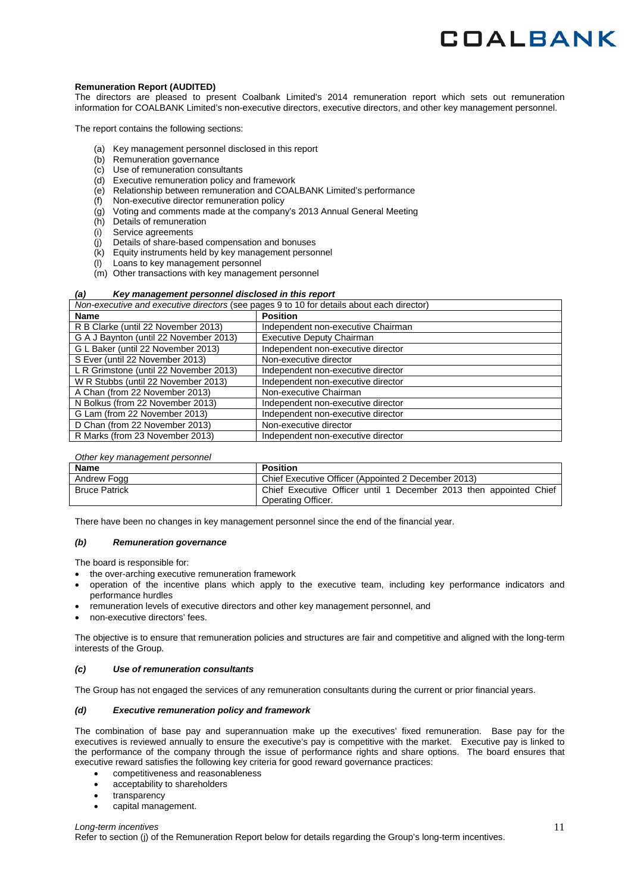**Remuneration Report (AUDITED)**

The directors are pleased to present Coalbank Limited's 2014 remuneration report which sets out remuneration information for COALBANK Limited's non-executive directors, executive directors, and other key management personnel.

The report contains the following sections:

(a) Key management personnel disclosed in this report
(b) Remuneration governance
(c) Use of remuneration consultants
(d) Executive remuneration policy and framework
(e) Relationship between remuneration and COALBANK Limited's performance
(f) Non-executive director remuneration policy
(g) Voting and comments made at the company's 2013 Annual General Meeting
(h) Details of remuneration
(i) Service agreements
(j) Details of share-based compensation and bonuses
(k) Equity instruments held by key management personnel
(l) Loans to key management personnel
(m) Other transactions with key management personnel

### *(a) Key management personnel disclosed in this report*

| *Non-executive and executive directors (see pages 9 to 10 for details about each director)* | |
|---|---|
| **Name** | **Position** |
| R B Clarke (until 22 November 2013) | Independent non-executive Chairman |
| G A J Baynton (until 22 November 2013) | Executive Deputy Chairman |
| G L Baker (until 22 November 2013) | Independent non-executive director |
| S Ever (until 22 November 2013) | Non-executive director |
| L R Grimstone (until 22 November 2013) | Independent non-executive director |
| W R Stubbs (until 22 November 2013) | Independent non-executive director |
| A Chan (from 22 November 2013) | Non-executive Chairman |
| N Bolkus (from 22 November 2013) | Independent non-executive director |
| G Lam (from 22 November 2013) | Independent non-executive director |
| D Chan (from 22 November 2013) | Non-executive director |
| R Marks (from 23 November 2013) | Independent non-executive director |

*Other key management personnel*

| **Name** | **Position** |
|---|---|
| Andrew Fogg | Chief Executive Officer (Appointed 2 December 2013) |
| Bruce Patrick | Chief Executive Officer until 1 December 2013 then appointed Chief Operating Officer. |

There have been no changes in key management personnel since the end of the financial year.

### *(b) Remuneration governance*

The board is responsible for:

- the over-arching executive remuneration framework
- operation of the incentive plans which apply to the executive team, including key performance indicators and performance hurdles
- remuneration levels of executive directors and other key management personnel, and
- non-executive directors' fees.

The objective is to ensure that remuneration policies and structures are fair and competitive and aligned with the long-term interests of the Group.

### *(c) Use of remuneration consultants*

The Group has not engaged the services of any remuneration consultants during the current or prior financial years.

### *(d) Executive remuneration policy and framework*

The combination of base pay and superannuation make up the executives' fixed remuneration. Base pay for the executives is reviewed annually to ensure the executive's pay is competitive with the market. Executive pay is linked to the performance of the company through the issue of performance rights and share options. The board ensures that executive reward satisfies the following key criteria for good reward governance practices:

- competitiveness and reasonableness
- acceptability to shareholders
- transparency
- capital management.

*Long-term incentives*

Refer to section (j) of the Remuneration Report below for details regarding the Group's long-term incentives.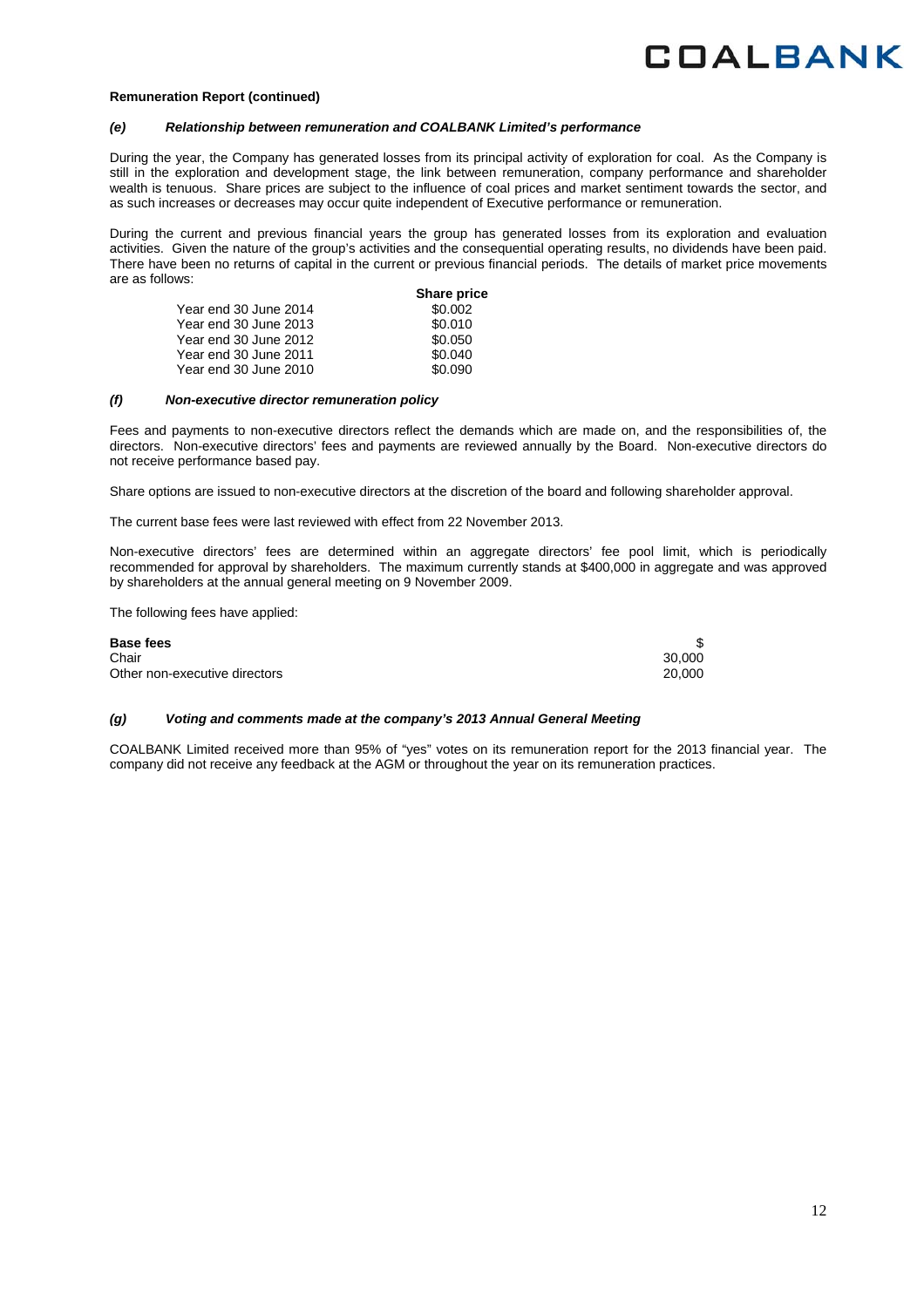**Remuneration Report (continued)**

### *(e) Relationship between remuneration and COALBANK Limited's performance*

During the year, the Company has generated losses from its principal activity of exploration for coal. As the Company is still in the exploration and development stage, the link between remuneration, company performance and shareholder wealth is tenuous. Share prices are subject to the influence of coal prices and market sentiment towards the sector, and as such increases or decreases may occur quite independent of Executive performance or remuneration.

During the current and previous financial years the group has generated losses from its exploration and evaluation activities. Given the nature of the group's activities and the consequential operating results, no dividends have been paid. There have been no returns of capital in the current or previous financial periods. The details of market price movements are as follows:

| | Share price |
|---|---|
| Year end 30 June 2014 | $0.002 |
| Year end 30 June 2013 | $0.010 |
| Year end 30 June 2012 | $0.050 |
| Year end 30 June 2011 | $0.040 |
| Year end 30 June 2010 | $0.090 |

### *(f) Non-executive director remuneration policy*

Fees and payments to non-executive directors reflect the demands which are made on, and the responsibilities of, the directors. Non-executive directors' fees and payments are reviewed annually by the Board. Non-executive directors do not receive performance based pay.

Share options are issued to non-executive directors at the discretion of the board and following shareholder approval.

The current base fees were last reviewed with effect from 22 November 2013.

Non-executive directors' fees are determined within an aggregate directors' fee pool limit, which is periodically recommended for approval by shareholders. The maximum currently stands at $400,000 in aggregate and was approved by shareholders at the annual general meeting on 9 November 2009.

The following fees have applied:

| **Base fees** | $ |
|---|---|
| Chair | 30,000 |
| Other non-executive directors | 20,000 |

### *(g) Voting and comments made at the company's 2013 Annual General Meeting*

COALBANK Limited received more than 95% of "yes" votes on its remuneration report for the 2013 financial year. The company did not receive any feedback at the AGM or throughout the year on its remuneration practices.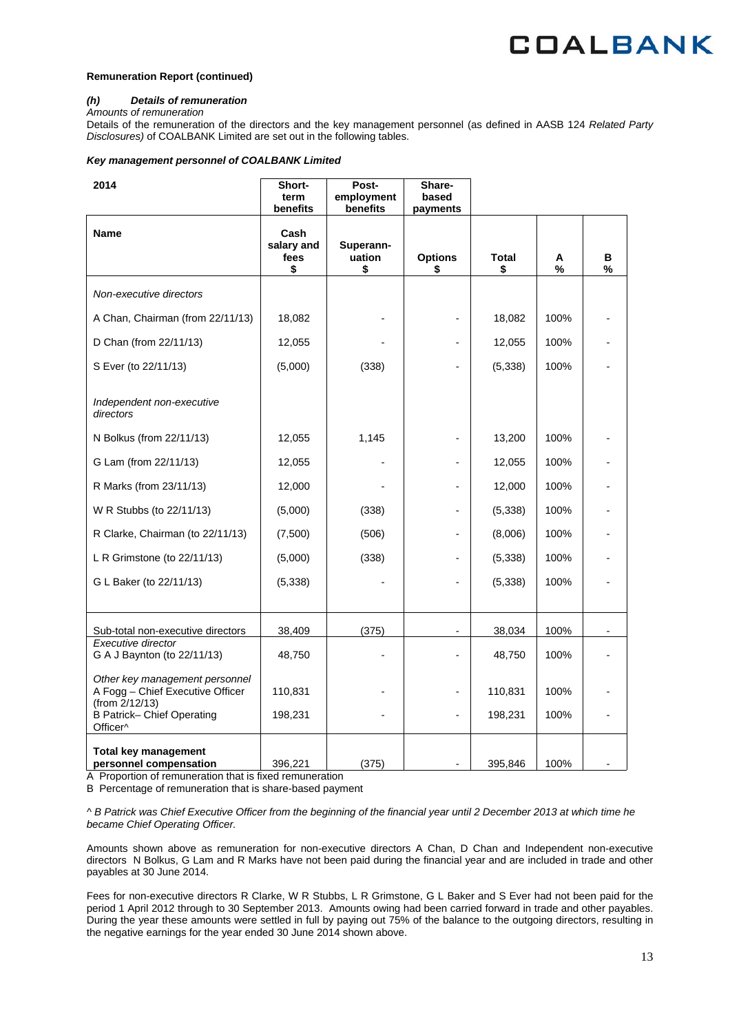**Remuneration Report (continued)**

### *(h) Details of remuneration*

*Amounts of remuneration*

Details of the remuneration of the directors and the key management personnel (as defined in AASB 124 *Related Party Disclosures)* of COALBANK Limited are set out in the following tables.

***Key management personnel of COALBANK Limited***

| 2014 | Short-term benefits | Post-employment benefits | Share-based payments | | | |
|---|---|---|---|---|---|---|
| **Name** | **Cash salary and fees $** | **Superannuation $** | **Options $** | **Total $** | **A %** | **B %** |
| *Non-executive directors* | | | | | | |
| A Chan, Chairman (from 22/11/13) | 18,082 | - | - | 18,082 | 100% | - |
| D Chan (from 22/11/13) | 12,055 | - | - | 12,055 | 100% | - |
| S Ever (to 22/11/13) | (5,000) | (338) | - | (5,338) | 100% | - |
| *Independent non-executive directors* | | | | | | |
| N Bolkus (from 22/11/13) | 12,055 | 1,145 | - | 13,200 | 100% | - |
| G Lam (from 22/11/13) | 12,055 | - | - | 12,055 | 100% | - |
| R Marks (from 23/11/13) | 12,000 | - | - | 12,000 | 100% | - |
| W R Stubbs (to 22/11/13) | (5,000) | (338) | - | (5,338) | 100% | - |
| R Clarke, Chairman (to 22/11/13) | (7,500) | (506) | - | (8,006) | 100% | - |
| L R Grimstone (to 22/11/13) | (5,000) | (338) | - | (5,338) | 100% | - |
| G L Baker (to 22/11/13) | (5,338) | - | - | (5,338) | 100% | - |
| Sub-total non-executive directors | 38,409 | (375) | - | 38,034 | 100% | - |
| *Executive director* | | | | | | |
| G A J Baynton (to 22/11/13) | 48,750 | - | - | 48,750 | 100% | - |
| *Other key management personnel* | | | | | | |
| A Fogg – Chief Executive Officer (from 2/12/13) | 110,831 | - | - | 110,831 | 100% | - |
| B Patrick– Chief Operating Officer^ | 198,231 | - | - | 198,231 | 100% | - |
| **Total key management personnel compensation** | 396,221 | (375) | - | 395,846 | 100% | - |

A Proportion of remuneration that is fixed remuneration

B Percentage of remuneration that is share-based payment

*^ B Patrick was Chief Executive Officer from the beginning of the financial year until 2 December 2013 at which time he became Chief Operating Officer.*

Amounts shown above as remuneration for non-executive directors A Chan, D Chan and Independent non-executive directors N Bolkus, G Lam and R Marks have not been paid during the financial year and are included in trade and other payables at 30 June 2014.

Fees for non-executive directors R Clarke, W R Stubbs, L R Grimstone, G L Baker and S Ever had not been paid for the period 1 April 2012 through to 30 September 2013. Amounts owing had been carried forward in trade and other payables. During the year these amounts were settled in full by paying out 75% of the balance to the outgoing directors, resulting in the negative earnings for the year ended 30 June 2014 shown above.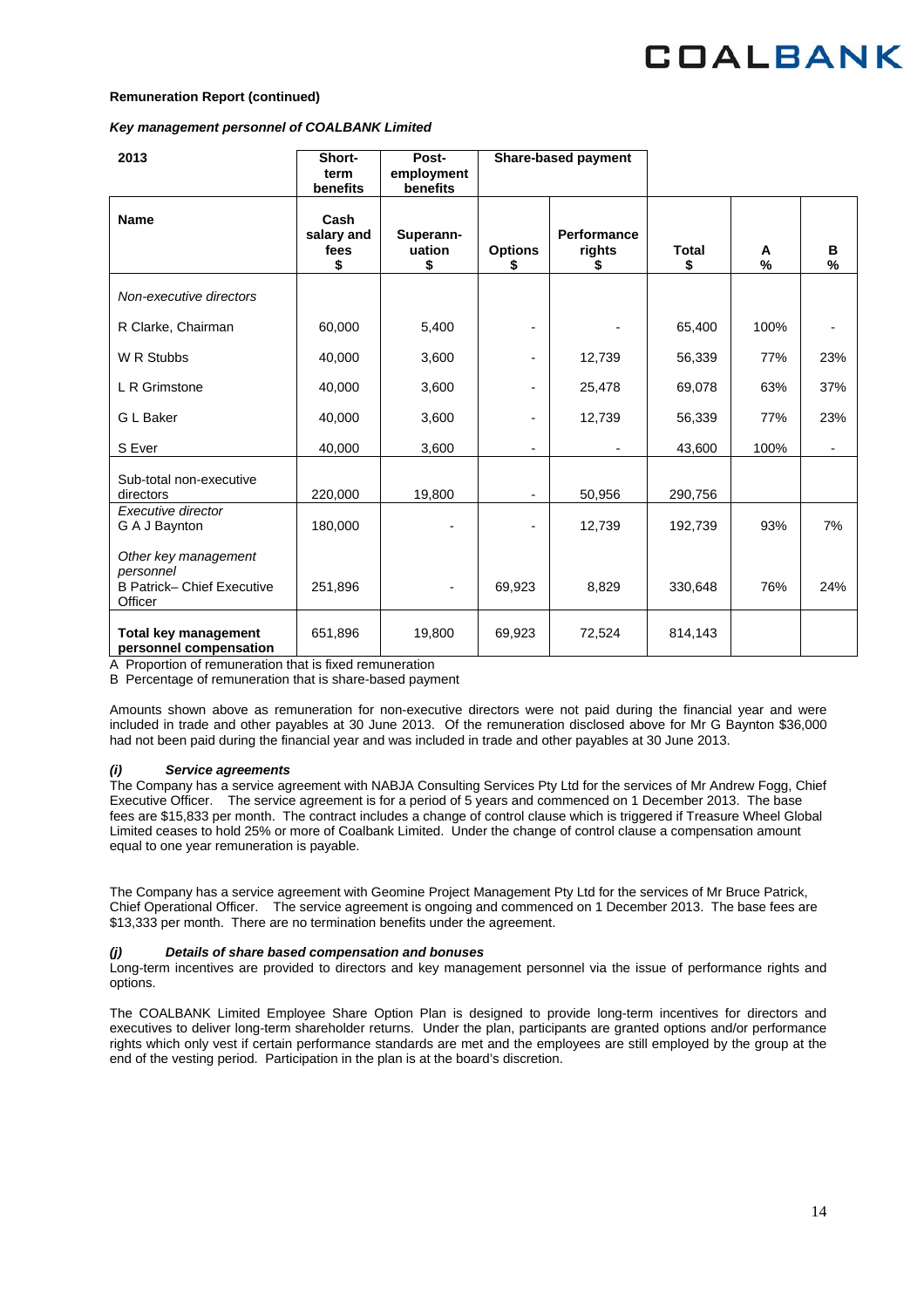**Remuneration Report (continued)**

***Key management personnel of COALBANK Limited***

| 2013 | Short-term benefits | Post-employment benefits | Share-based payment | | | | |
|---|---|---|---|---|---|---|---|
| **Name** | **Cash salary and fees $** | **Superannuation $** | **Options $** | **Performance rights $** | **Total $** | **A %** | **B %** |
| *Non-executive directors* | | | | | | | |
| R Clarke, Chairman | 60,000 | 5,400 | - | - | 65,400 | 100% | - |
| W R Stubbs | 40,000 | 3,600 | - | 12,739 | 56,339 | 77% | 23% |
| L R Grimstone | 40,000 | 3,600 | - | 25,478 | 69,078 | 63% | 37% |
| G L Baker | 40,000 | 3,600 | - | 12,739 | 56,339 | 77% | 23% |
| S Ever | 40,000 | 3,600 | - | - | 43,600 | 100% | - |
| Sub-total non-executive directors | 220,000 | 19,800 | - | 50,956 | 290,756 | | |
| *Executive director* G A J Baynton | 180,000 | - | - | 12,739 | 192,739 | 93% | 7% |
| *Other key management personnel* B Patrick– Chief Executive Officer | 251,896 | - | 69,923 | 8,829 | 330,648 | 76% | 24% |
| **Total key management personnel compensation** | 651,896 | 19,800 | 69,923 | 72,524 | 814,143 | | |

A Proportion of remuneration that is fixed remuneration
B Percentage of remuneration that is share-based payment

Amounts shown above as remuneration for non-executive directors were not paid during the financial year and were included in trade and other payables at 30 June 2013. Of the remuneration disclosed above for Mr G Baynton $36,000 had not been paid during the financial year and was included in trade and other payables at 30 June 2013.

#### *(i) Service agreements*

The Company has a service agreement with NABJA Consulting Services Pty Ltd for the services of Mr Andrew Fogg, Chief Executive Officer. The service agreement is for a period of 5 years and commenced on 1 December 2013. The base fees are $15,833 per month. The contract includes a change of control clause which is triggered if Treasure Wheel Global Limited ceases to hold 25% or more of Coalbank Limited. Under the change of control clause a compensation amount equal to one year remuneration is payable.

The Company has a service agreement with Geomine Project Management Pty Ltd for the services of Mr Bruce Patrick, Chief Operational Officer. The service agreement is ongoing and commenced on 1 December 2013. The base fees are $13,333 per month. There are no termination benefits under the agreement.

#### *(j) Details of share based compensation and bonuses*

Long-term incentives are provided to directors and key management personnel via the issue of performance rights and options.

The COALBANK Limited Employee Share Option Plan is designed to provide long-term incentives for directors and executives to deliver long-term shareholder returns. Under the plan, participants are granted options and/or performance rights which only vest if certain performance standards are met and the employees are still employed by the group at the end of the vesting period. Participation in the plan is at the board's discretion.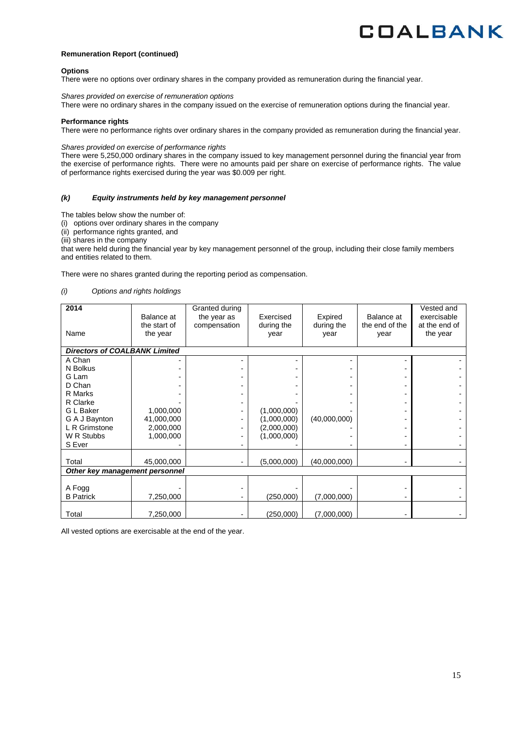**Remuneration Report (continued)**

**Options**

There were no options over ordinary shares in the company provided as remuneration during the financial year.

*Shares provided on exercise of remuneration options*

There were no ordinary shares in the company issued on the exercise of remuneration options during the financial year.

**Performance rights**

There were no performance rights over ordinary shares in the company provided as remuneration during the financial year.

*Shares provided on exercise of performance rights*

There were 5,250,000 ordinary shares in the company issued to key management personnel during the financial year from the exercise of performance rights. There were no amounts paid per share on exercise of performance rights. The value of performance rights exercised during the year was $0.009 per right.

### *(k) Equity instruments held by key management personnel*

The tables below show the number of:

(i) options over ordinary shares in the company

(ii) performance rights granted, and

(iii) shares in the company

that were held during the financial year by key management personnel of the group, including their close family members and entities related to them.

There were no shares granted during the reporting period as compensation.

*(i) Options and rights holdings*

| 2014<br>Name | Balance at the start of the year | Granted during the year as compensation | Exercised during the year | Expired during the year | Balance at the end of the year | Vested and exercisable at the end of the year |
|---|---|---|---|---|---|---|
| ***Directors of COALBANK Limited*** | | | | | | |
| A Chan | - | - | - | - | - | - |
| N Bolkus | - | - | - | - | - | - |
| G Lam | - | - | - | - | - | - |
| D Chan | - | - | - | - | - | - |
| R Marks | - | - | - | - | - | - |
| R Clarke | - | - | - | - | - | - |
| G L Baker | 1,000,000 | - | (1,000,000) | - | - | - |
| G A J Baynton | 41,000,000 | - | (1,000,000) | (40,000,000) | - | - |
| L R Grimstone | 2,000,000 | - | (2,000,000) | - | - | - |
| W R Stubbs | 1,000,000 | - | (1,000,000) | - | - | - |
| S Ever | - | - | - | - | - | - |
| Total | 45,000,000 | - | (5,000,000) | (40,000,000) | - | - |
| ***Other key management personnel*** | | | | | | |
| A Fogg | - | - | - | - | - | - |
| B Patrick | 7,250,000 | - | (250,000) | (7,000,000) | - | - |
| Total | 7,250,000 | - | (250,000) | (7,000,000) | - | - |

All vested options are exercisable at the end of the year.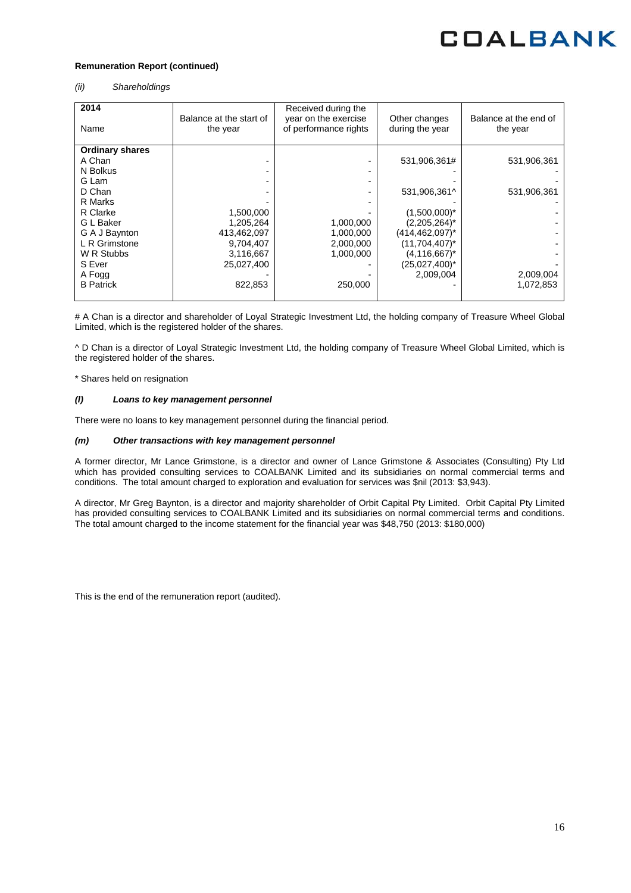**Remuneration Report (continued)**

*(ii) Shareholdings*

| 2014<br>Name | Balance at the start of the year | Received during the year on the exercise of performance rights | Other changes during the year | Balance at the end of the year |
|---|---|---|---|---|
| **Ordinary shares** | | | | |
| A Chan | - | - | 531,906,361# | 531,906,361 |
| N Bolkus | - | - | - | - |
| G Lam | - | - | - | - |
| D Chan | - | - | 531,906,361^ | 531,906,361 |
| R Marks | - | - | - | - |
| R Clarke | 1,500,000 | - | (1,500,000)* | - |
| G L Baker | 1,205,264 | 1,000,000 | (2,205,264)* | - |
| G A J Baynton | 413,462,097 | 1,000,000 | (414,462,097)* | - |
| L R Grimstone | 9,704,407 | 2,000,000 | (11,704,407)* | - |
| W R Stubbs | 3,116,667 | 1,000,000 | (4,116,667)* | - |
| S Ever | 25,027,400 | - | (25,027,400)* | - |
| A Fogg | - | - | 2,009,004 | 2,009,004 |
| B Patrick | 822,853 | 250,000 | - | 1,072,853 |

# A Chan is a director and shareholder of Loyal Strategic Investment Ltd, the holding company of Treasure Wheel Global Limited, which is the registered holder of the shares.

^ D Chan is a director of Loyal Strategic Investment Ltd, the holding company of Treasure Wheel Global Limited, which is the registered holder of the shares.

* Shares held on resignation

### *(l) Loans to key management personnel*

There were no loans to key management personnel during the financial period.

### *(m) Other transactions with key management personnel*

A former director, Mr Lance Grimstone, is a director and owner of Lance Grimstone & Associates (Consulting) Pty Ltd which has provided consulting services to COALBANK Limited and its subsidiaries on normal commercial terms and conditions. The total amount charged to exploration and evaluation for services was $nil (2013: $3,943).

A director, Mr Greg Baynton, is a director and majority shareholder of Orbit Capital Pty Limited. Orbit Capital Pty Limited has provided consulting services to COALBANK Limited and its subsidiaries on normal commercial terms and conditions. The total amount charged to the income statement for the financial year was $48,750 (2013: $180,000)

This is the end of the remuneration report (audited).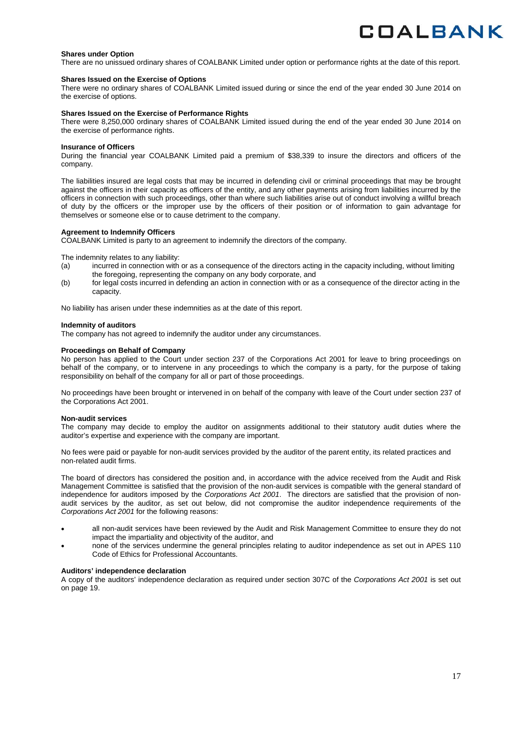**Shares under Option**

There are no unissued ordinary shares of COALBANK Limited under option or performance rights at the date of this report.

**Shares Issued on the Exercise of Options**

There were no ordinary shares of COALBANK Limited issued during or since the end of the year ended 30 June 2014 on the exercise of options.

**Shares Issued on the Exercise of Performance Rights**

There were 8,250,000 ordinary shares of COALBANK Limited issued during the end of the year ended 30 June 2014 on the exercise of performance rights.

**Insurance of Officers**

During the financial year COALBANK Limited paid a premium of $38,339 to insure the directors and officers of the company.

The liabilities insured are legal costs that may be incurred in defending civil or criminal proceedings that may be brought against the officers in their capacity as officers of the entity, and any other payments arising from liabilities incurred by the officers in connection with such proceedings, other than where such liabilities arise out of conduct involving a willful breach of duty by the officers or the improper use by the officers of their position or of information to gain advantage for themselves or someone else or to cause detriment to the company.

**Agreement to Indemnify Officers**

COALBANK Limited is party to an agreement to indemnify the directors of the company.

The indemnity relates to any liability:

(a) incurred in connection with or as a consequence of the directors acting in the capacity including, without limiting the foregoing, representing the company on any body corporate, and

(b) for legal costs incurred in defending an action in connection with or as a consequence of the director acting in the capacity.

No liability has arisen under these indemnities as at the date of this report.

**Indemnity of auditors**

The company has not agreed to indemnify the auditor under any circumstances.

**Proceedings on Behalf of Company**

No person has applied to the Court under section 237 of the Corporations Act 2001 for leave to bring proceedings on behalf of the company, or to intervene in any proceedings to which the company is a party, for the purpose of taking responsibility on behalf of the company for all or part of those proceedings.

No proceedings have been brought or intervened in on behalf of the company with leave of the Court under section 237 of the Corporations Act 2001.

**Non-audit services**

The company may decide to employ the auditor on assignments additional to their statutory audit duties where the auditor's expertise and experience with the company are important.

No fees were paid or payable for non-audit services provided by the auditor of the parent entity, its related practices and non-related audit firms.

The board of directors has considered the position and, in accordance with the advice received from the Audit and Risk Management Committee is satisfied that the provision of the non-audit services is compatible with the general standard of independence for auditors imposed by the *Corporations Act 2001*. The directors are satisfied that the provision of non-audit services by the auditor, as set out below, did not compromise the auditor independence requirements of the *Corporations Act 2001* for the following reasons:

- all non-audit services have been reviewed by the Audit and Risk Management Committee to ensure they do not impact the impartiality and objectivity of the auditor, and
- none of the services undermine the general principles relating to auditor independence as set out in APES 110 Code of Ethics for Professional Accountants.

**Auditors' independence declaration**

A copy of the auditors' independence declaration as required under section 307C of the *Corporations Act 2001* is set out on page 19.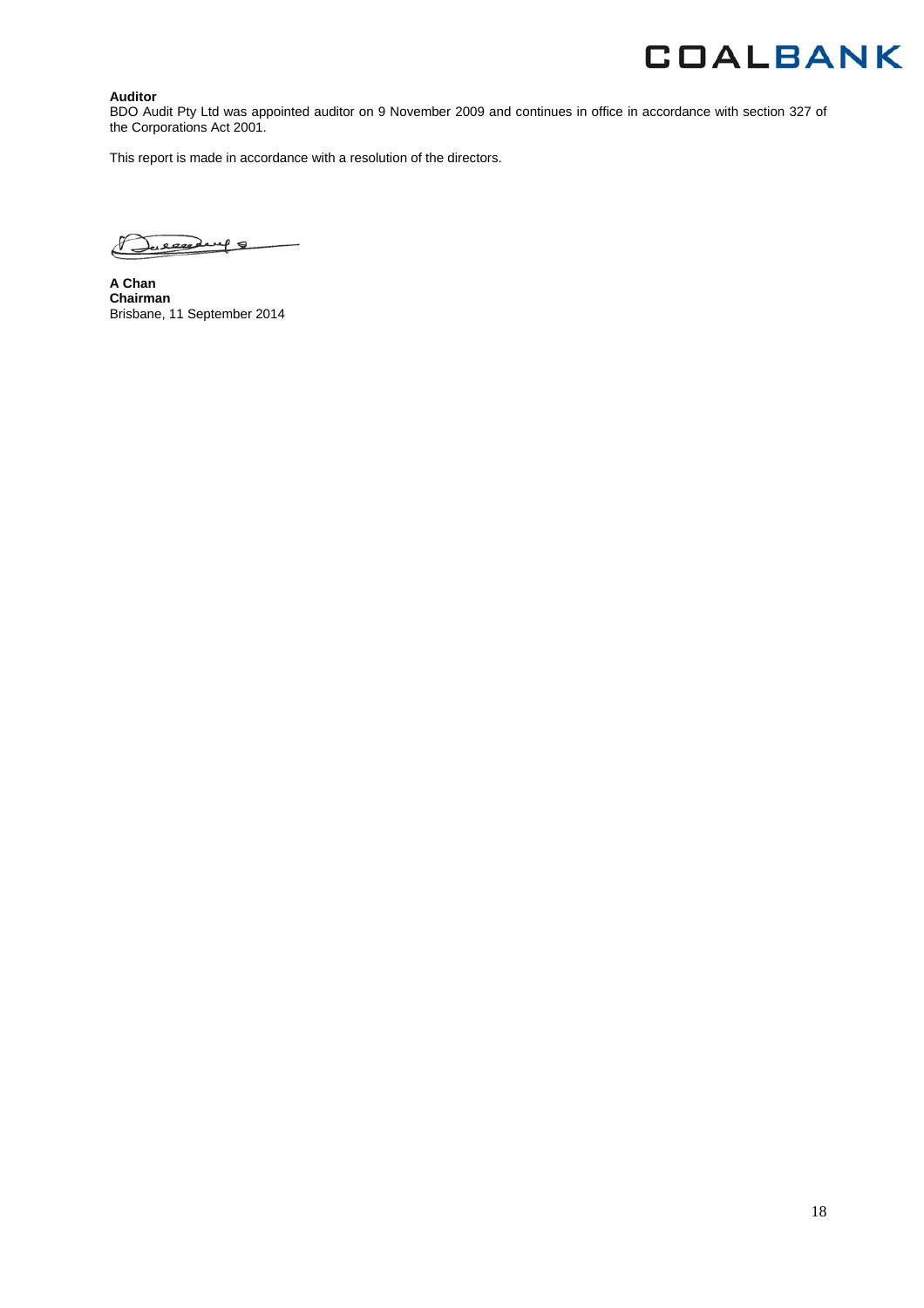**Auditor**

BDO Audit Pty Ltd was appointed auditor on 9 November 2009 and continues in office in accordance with section 327 of the Corporations Act 2001.

This report is made in accordance with a resolution of the directors.

**A Chan**
**Chairman**
Brisbane, 11 September 2014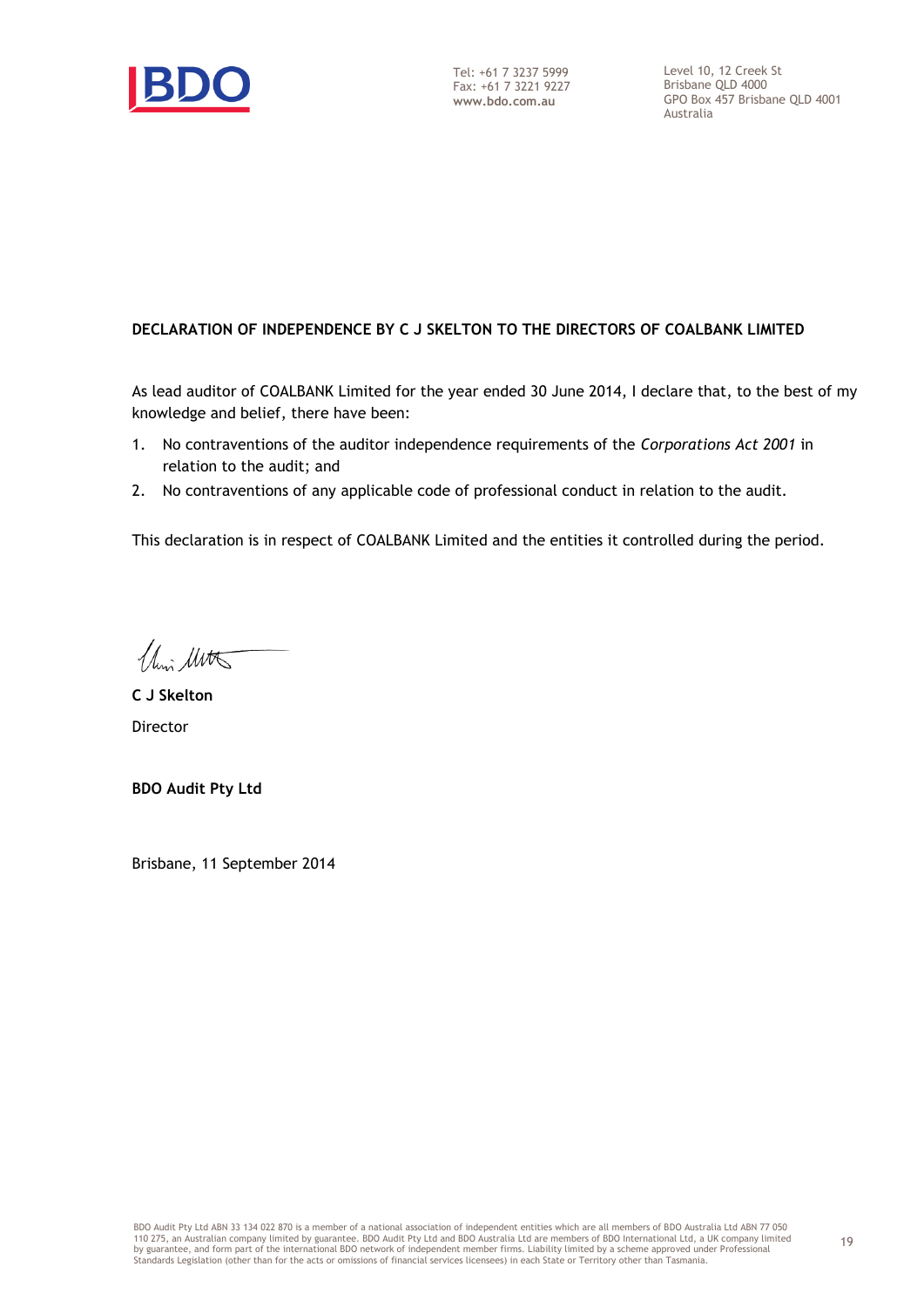Tel: +61 7 3237 5999
Fax: +61 7 3221 9227
**www.bdo.com.au**

Level 10, 12 Creek St
Brisbane QLD 4000
GPO Box 457 Brisbane QLD 4001
Australia

**DECLARATION OF INDEPENDENCE BY C J SKELTON TO THE DIRECTORS OF COALBANK LIMITED**

As lead auditor of COALBANK Limited for the year ended 30 June 2014, I declare that, to the best of my knowledge and belief, there have been:

1. No contraventions of the auditor independence requirements of the *Corporations Act 2001* in relation to the audit; and
2. No contraventions of any applicable code of professional conduct in relation to the audit.

This declaration is in respect of COALBANK Limited and the entities it controlled during the period.

**C J Skelton**

Director

**BDO Audit Pty Ltd**

Brisbane, 11 September 2014

BDO Audit Pty Ltd ABN 33 134 022 870 is a member of a national association of independent entities which are all members of BDO Australia Ltd ABN 77 050 110 275, an Australian company limited by guarantee. BDO Audit Pty Ltd and BDO Australia Ltd are members of BDO International Ltd, a UK company limited by guarantee, and form part of the international BDO network of independent member firms. Liability limited by a scheme approved under Professional Standards Legislation (other than for the acts or omissions of financial services licensees) in each State or Territory other than Tasmania.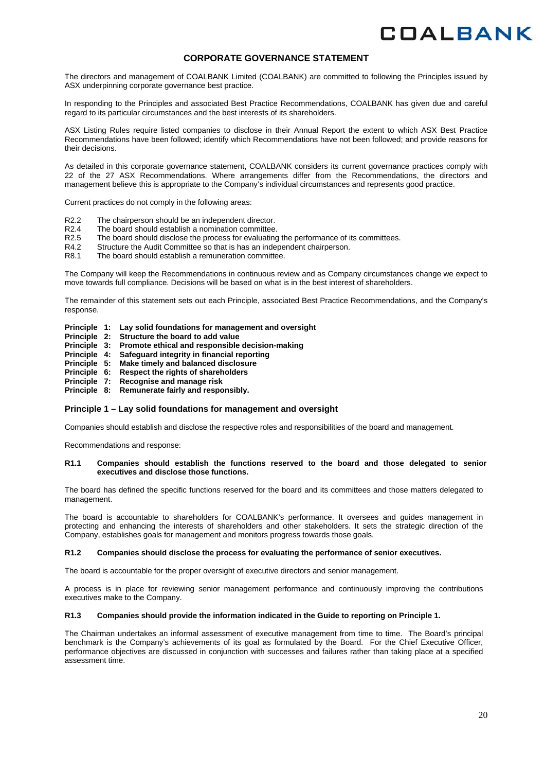## CORPORATE GOVERNANCE STATEMENT

The directors and management of COALBANK Limited (COALBANK) are committed to following the Principles issued by ASX underpinning corporate governance best practice.

In responding to the Principles and associated Best Practice Recommendations, COALBANK has given due and careful regard to its particular circumstances and the best interests of its shareholders.

ASX Listing Rules require listed companies to disclose in their Annual Report the extent to which ASX Best Practice Recommendations have been followed; identify which Recommendations have not been followed; and provide reasons for their decisions.

As detailed in this corporate governance statement, COALBANK considers its current governance practices comply with 22 of the 27 ASX Recommendations. Where arrangements differ from the Recommendations, the directors and management believe this is appropriate to the Company's individual circumstances and represents good practice.

Current practices do not comply in the following areas:

- R2.2 The chairperson should be an independent director.
- R2.4 The board should establish a nomination committee.
- R2.5 The board should disclose the process for evaluating the performance of its committees.
- R4.2 Structure the Audit Committee so that is has an independent chairperson.
- R8.1 The board should establish a remuneration committee.

The Company will keep the Recommendations in continuous review and as Company circumstances change we expect to move towards full compliance. Decisions will be based on what is in the best interest of shareholders.

The remainder of this statement sets out each Principle, associated Best Practice Recommendations, and the Company's response.

**Principle 1: Lay solid foundations for management and oversight**
**Principle 2: Structure the board to add value**
**Principle 3: Promote ethical and responsible decision-making**
**Principle 4: Safeguard integrity in financial reporting**
**Principle 5: Make timely and balanced disclosure**
**Principle 6: Respect the rights of shareholders**
**Principle 7: Recognise and manage risk**
**Principle 8: Remunerate fairly and responsibly.**

### Principle 1 – Lay solid foundations for management and oversight

Companies should establish and disclose the respective roles and responsibilities of the board and management.

Recommendations and response:

**R1.1 Companies should establish the functions reserved to the board and those delegated to senior executives and disclose those functions.**

The board has defined the specific functions reserved for the board and its committees and those matters delegated to management.

The board is accountable to shareholders for COALBANK's performance. It oversees and guides management in protecting and enhancing the interests of shareholders and other stakeholders. It sets the strategic direction of the Company, establishes goals for management and monitors progress towards those goals.

**R1.2 Companies should disclose the process for evaluating the performance of senior executives.**

The board is accountable for the proper oversight of executive directors and senior management.

A process is in place for reviewing senior management performance and continuously improving the contributions executives make to the Company.

**R1.3 Companies should provide the information indicated in the Guide to reporting on Principle 1.**

The Chairman undertakes an informal assessment of executive management from time to time. The Board's principal benchmark is the Company's achievements of its goal as formulated by the Board. For the Chief Executive Officer, performance objectives are discussed in conjunction with successes and failures rather than taking place at a specified assessment time.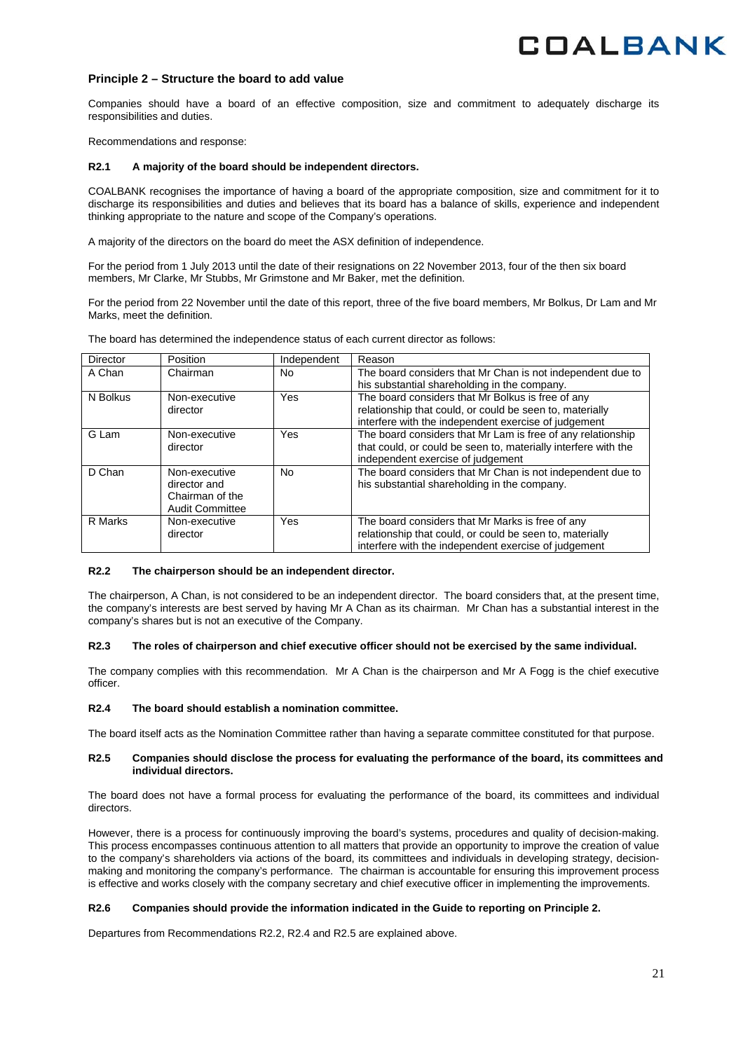## Principle 2 – Structure the board to add value

Companies should have a board of an effective composition, size and commitment to adequately discharge its responsibilities and duties.

Recommendations and response:

#### R2.1 A majority of the board should be independent directors.

COALBANK recognises the importance of having a board of the appropriate composition, size and commitment for it to discharge its responsibilities and duties and believes that its board has a balance of skills, experience and independent thinking appropriate to the nature and scope of the Company's operations.

A majority of the directors on the board do meet the ASX definition of independence.

For the period from 1 July 2013 until the date of their resignations on 22 November 2013, four of the then six board members, Mr Clarke, Mr Stubbs, Mr Grimstone and Mr Baker, met the definition.

For the period from 22 November until the date of this report, three of the five board members, Mr Bolkus, Dr Lam and Mr Marks, meet the definition.

The board has determined the independence status of each current director as follows:

| Director | Position | Independent | Reason |
|---|---|---|---|
| A Chan | Chairman | No | The board considers that Mr Chan is not independent due to his substantial shareholding in the company. |
| N Bolkus | Non-executive director | Yes | The board considers that Mr Bolkus is free of any relationship that could, or could be seen to, materially interfere with the independent exercise of judgement |
| G Lam | Non-executive director | Yes | The board considers that Mr Lam is free of any relationship that could, or could be seen to, materially interfere with the independent exercise of judgement |
| D Chan | Non-executive director and Chairman of the Audit Committee | No | The board considers that Mr Chan is not independent due to his substantial shareholding in the company. |
| R Marks | Non-executive director | Yes | The board considers that Mr Marks is free of any relationship that could, or could be seen to, materially interfere with the independent exercise of judgement |

#### R2.2 The chairperson should be an independent director.

The chairperson, A Chan, is not considered to be an independent director. The board considers that, at the present time, the company's interests are best served by having Mr A Chan as its chairman. Mr Chan has a substantial interest in the company's shares but is not an executive of the Company.

#### R2.3 The roles of chairperson and chief executive officer should not be exercised by the same individual.

The company complies with this recommendation. Mr A Chan is the chairperson and Mr A Fogg is the chief executive officer.

#### R2.4 The board should establish a nomination committee.

The board itself acts as the Nomination Committee rather than having a separate committee constituted for that purpose.

#### R2.5 Companies should disclose the process for evaluating the performance of the board, its committees and individual directors.

The board does not have a formal process for evaluating the performance of the board, its committees and individual directors.

However, there is a process for continuously improving the board's systems, procedures and quality of decision-making. This process encompasses continuous attention to all matters that provide an opportunity to improve the creation of value to the company's shareholders via actions of the board, its committees and individuals in developing strategy, decision-making and monitoring the company's performance. The chairman is accountable for ensuring this improvement process is effective and works closely with the company secretary and chief executive officer in implementing the improvements.

#### R2.6 Companies should provide the information indicated in the Guide to reporting on Principle 2.

Departures from Recommendations R2.2, R2.4 and R2.5 are explained above.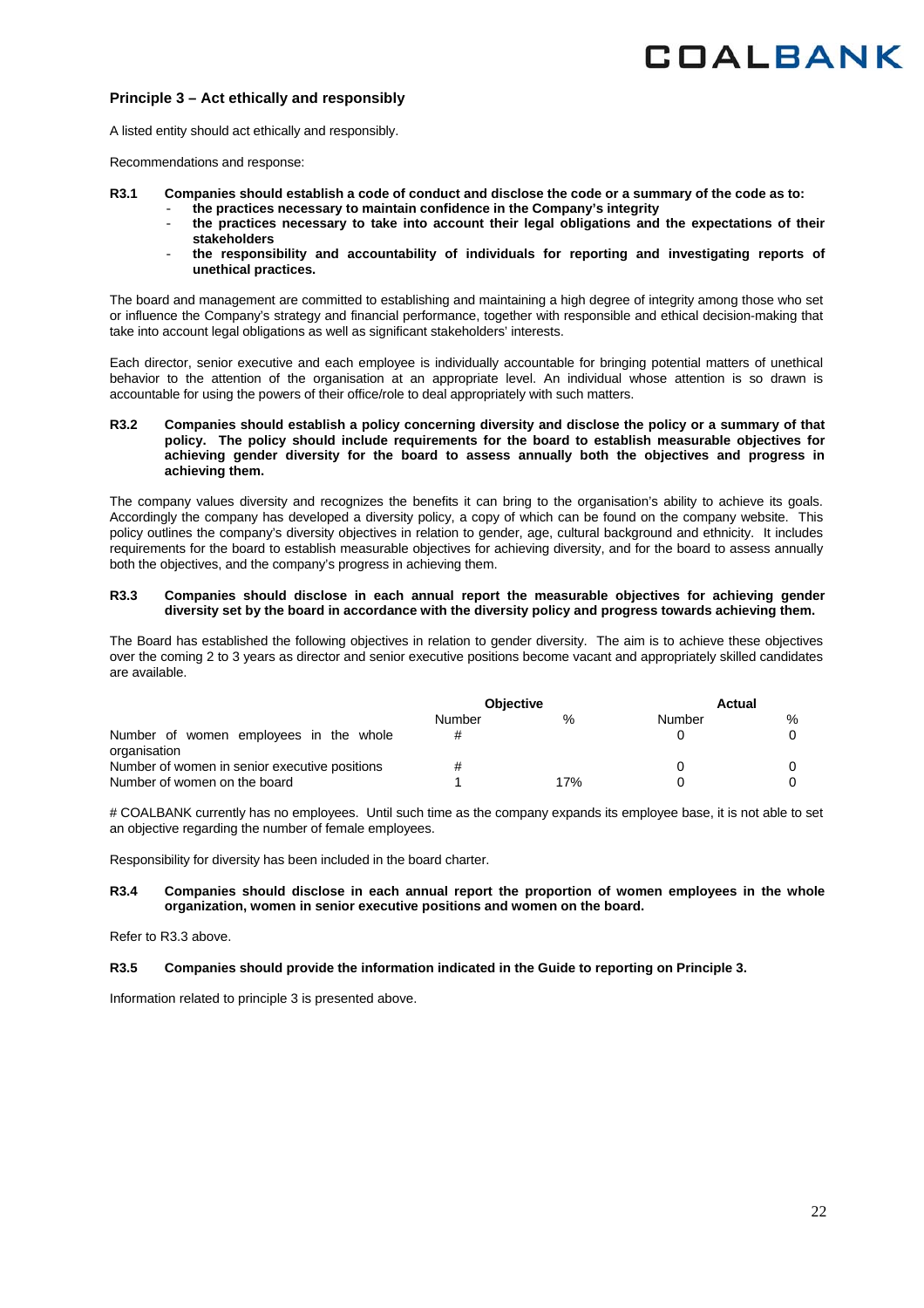## Principle 3 – Act ethically and responsibly

A listed entity should act ethically and responsibly.

Recommendations and response:

**R3.1 Companies should establish a code of conduct and disclose the code or a summary of the code as to:**

- **the practices necessary to maintain confidence in the Company's integrity**
- **the practices necessary to take into account their legal obligations and the expectations of their stakeholders**
- **the responsibility and accountability of individuals for reporting and investigating reports of unethical practices.**

The board and management are committed to establishing and maintaining a high degree of integrity among those who set or influence the Company's strategy and financial performance, together with responsible and ethical decision-making that take into account legal obligations as well as significant stakeholders' interests.

Each director, senior executive and each employee is individually accountable for bringing potential matters of unethical behavior to the attention of the organisation at an appropriate level. An individual whose attention is so drawn is accountable for using the powers of their office/role to deal appropriately with such matters.

**R3.2 Companies should establish a policy concerning diversity and disclose the policy or a summary of that policy. The policy should include requirements for the board to establish measurable objectives for achieving gender diversity for the board to assess annually both the objectives and progress in achieving them.**

The company values diversity and recognizes the benefits it can bring to the organisation's ability to achieve its goals. Accordingly the company has developed a diversity policy, a copy of which can be found on the company website. This policy outlines the company's diversity objectives in relation to gender, age, cultural background and ethnicity. It includes requirements for the board to establish measurable objectives for achieving diversity, and for the board to assess annually both the objectives, and the company's progress in achieving them.

**R3.3 Companies should disclose in each annual report the measurable objectives for achieving gender diversity set by the board in accordance with the diversity policy and progress towards achieving them.**

The Board has established the following objectives in relation to gender diversity. The aim is to achieve these objectives over the coming 2 to 3 years as director and senior executive positions become vacant and appropriately skilled candidates are available.

| | **Objective** | | **Actual** | |
|---|---|---|---|---|
| | Number | % | Number | % |
| Number of women employees in the whole organisation | # | | 0 | 0 |
| Number of women in senior executive positions | # | | 0 | 0 |
| Number of women on the board | 1 | 17% | 0 | 0 |

# COALBANK currently has no employees. Until such time as the company expands its employee base, it is not able to set an objective regarding the number of female employees.

Responsibility for diversity has been included in the board charter.

**R3.4 Companies should disclose in each annual report the proportion of women employees in the whole organization, women in senior executive positions and women on the board.**

Refer to R3.3 above.

**R3.5 Companies should provide the information indicated in the Guide to reporting on Principle 3.**

Information related to principle 3 is presented above.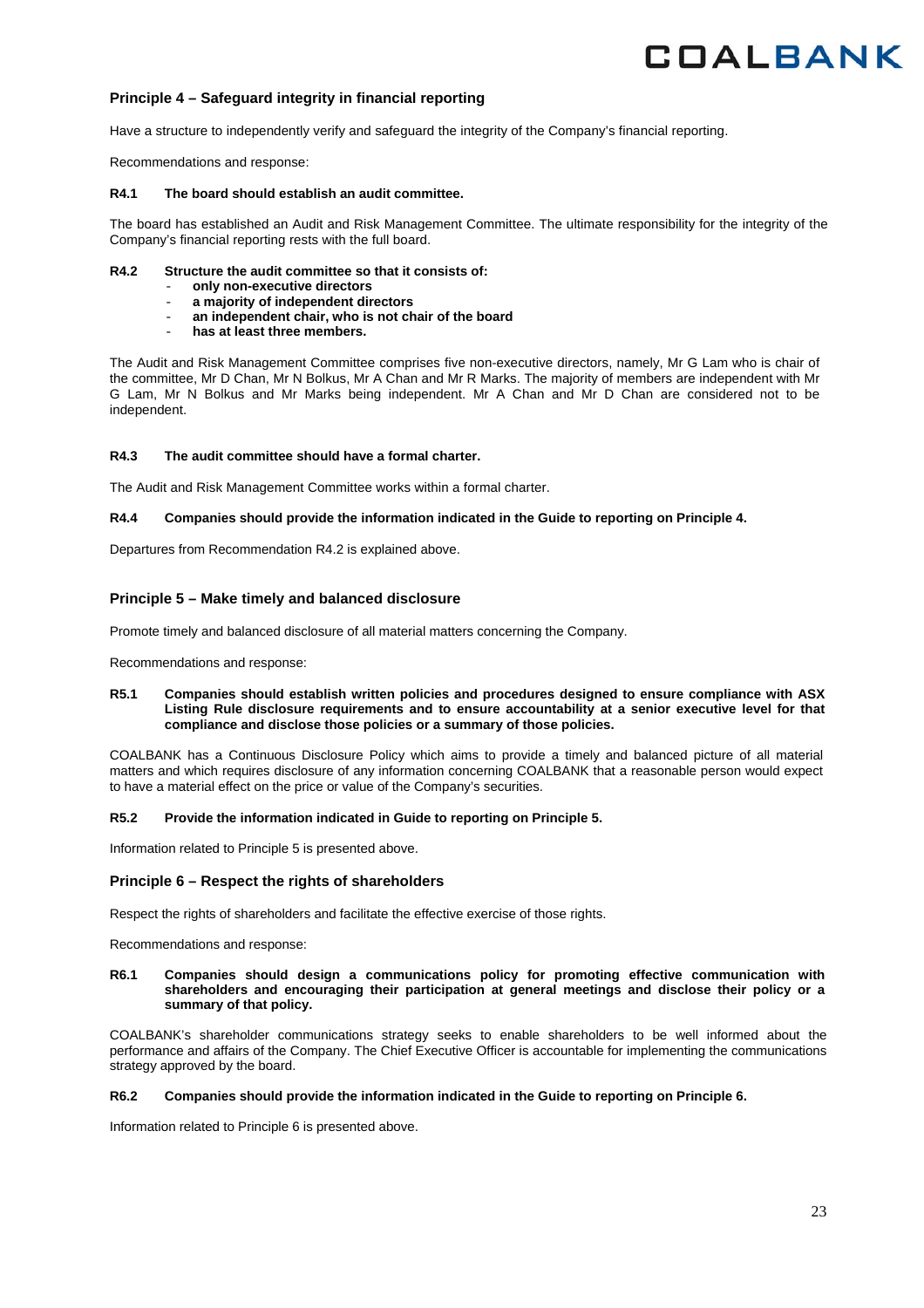### Principle 4 – Safeguard integrity in financial reporting

Have a structure to independently verify and safeguard the integrity of the Company's financial reporting.

Recommendations and response:

**R4.1 The board should establish an audit committee.**

The board has established an Audit and Risk Management Committee. The ultimate responsibility for the integrity of the Company's financial reporting rests with the full board.

**R4.2 Structure the audit committee so that it consists of:**

- **only non-executive directors**
- **a majority of independent directors**
- **an independent chair, who is not chair of the board**
- **has at least three members.**

The Audit and Risk Management Committee comprises five non-executive directors, namely, Mr G Lam who is chair of the committee, Mr D Chan, Mr N Bolkus, Mr A Chan and Mr R Marks. The majority of members are independent with Mr G Lam, Mr N Bolkus and Mr Marks being independent. Mr A Chan and Mr D Chan are considered not to be independent.

**R4.3 The audit committee should have a formal charter.**

The Audit and Risk Management Committee works within a formal charter.

**R4.4 Companies should provide the information indicated in the Guide to reporting on Principle 4.**

Departures from Recommendation R4.2 is explained above.

### Principle 5 – Make timely and balanced disclosure

Promote timely and balanced disclosure of all material matters concerning the Company.

Recommendations and response:

**R5.1 Companies should establish written policies and procedures designed to ensure compliance with ASX Listing Rule disclosure requirements and to ensure accountability at a senior executive level for that compliance and disclose those policies or a summary of those policies.**

COALBANK has a Continuous Disclosure Policy which aims to provide a timely and balanced picture of all material matters and which requires disclosure of any information concerning COALBANK that a reasonable person would expect to have a material effect on the price or value of the Company's securities.

**R5.2 Provide the information indicated in Guide to reporting on Principle 5.**

Information related to Principle 5 is presented above.

### Principle 6 – Respect the rights of shareholders

Respect the rights of shareholders and facilitate the effective exercise of those rights.

Recommendations and response:

**R6.1 Companies should design a communications policy for promoting effective communication with shareholders and encouraging their participation at general meetings and disclose their policy or a summary of that policy.**

COALBANK's shareholder communications strategy seeks to enable shareholders to be well informed about the performance and affairs of the Company. The Chief Executive Officer is accountable for implementing the communications strategy approved by the board.

**R6.2 Companies should provide the information indicated in the Guide to reporting on Principle 6.**

Information related to Principle 6 is presented above.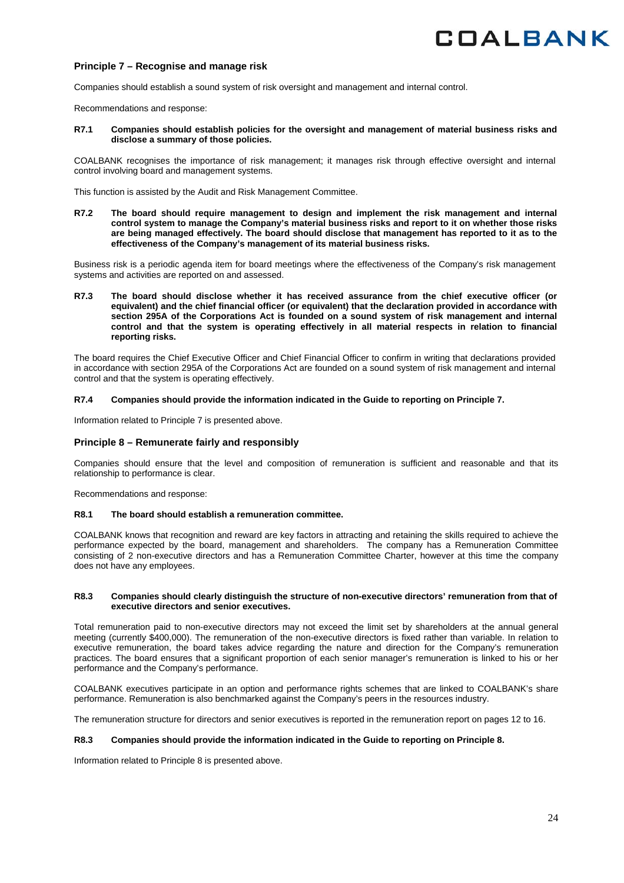### Principle 7 – Recognise and manage risk

Companies should establish a sound system of risk oversight and management and internal control.

Recommendations and response:

**R7.1 Companies should establish policies for the oversight and management of material business risks and disclose a summary of those policies.**

COALBANK recognises the importance of risk management; it manages risk through effective oversight and internal control involving board and management systems.

This function is assisted by the Audit and Risk Management Committee.

**R7.2 The board should require management to design and implement the risk management and internal control system to manage the Company's material business risks and report to it on whether those risks are being managed effectively. The board should disclose that management has reported to it as to the effectiveness of the Company's management of its material business risks.**

Business risk is a periodic agenda item for board meetings where the effectiveness of the Company's risk management systems and activities are reported on and assessed.

**R7.3 The board should disclose whether it has received assurance from the chief executive officer (or equivalent) and the chief financial officer (or equivalent) that the declaration provided in accordance with section 295A of the Corporations Act is founded on a sound system of risk management and internal control and that the system is operating effectively in all material respects in relation to financial reporting risks.**

The board requires the Chief Executive Officer and Chief Financial Officer to confirm in writing that declarations provided in accordance with section 295A of the Corporations Act are founded on a sound system of risk management and internal control and that the system is operating effectively.

**R7.4 Companies should provide the information indicated in the Guide to reporting on Principle 7.**

Information related to Principle 7 is presented above.

### Principle 8 – Remunerate fairly and responsibly

Companies should ensure that the level and composition of remuneration is sufficient and reasonable and that its relationship to performance is clear.

Recommendations and response:

**R8.1 The board should establish a remuneration committee.**

COALBANK knows that recognition and reward are key factors in attracting and retaining the skills required to achieve the performance expected by the board, management and shareholders. The company has a Remuneration Committee consisting of 2 non-executive directors and has a Remuneration Committee Charter, however at this time the company does not have any employees.

**R8.3 Companies should clearly distinguish the structure of non-executive directors' remuneration from that of executive directors and senior executives.**

Total remuneration paid to non-executive directors may not exceed the limit set by shareholders at the annual general meeting (currently $400,000). The remuneration of the non-executive directors is fixed rather than variable. In relation to executive remuneration, the board takes advice regarding the nature and direction for the Company's remuneration practices. The board ensures that a significant proportion of each senior manager's remuneration is linked to his or her performance and the Company's performance.

COALBANK executives participate in an option and performance rights schemes that are linked to COALBANK's share performance. Remuneration is also benchmarked against the Company's peers in the resources industry.

The remuneration structure for directors and senior executives is reported in the remuneration report on pages 12 to 16.

**R8.3 Companies should provide the information indicated in the Guide to reporting on Principle 8.**

Information related to Principle 8 is presented above.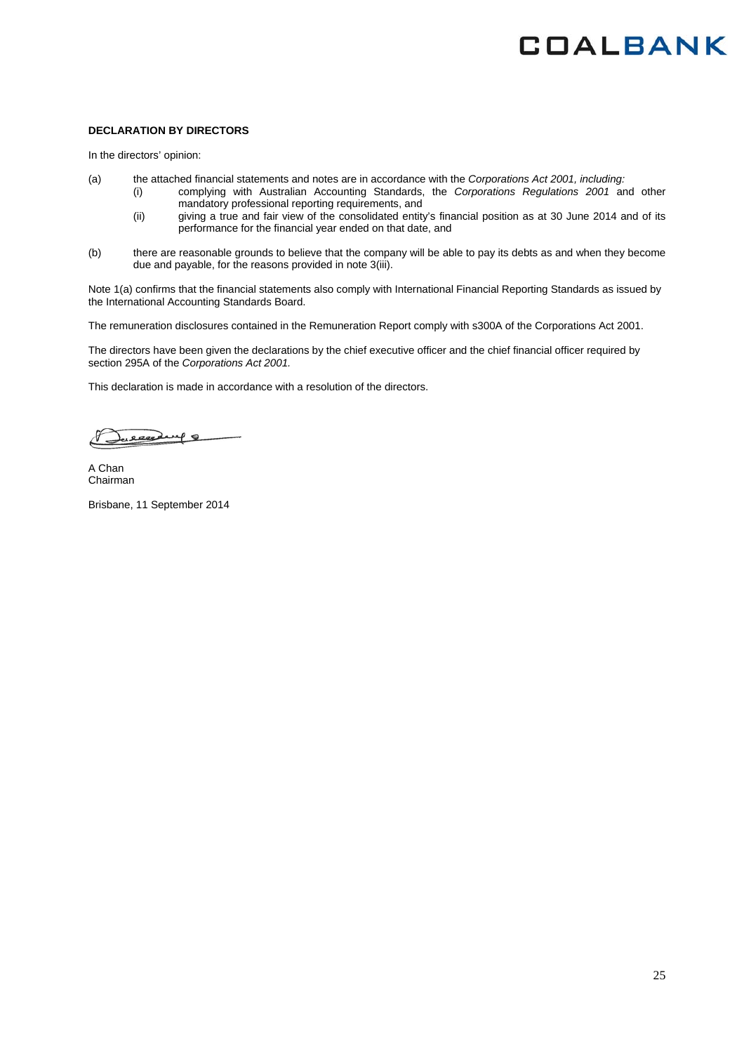**DECLARATION BY DIRECTORS**

In the directors' opinion:

(a) the attached financial statements and notes are in accordance with the *Corporations Act 2001, including:*
   (i) complying with Australian Accounting Standards, the *Corporations Regulations 2001* and other mandatory professional reporting requirements, and
   (ii) giving a true and fair view of the consolidated entity's financial position as at 30 June 2014 and of its performance for the financial year ended on that date, and

(b) there are reasonable grounds to believe that the company will be able to pay its debts as and when they become due and payable, for the reasons provided in note 3(iii).

Note 1(a) confirms that the financial statements also comply with International Financial Reporting Standards as issued by the International Accounting Standards Board.

The remuneration disclosures contained in the Remuneration Report comply with s300A of the Corporations Act 2001.

The directors have been given the declarations by the chief executive officer and the chief financial officer required by section 295A of the *Corporations Act 2001.*

This declaration is made in accordance with a resolution of the directors.

A Chan
Chairman

Brisbane, 11 September 2014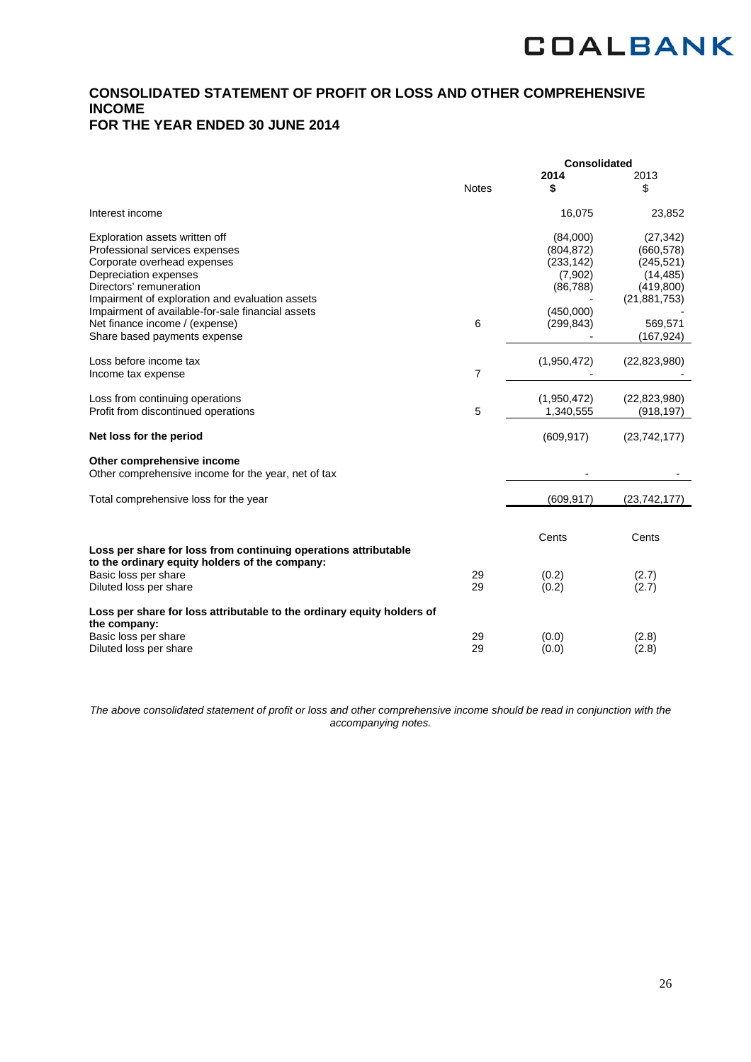# CONSOLIDATED STATEMENT OF PROFIT OR LOSS AND OTHER COMPREHENSIVE INCOME FOR THE YEAR ENDED 30 JUNE 2014

| | Notes | Consolidated 2014 $ | 2013 $ |
|---|---|---|---|
| Interest income | | 16,075 | 23,852 |
| Exploration assets written off | | (84,000) | (27,342) |
| Professional services expenses | | (804,872) | (660,578) |
| Corporate overhead expenses | | (233,142) | (245,521) |
| Depreciation expenses | | (7,902) | (14,485) |
| Directors' remuneration | | (86,788) | (419,800) |
| Impairment of exploration and evaluation assets | | - | (21,881,753) |
| Impairment of available-for-sale financial assets | | (450,000) | - |
| Net finance income / (expense) | 6 | (299,843) | 569,571 |
| Share based payments expense | | - | (167,924) |
| Loss before income tax | | (1,950,472) | (22,823,980) |
| Income tax expense | 7 | - | - |
| Loss from continuing operations | | (1,950,472) | (22,823,980) |
| Profit from discontinued operations | 5 | 1,340,555 | (918,197) |
| **Net loss for the period** | | (609,917) | (23,742,177) |
| **Other comprehensive income** | | | |
| Other comprehensive income for the year, net of tax | | - | - |
| Total comprehensive loss for the year | | (609,917) | (23,742,177) |
| | | Cents | Cents |
| **Loss per share for loss from continuing operations attributable to the ordinary equity holders of the company:** | | | |
| Basic loss per share | 29 | (0.2) | (2.7) |
| Diluted loss per share | 29 | (0.2) | (2.7) |
| **Loss per share for loss attributable to the ordinary equity holders of the company:** | | | |
| Basic loss per share | 29 | (0.0) | (2.8) |
| Diluted loss per share | 29 | (0.0) | (2.8) |

*The above consolidated statement of profit or loss and other comprehensive income should be read in conjunction with the accompanying notes.*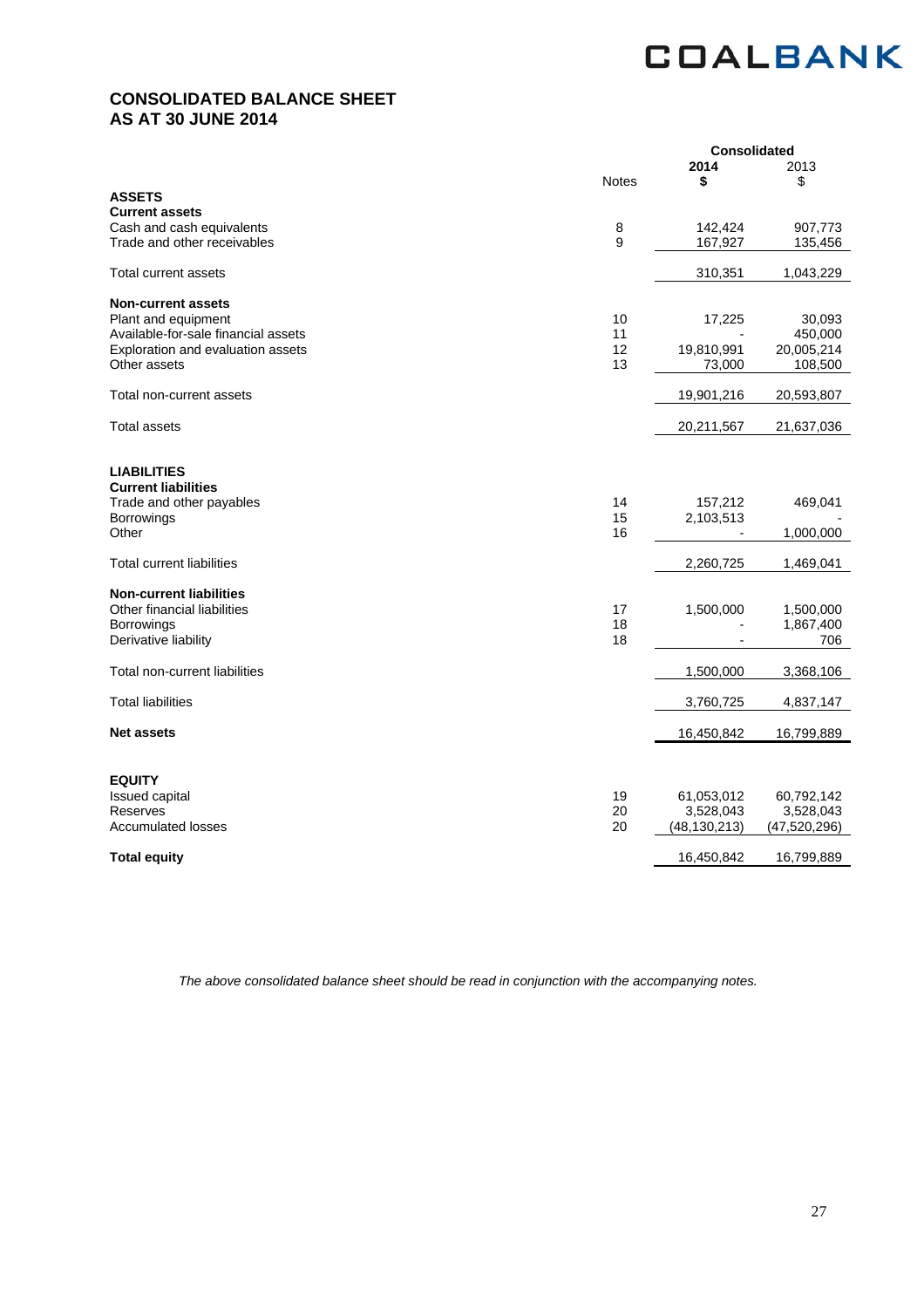# CONSOLIDATED BALANCE SHEET
# AS AT 30 JUNE 2014

| | Notes | Consolidated 2014 $ | Consolidated 2013 $ |
|---|---|---|---|
| **ASSETS** | | | |
| **Current assets** | | | |
| Cash and cash equivalents | 8 | 142,424 | 907,773 |
| Trade and other receivables | 9 | 167,927 | 135,456 |
| Total current assets | | 310,351 | 1,043,229 |
| **Non-current assets** | | | |
| Plant and equipment | 10 | 17,225 | 30,093 |
| Available-for-sale financial assets | 11 | - | 450,000 |
| Exploration and evaluation assets | 12 | 19,810,991 | 20,005,214 |
| Other assets | 13 | 73,000 | 108,500 |
| Total non-current assets | | 19,901,216 | 20,593,807 |
| Total assets | | 20,211,567 | 21,637,036 |
| **LIABILITIES** | | | |
| **Current liabilities** | | | |
| Trade and other payables | 14 | 157,212 | 469,041 |
| Borrowings | 15 | 2,103,513 | - |
| Other | 16 | - | 1,000,000 |
| Total current liabilities | | 2,260,725 | 1,469,041 |
| **Non-current liabilities** | | | |
| Other financial liabilities | 17 | 1,500,000 | 1,500,000 |
| Borrowings | 18 | - | 1,867,400 |
| Derivative liability | 18 | - | 706 |
| Total non-current liabilities | | 1,500,000 | 3,368,106 |
| Total liabilities | | 3,760,725 | 4,837,147 |
| **Net assets** | | 16,450,842 | 16,799,889 |
| **EQUITY** | | | |
| Issued capital | 19 | 61,053,012 | 60,792,142 |
| Reserves | 20 | 3,528,043 | 3,528,043 |
| Accumulated losses | 20 | (48,130,213) | (47,520,296) |
| **Total equity** | | 16,450,842 | 16,799,889 |

*The above consolidated balance sheet should be read in conjunction with the accompanying notes.*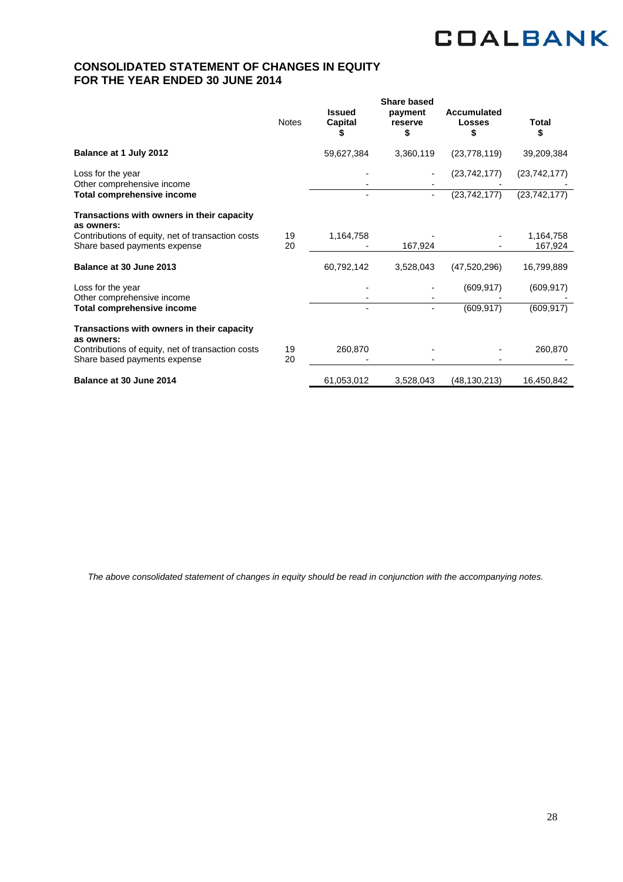## CONSOLIDATED STATEMENT OF CHANGES IN EQUITY
## FOR THE YEAR ENDED 30 JUNE 2014

| | Notes | Issued Capital $ | Share based payment reserve $ | Accumulated Losses $ | Total $ |
|---|---|---|---|---|---|
| **Balance at 1 July 2012** | | 59,627,384 | 3,360,119 | (23,778,119) | 39,209,384 |
| Loss for the year | | - | - | (23,742,177) | (23,742,177) |
| Other comprehensive income | | - | - | - | - |
| **Total comprehensive income** | | - | - | (23,742,177) | (23,742,177) |
| **Transactions with owners in their capacity as owners:** | | | | | |
| Contributions of equity, net of transaction costs | 19 | 1,164,758 | - | - | 1,164,758 |
| Share based payments expense | 20 | - | 167,924 | - | 167,924 |
| **Balance at 30 June 2013** | | 60,792,142 | 3,528,043 | (47,520,296) | 16,799,889 |
| Loss for the year | | - | - | (609,917) | (609,917) |
| Other comprehensive income | | - | - | - | - |
| **Total comprehensive income** | | - | - | (609,917) | (609,917) |
| **Transactions with owners in their capacity as owners:** | | | | | |
| Contributions of equity, net of transaction costs | 19 | 260,870 | - | - | 260,870 |
| Share based payments expense | 20 | - | - | - | - |
| **Balance at 30 June 2014** | | 61,053,012 | 3,528,043 | (48,130,213) | 16,450,842 |

*The above consolidated statement of changes in equity should be read in conjunction with the accompanying notes.*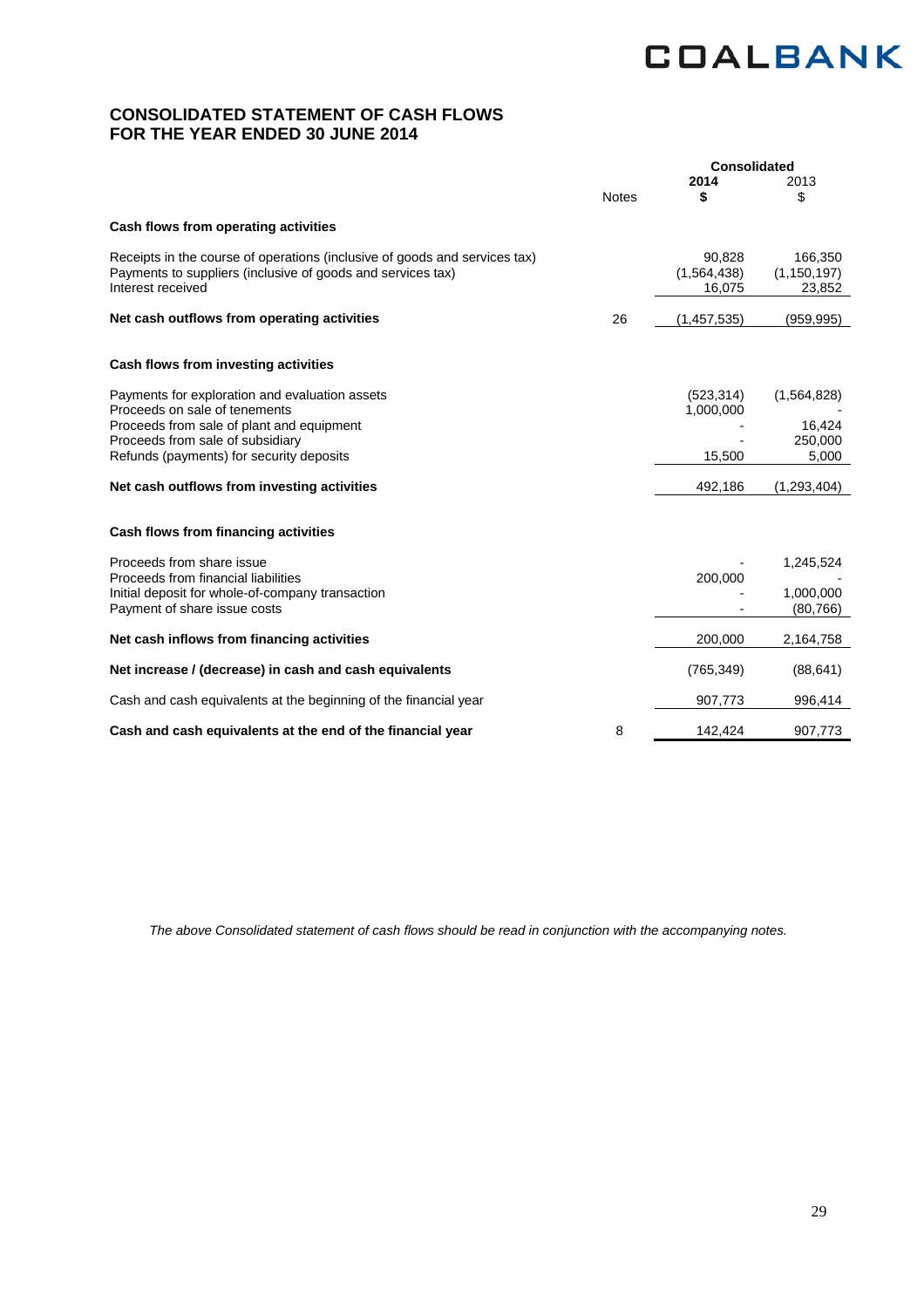# CONSOLIDATED STATEMENT OF CASH FLOWS
# FOR THE YEAR ENDED 30 JUNE 2014

| | Notes | Consolidated 2014 $ | 2013 $ |
|---|---|---|---|
| **Cash flows from operating activities** | | | |
| Receipts in the course of operations (inclusive of goods and services tax) | | 90,828 | 166,350 |
| Payments to suppliers (inclusive of goods and services tax) | | (1,564,438) | (1,150,197) |
| Interest received | | 16,075 | 23,852 |
| **Net cash outflows from operating activities** | 26 | (1,457,535) | (959,995) |
| **Cash flows from investing activities** | | | |
| Payments for exploration and evaluation assets | | (523,314) | (1,564,828) |
| Proceeds on sale of tenements | | 1,000,000 | - |
| Proceeds from sale of plant and equipment | | - | 16,424 |
| Proceeds from sale of subsidiary | | - | 250,000 |
| Refunds (payments) for security deposits | | 15,500 | 5,000 |
| **Net cash outflows from investing activities** | | 492,186 | (1,293,404) |
| **Cash flows from financing activities** | | | |
| Proceeds from share issue | | - | 1,245,524 |
| Proceeds from financial liabilities | | 200,000 | - |
| Initial deposit for whole-of-company transaction | | - | 1,000,000 |
| Payment of share issue costs | | - | (80,766) |
| **Net cash inflows from financing activities** | | 200,000 | 2,164,758 |
| **Net increase / (decrease) in cash and cash equivalents** | | (765,349) | (88,641) |
| Cash and cash equivalents at the beginning of the financial year | | 907,773 | 996,414 |
| **Cash and cash equivalents at the end of the financial year** | 8 | 142,424 | 907,773 |

*The above Consolidated statement of cash flows should be read in conjunction with the accompanying notes.*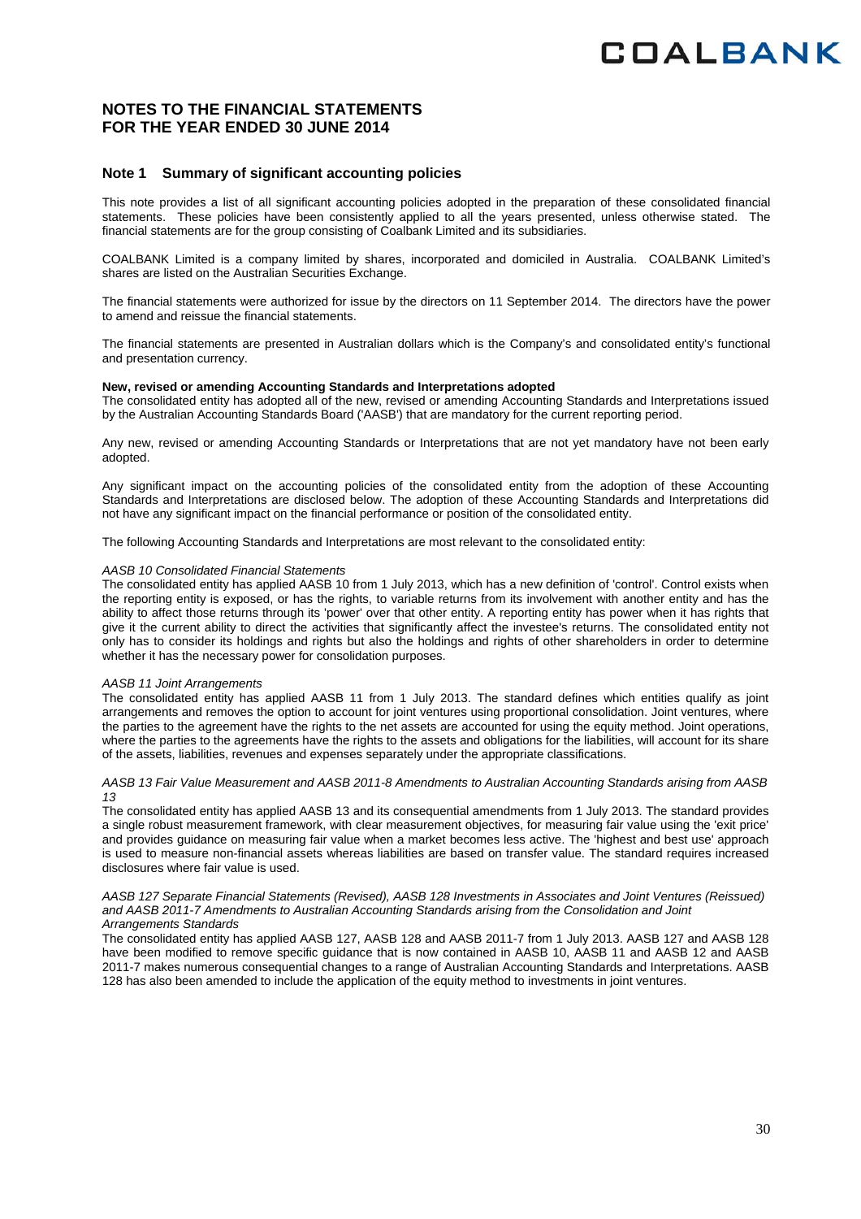# NOTES TO THE FINANCIAL STATEMENTS FOR THE YEAR ENDED 30 JUNE 2014

## Note 1 Summary of significant accounting policies

This note provides a list of all significant accounting policies adopted in the preparation of these consolidated financial statements. These policies have been consistently applied to all the years presented, unless otherwise stated. The financial statements are for the group consisting of Coalbank Limited and its subsidiaries.

COALBANK Limited is a company limited by shares, incorporated and domiciled in Australia. COALBANK Limited's shares are listed on the Australian Securities Exchange.

The financial statements were authorized for issue by the directors on 11 September 2014. The directors have the power to amend and reissue the financial statements.

The financial statements are presented in Australian dollars which is the Company's and consolidated entity's functional and presentation currency.

**New, revised or amending Accounting Standards and Interpretations adopted**

The consolidated entity has adopted all of the new, revised or amending Accounting Standards and Interpretations issued by the Australian Accounting Standards Board ('AASB') that are mandatory for the current reporting period.

Any new, revised or amending Accounting Standards or Interpretations that are not yet mandatory have not been early adopted.

Any significant impact on the accounting policies of the consolidated entity from the adoption of these Accounting Standards and Interpretations are disclosed below. The adoption of these Accounting Standards and Interpretations did not have any significant impact on the financial performance or position of the consolidated entity.

The following Accounting Standards and Interpretations are most relevant to the consolidated entity:

*AASB 10 Consolidated Financial Statements*

The consolidated entity has applied AASB 10 from 1 July 2013, which has a new definition of 'control'. Control exists when the reporting entity is exposed, or has the rights, to variable returns from its involvement with another entity and has the ability to affect those returns through its 'power' over that other entity. A reporting entity has power when it has rights that give it the current ability to direct the activities that significantly affect the investee's returns. The consolidated entity not only has to consider its holdings and rights but also the holdings and rights of other shareholders in order to determine whether it has the necessary power for consolidation purposes.

*AASB 11 Joint Arrangements*

The consolidated entity has applied AASB 11 from 1 July 2013. The standard defines which entities qualify as joint arrangements and removes the option to account for joint ventures using proportional consolidation. Joint ventures, where the parties to the agreement have the rights to the net assets are accounted for using the equity method. Joint operations, where the parties to the agreements have the rights to the assets and obligations for the liabilities, will account for its share of the assets, liabilities, revenues and expenses separately under the appropriate classifications.

*AASB 13 Fair Value Measurement and AASB 2011-8 Amendments to Australian Accounting Standards arising from AASB 13*

The consolidated entity has applied AASB 13 and its consequential amendments from 1 July 2013. The standard provides a single robust measurement framework, with clear measurement objectives, for measuring fair value using the 'exit price' and provides guidance on measuring fair value when a market becomes less active. The 'highest and best use' approach is used to measure non-financial assets whereas liabilities are based on transfer value. The standard requires increased disclosures where fair value is used.

*AASB 127 Separate Financial Statements (Revised), AASB 128 Investments in Associates and Joint Ventures (Reissued) and AASB 2011-7 Amendments to Australian Accounting Standards arising from the Consolidation and Joint Arrangements Standards*

The consolidated entity has applied AASB 127, AASB 128 and AASB 2011-7 from 1 July 2013. AASB 127 and AASB 128 have been modified to remove specific guidance that is now contained in AASB 10, AASB 11 and AASB 12 and AASB 2011-7 makes numerous consequential changes to a range of Australian Accounting Standards and Interpretations. AASB 128 has also been amended to include the application of the equity method to investments in joint ventures.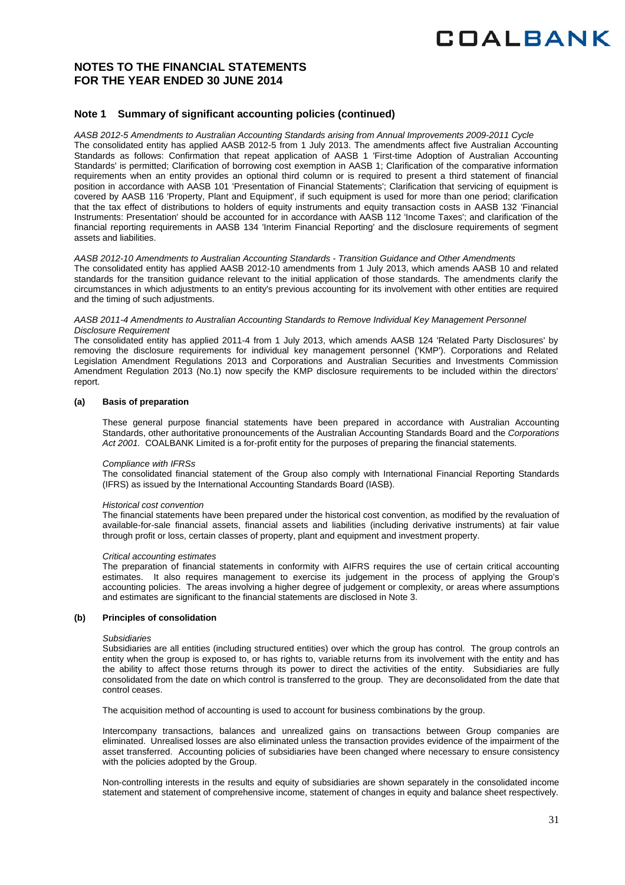# NOTES TO THE FINANCIAL STATEMENTS FOR THE YEAR ENDED 30 JUNE 2014

## Note 1 Summary of significant accounting policies (continued)

*AASB 2012-5 Amendments to Australian Accounting Standards arising from Annual Improvements 2009-2011 Cycle*
The consolidated entity has applied AASB 2012-5 from 1 July 2013. The amendments affect five Australian Accounting Standards as follows: Confirmation that repeat application of AASB 1 'First-time Adoption of Australian Accounting Standards' is permitted; Clarification of borrowing cost exemption in AASB 1; Clarification of the comparative information requirements when an entity provides an optional third column or is required to present a third statement of financial position in accordance with AASB 101 'Presentation of Financial Statements'; Clarification that servicing of equipment is covered by AASB 116 'Property, Plant and Equipment', if such equipment is used for more than one period; clarification that the tax effect of distributions to holders of equity instruments and equity transaction costs in AASB 132 'Financial Instruments: Presentation' should be accounted for in accordance with AASB 112 'Income Taxes'; and clarification of the financial reporting requirements in AASB 134 'Interim Financial Reporting' and the disclosure requirements of segment assets and liabilities.

*AASB 2012-10 Amendments to Australian Accounting Standards - Transition Guidance and Other Amendments*
The consolidated entity has applied AASB 2012-10 amendments from 1 July 2013, which amends AASB 10 and related standards for the transition guidance relevant to the initial application of those standards. The amendments clarify the circumstances in which adjustments to an entity's previous accounting for its involvement with other entities are required and the timing of such adjustments.

*AASB 2011-4 Amendments to Australian Accounting Standards to Remove Individual Key Management Personnel Disclosure Requirement*
The consolidated entity has applied 2011-4 from 1 July 2013, which amends AASB 124 'Related Party Disclosures' by removing the disclosure requirements for individual key management personnel ('KMP'). Corporations and Related Legislation Amendment Regulations 2013 and Corporations and Australian Securities and Investments Commission Amendment Regulation 2013 (No.1) now specify the KMP disclosure requirements to be included within the directors' report.

### (a) Basis of preparation

These general purpose financial statements have been prepared in accordance with Australian Accounting Standards, other authoritative pronouncements of the Australian Accounting Standards Board and the *Corporations Act 2001.* COALBANK Limited is a for-profit entity for the purposes of preparing the financial statements.

*Compliance with IFRSs*
The consolidated financial statement of the Group also comply with International Financial Reporting Standards (IFRS) as issued by the International Accounting Standards Board (IASB).

*Historical cost convention*
The financial statements have been prepared under the historical cost convention, as modified by the revaluation of available-for-sale financial assets, financial assets and liabilities (including derivative instruments) at fair value through profit or loss, certain classes of property, plant and equipment and investment property.

*Critical accounting estimates*
The preparation of financial statements in conformity with AIFRS requires the use of certain critical accounting estimates. It also requires management to exercise its judgement in the process of applying the Group's accounting policies. The areas involving a higher degree of judgement or complexity, or areas where assumptions and estimates are significant to the financial statements are disclosed in Note 3.

### (b) Principles of consolidation

*Subsidiaries*
Subsidiaries are all entities (including structured entities) over which the group has control. The group controls an entity when the group is exposed to, or has rights to, variable returns from its involvement with the entity and has the ability to affect those returns through its power to direct the activities of the entity. Subsidiaries are fully consolidated from the date on which control is transferred to the group. They are deconsolidated from the date that control ceases.

The acquisition method of accounting is used to account for business combinations by the group.

Intercompany transactions, balances and unrealized gains on transactions between Group companies are eliminated. Unrealised losses are also eliminated unless the transaction provides evidence of the impairment of the asset transferred. Accounting policies of subsidiaries have been changed where necessary to ensure consistency with the policies adopted by the Group.

Non-controlling interests in the results and equity of subsidiaries are shown separately in the consolidated income statement and statement of comprehensive income, statement of changes in equity and balance sheet respectively.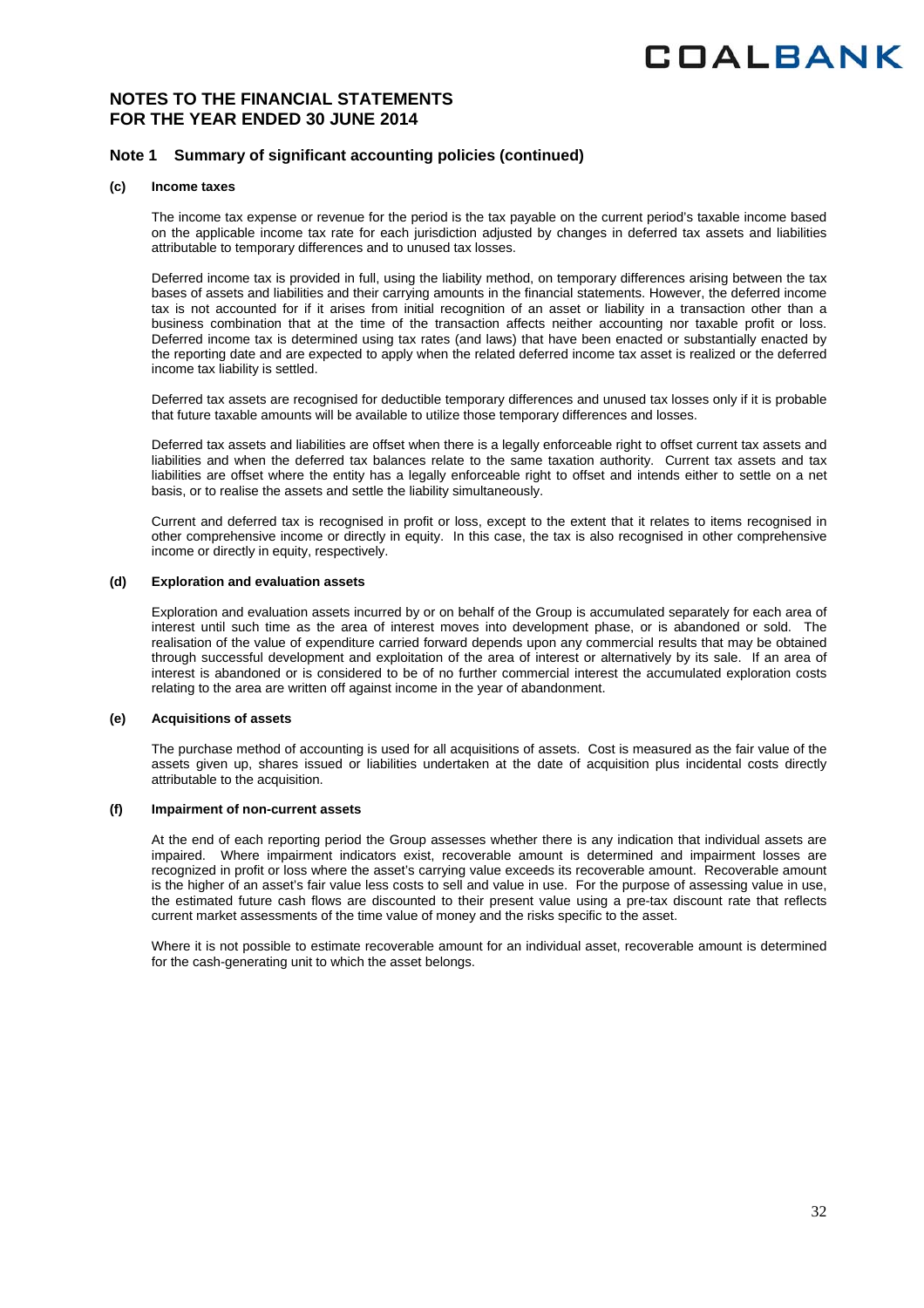## NOTES TO THE FINANCIAL STATEMENTS FOR THE YEAR ENDED 30 JUNE 2014

### Note 1 Summary of significant accounting policies (continued)

**(c) Income taxes**

The income tax expense or revenue for the period is the tax payable on the current period's taxable income based on the applicable income tax rate for each jurisdiction adjusted by changes in deferred tax assets and liabilities attributable to temporary differences and to unused tax losses.

Deferred income tax is provided in full, using the liability method, on temporary differences arising between the tax bases of assets and liabilities and their carrying amounts in the financial statements. However, the deferred income tax is not accounted for if it arises from initial recognition of an asset or liability in a transaction other than a business combination that at the time of the transaction affects neither accounting nor taxable profit or loss. Deferred income tax is determined using tax rates (and laws) that have been enacted or substantially enacted by the reporting date and are expected to apply when the related deferred income tax asset is realized or the deferred income tax liability is settled.

Deferred tax assets are recognised for deductible temporary differences and unused tax losses only if it is probable that future taxable amounts will be available to utilize those temporary differences and losses.

Deferred tax assets and liabilities are offset when there is a legally enforceable right to offset current tax assets and liabilities and when the deferred tax balances relate to the same taxation authority. Current tax assets and tax liabilities are offset where the entity has a legally enforceable right to offset and intends either to settle on a net basis, or to realise the assets and settle the liability simultaneously.

Current and deferred tax is recognised in profit or loss, except to the extent that it relates to items recognised in other comprehensive income or directly in equity. In this case, the tax is also recognised in other comprehensive income or directly in equity, respectively.

**(d) Exploration and evaluation assets**

Exploration and evaluation assets incurred by or on behalf of the Group is accumulated separately for each area of interest until such time as the area of interest moves into development phase, or is abandoned or sold. The realisation of the value of expenditure carried forward depends upon any commercial results that may be obtained through successful development and exploitation of the area of interest or alternatively by its sale. If an area of interest is abandoned or is considered to be of no further commercial interest the accumulated exploration costs relating to the area are written off against income in the year of abandonment.

**(e) Acquisitions of assets**

The purchase method of accounting is used for all acquisitions of assets. Cost is measured as the fair value of the assets given up, shares issued or liabilities undertaken at the date of acquisition plus incidental costs directly attributable to the acquisition.

**(f) Impairment of non-current assets**

At the end of each reporting period the Group assesses whether there is any indication that individual assets are impaired. Where impairment indicators exist, recoverable amount is determined and impairment losses are recognized in profit or loss where the asset's carrying value exceeds its recoverable amount. Recoverable amount is the higher of an asset's fair value less costs to sell and value in use. For the purpose of assessing value in use, the estimated future cash flows are discounted to their present value using a pre-tax discount rate that reflects current market assessments of the time value of money and the risks specific to the asset.

Where it is not possible to estimate recoverable amount for an individual asset, recoverable amount is determined for the cash-generating unit to which the asset belongs.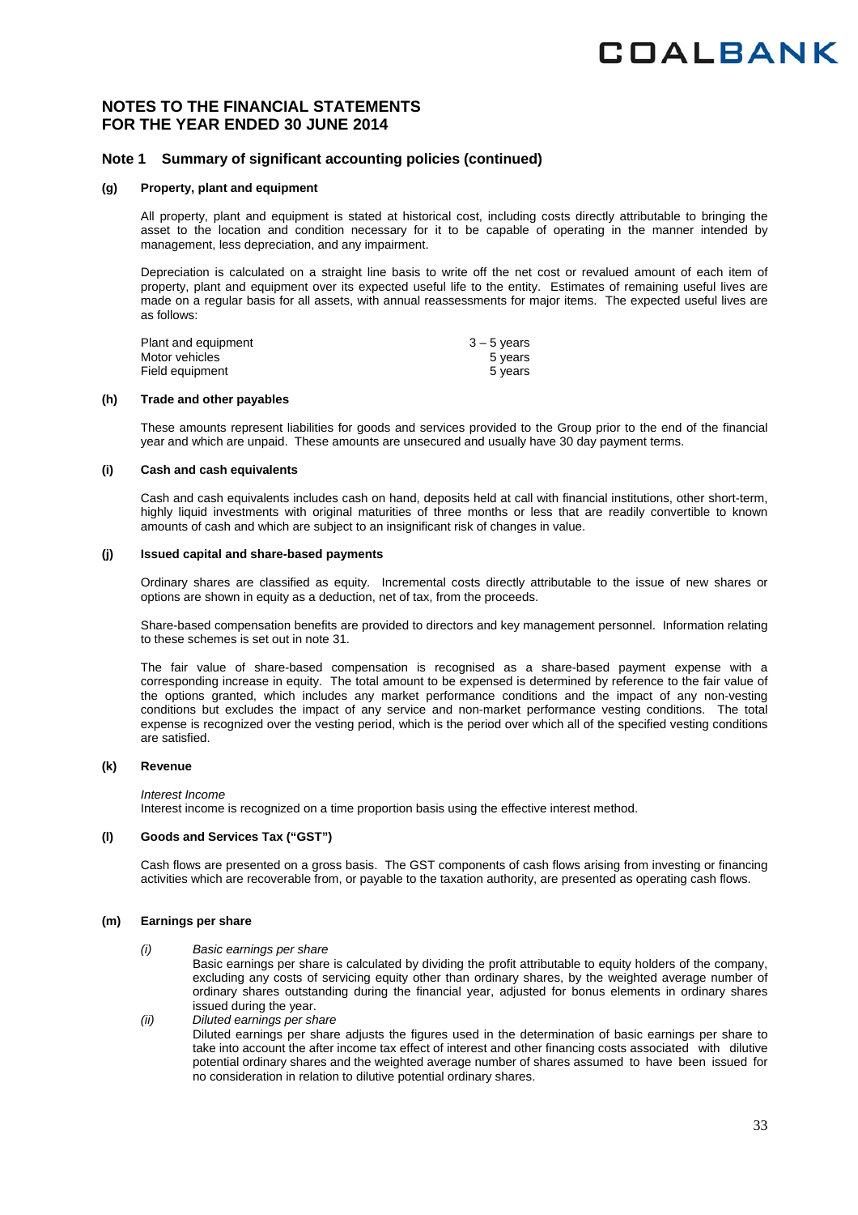# NOTES TO THE FINANCIAL STATEMENTS FOR THE YEAR ENDED 30 JUNE 2014

## Note 1 Summary of significant accounting policies (continued)

### (g) Property, plant and equipment

All property, plant and equipment is stated at historical cost, including costs directly attributable to bringing the asset to the location and condition necessary for it to be capable of operating in the manner intended by management, less depreciation, and any impairment.

Depreciation is calculated on a straight line basis to write off the net cost or revalued amount of each item of property, plant and equipment over its expected useful life to the entity. Estimates of remaining useful lives are made on a regular basis for all assets, with annual reassessments for major items. The expected useful lives are as follows:

| | |
|---|---|
| Plant and equipment | 3 – 5 years |
| Motor vehicles | 5 years |
| Field equipment | 5 years |

### (h) Trade and other payables

These amounts represent liabilities for goods and services provided to the Group prior to the end of the financial year and which are unpaid. These amounts are unsecured and usually have 30 day payment terms.

### (i) Cash and cash equivalents

Cash and cash equivalents includes cash on hand, deposits held at call with financial institutions, other short-term, highly liquid investments with original maturities of three months or less that are readily convertible to known amounts of cash and which are subject to an insignificant risk of changes in value.

### (j) Issued capital and share-based payments

Ordinary shares are classified as equity. Incremental costs directly attributable to the issue of new shares or options are shown in equity as a deduction, net of tax, from the proceeds.

Share-based compensation benefits are provided to directors and key management personnel. Information relating to these schemes is set out in note 31.

The fair value of share-based compensation is recognised as a share-based payment expense with a corresponding increase in equity. The total amount to be expensed is determined by reference to the fair value of the options granted, which includes any market performance conditions and the impact of any non-vesting conditions but excludes the impact of any service and non-market performance vesting conditions. The total expense is recognized over the vesting period, which is the period over which all of the specified vesting conditions are satisfied.

### (k) Revenue

*Interest Income*
Interest income is recognized on a time proportion basis using the effective interest method.

### (l) Goods and Services Tax ("GST")

Cash flows are presented on a gross basis. The GST components of cash flows arising from investing or financing activities which are recoverable from, or payable to the taxation authority, are presented as operating cash flows.

### (m) Earnings per share

*(i) Basic earnings per share*
Basic earnings per share is calculated by dividing the profit attributable to equity holders of the company, excluding any costs of servicing equity other than ordinary shares, by the weighted average number of ordinary shares outstanding during the financial year, adjusted for bonus elements in ordinary shares issued during the year.

*(ii) Diluted earnings per share*
Diluted earnings per share adjusts the figures used in the determination of basic earnings per share to take into account the after income tax effect of interest and other financing costs associated with dilutive potential ordinary shares and the weighted average number of shares assumed to have been issued for no consideration in relation to dilutive potential ordinary shares.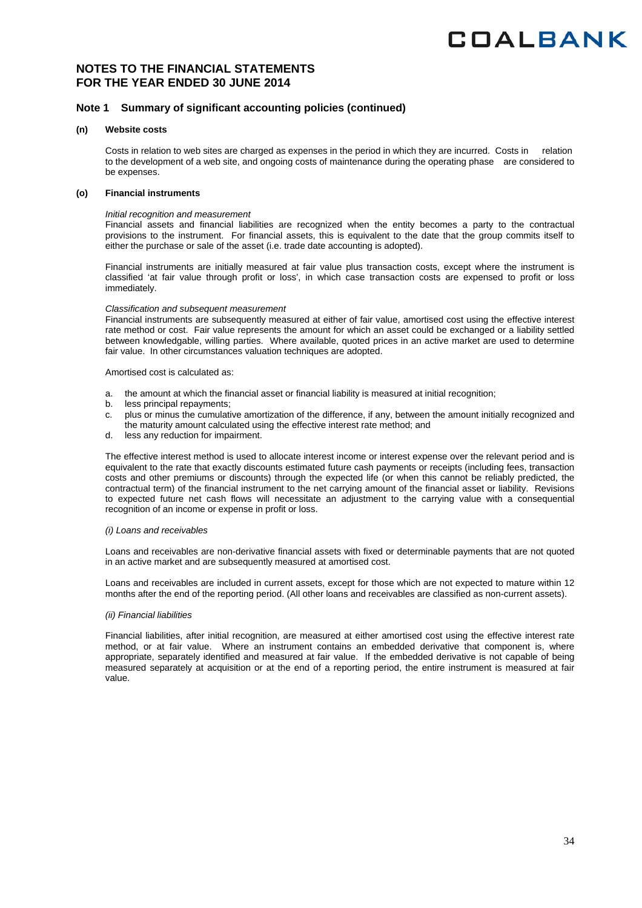# NOTES TO THE FINANCIAL STATEMENTS FOR THE YEAR ENDED 30 JUNE 2014

## Note 1 Summary of significant accounting policies (continued)

### (n) Website costs

Costs in relation to web sites are charged as expenses in the period in which they are incurred. Costs in relation to the development of a web site, and ongoing costs of maintenance during the operating phase are considered to be expenses.

### (o) Financial instruments

*Initial recognition and measurement*

Financial assets and financial liabilities are recognized when the entity becomes a party to the contractual provisions to the instrument. For financial assets, this is equivalent to the date that the group commits itself to either the purchase or sale of the asset (i.e. trade date accounting is adopted).

Financial instruments are initially measured at fair value plus transaction costs, except where the instrument is classified 'at fair value through profit or loss', in which case transaction costs are expensed to profit or loss immediately.

*Classification and subsequent measurement*

Financial instruments are subsequently measured at either of fair value, amortised cost using the effective interest rate method or cost. Fair value represents the amount for which an asset could be exchanged or a liability settled between knowledgable, willing parties. Where available, quoted prices in an active market are used to determine fair value. In other circumstances valuation techniques are adopted.

Amortised cost is calculated as:

a. the amount at which the financial asset or financial liability is measured at initial recognition;
b. less principal repayments;
c. plus or minus the cumulative amortization of the difference, if any, between the amount initially recognized and the maturity amount calculated using the effective interest rate method; and
d. less any reduction for impairment.

The effective interest method is used to allocate interest income or interest expense over the relevant period and is equivalent to the rate that exactly discounts estimated future cash payments or receipts (including fees, transaction costs and other premiums or discounts) through the expected life (or when this cannot be reliably predicted, the contractual term) of the financial instrument to the net carrying amount of the financial asset or liability. Revisions to expected future net cash flows will necessitate an adjustment to the carrying value with a consequential recognition of an income or expense in profit or loss.

*(i) Loans and receivables*

Loans and receivables are non-derivative financial assets with fixed or determinable payments that are not quoted in an active market and are subsequently measured at amortised cost.

Loans and receivables are included in current assets, except for those which are not expected to mature within 12 months after the end of the reporting period. (All other loans and receivables are classified as non-current assets).

*(ii) Financial liabilities*

Financial liabilities, after initial recognition, are measured at either amortised cost using the effective interest rate method, or at fair value. Where an instrument contains an embedded derivative that component is, where appropriate, separately identified and measured at fair value. If the embedded derivative is not capable of being measured separately at acquisition or at the end of a reporting period, the entire instrument is measured at fair value.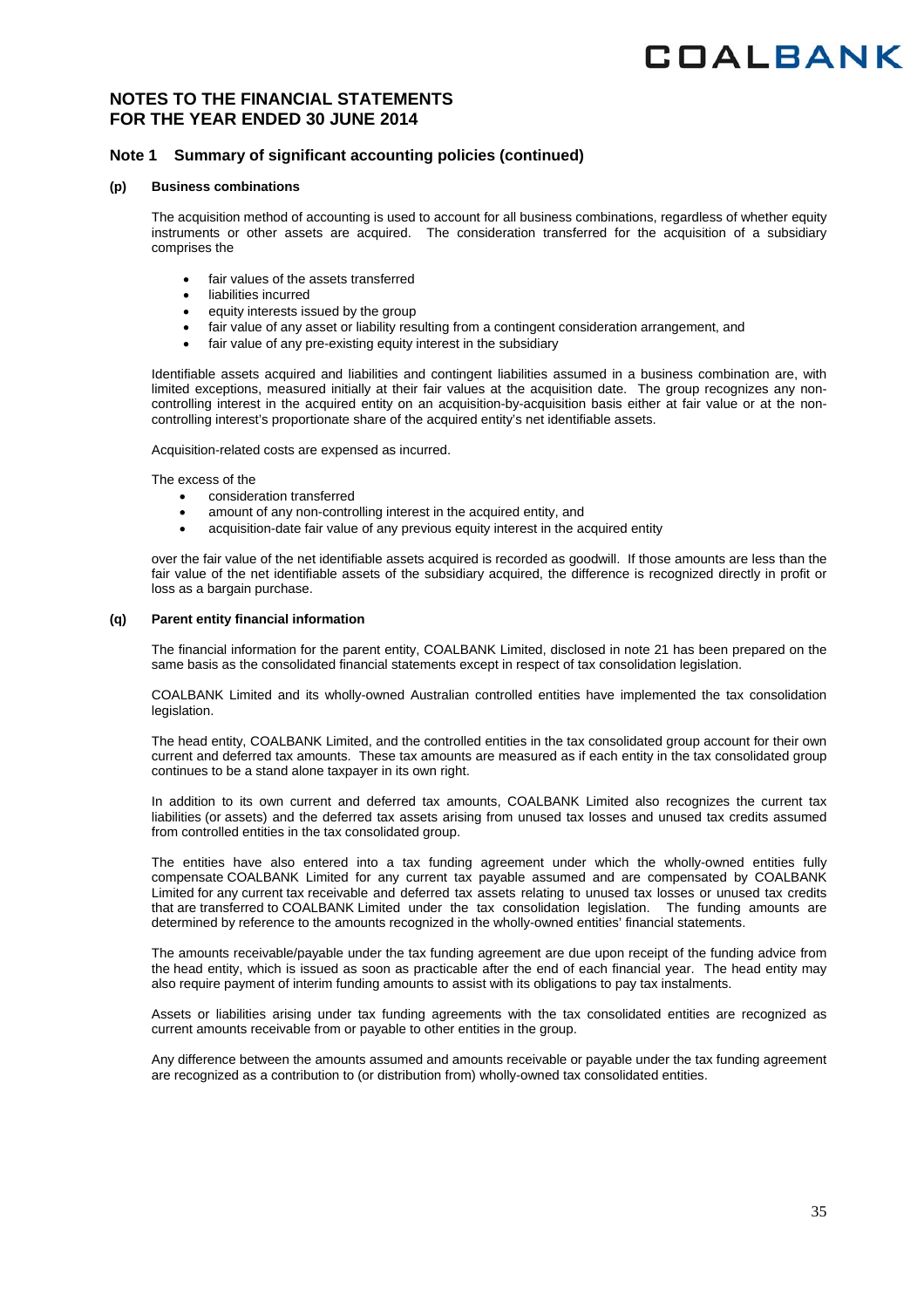# NOTES TO THE FINANCIAL STATEMENTS FOR THE YEAR ENDED 30 JUNE 2014

## Note 1 Summary of significant accounting policies (continued)

### (p) Business combinations

The acquisition method of accounting is used to account for all business combinations, regardless of whether equity instruments or other assets are acquired. The consideration transferred for the acquisition of a subsidiary comprises the

- fair values of the assets transferred
- liabilities incurred
- equity interests issued by the group
- fair value of any asset or liability resulting from a contingent consideration arrangement, and
- fair value of any pre-existing equity interest in the subsidiary

Identifiable assets acquired and liabilities and contingent liabilities assumed in a business combination are, with limited exceptions, measured initially at their fair values at the acquisition date. The group recognizes any non-controlling interest in the acquired entity on an acquisition-by-acquisition basis either at fair value or at the non-controlling interest's proportionate share of the acquired entity's net identifiable assets.

Acquisition-related costs are expensed as incurred.

The excess of the

- consideration transferred
- amount of any non-controlling interest in the acquired entity, and
- acquisition-date fair value of any previous equity interest in the acquired entity

over the fair value of the net identifiable assets acquired is recorded as goodwill. If those amounts are less than the fair value of the net identifiable assets of the subsidiary acquired, the difference is recognized directly in profit or loss as a bargain purchase.

### (q) Parent entity financial information

The financial information for the parent entity, COALBANK Limited, disclosed in note 21 has been prepared on the same basis as the consolidated financial statements except in respect of tax consolidation legislation.

COALBANK Limited and its wholly-owned Australian controlled entities have implemented the tax consolidation legislation.

The head entity, COALBANK Limited, and the controlled entities in the tax consolidated group account for their own current and deferred tax amounts. These tax amounts are measured as if each entity in the tax consolidated group continues to be a stand alone taxpayer in its own right.

In addition to its own current and deferred tax amounts, COALBANK Limited also recognizes the current tax liabilities (or assets) and the deferred tax assets arising from unused tax losses and unused tax credits assumed from controlled entities in the tax consolidated group.

The entities have also entered into a tax funding agreement under which the wholly-owned entities fully compensate COALBANK Limited for any current tax payable assumed and are compensated by COALBANK Limited for any current tax receivable and deferred tax assets relating to unused tax losses or unused tax credits that are transferred to COALBANK Limited under the tax consolidation legislation. The funding amounts are determined by reference to the amounts recognized in the wholly-owned entities' financial statements.

The amounts receivable/payable under the tax funding agreement are due upon receipt of the funding advice from the head entity, which is issued as soon as practicable after the end of each financial year. The head entity may also require payment of interim funding amounts to assist with its obligations to pay tax instalments.

Assets or liabilities arising under tax funding agreements with the tax consolidated entities are recognized as current amounts receivable from or payable to other entities in the group.

Any difference between the amounts assumed and amounts receivable or payable under the tax funding agreement are recognized as a contribution to (or distribution from) wholly-owned tax consolidated entities.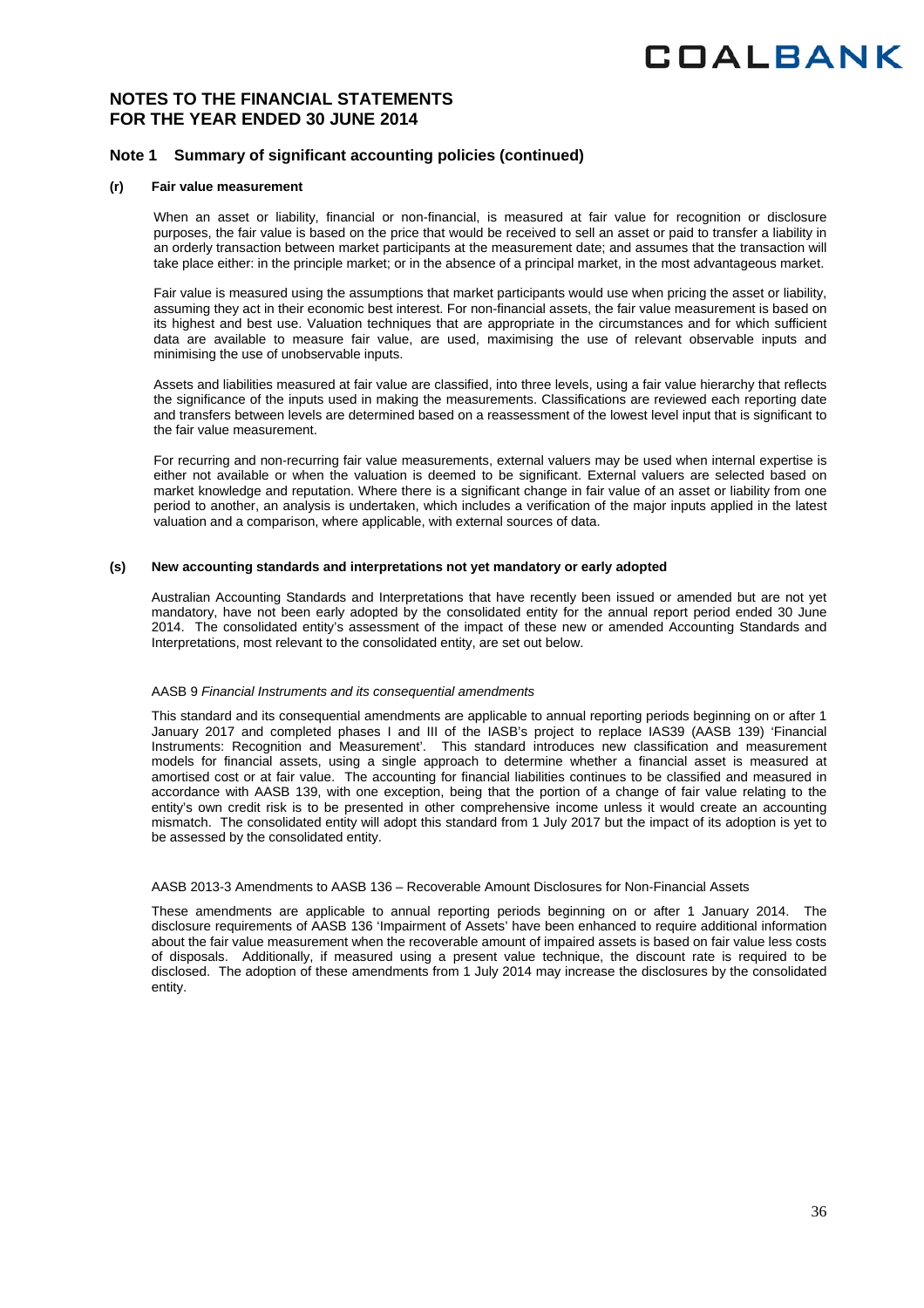## Note 1 Summary of significant accounting policies (continued)

### (r) Fair value measurement

When an asset or liability, financial or non-financial, is measured at fair value for recognition or disclosure purposes, the fair value is based on the price that would be received to sell an asset or paid to transfer a liability in an orderly transaction between market participants at the measurement date; and assumes that the transaction will take place either: in the principle market; or in the absence of a principal market, in the most advantageous market.

Fair value is measured using the assumptions that market participants would use when pricing the asset or liability, assuming they act in their economic best interest. For non-financial assets, the fair value measurement is based on its highest and best use. Valuation techniques that are appropriate in the circumstances and for which sufficient data are available to measure fair value, are used, maximising the use of relevant observable inputs and minimising the use of unobservable inputs.

Assets and liabilities measured at fair value are classified, into three levels, using a fair value hierarchy that reflects the significance of the inputs used in making the measurements. Classifications are reviewed each reporting date and transfers between levels are determined based on a reassessment of the lowest level input that is significant to the fair value measurement.

For recurring and non-recurring fair value measurements, external valuers may be used when internal expertise is either not available or when the valuation is deemed to be significant. External valuers are selected based on market knowledge and reputation. Where there is a significant change in fair value of an asset or liability from one period to another, an analysis is undertaken, which includes a verification of the major inputs applied in the latest valuation and a comparison, where applicable, with external sources of data.

### (s) New accounting standards and interpretations not yet mandatory or early adopted

Australian Accounting Standards and Interpretations that have recently been issued or amended but are not yet mandatory, have not been early adopted by the consolidated entity for the annual report period ended 30 June 2014. The consolidated entity's assessment of the impact of these new or amended Accounting Standards and Interpretations, most relevant to the consolidated entity, are set out below.

AASB 9 *Financial Instruments and its consequential amendments*

This standard and its consequential amendments are applicable to annual reporting periods beginning on or after 1 January 2017 and completed phases I and III of the IASB's project to replace IAS39 (AASB 139) 'Financial Instruments: Recognition and Measurement'. This standard introduces new classification and measurement models for financial assets, using a single approach to determine whether a financial asset is measured at amortised cost or at fair value. The accounting for financial liabilities continues to be classified and measured in accordance with AASB 139, with one exception, being that the portion of a change of fair value relating to the entity's own credit risk is to be presented in other comprehensive income unless it would create an accounting mismatch. The consolidated entity will adopt this standard from 1 July 2017 but the impact of its adoption is yet to be assessed by the consolidated entity.

AASB 2013-3 Amendments to AASB 136 – Recoverable Amount Disclosures for Non-Financial Assets

These amendments are applicable to annual reporting periods beginning on or after 1 January 2014. The disclosure requirements of AASB 136 'Impairment of Assets' have been enhanced to require additional information about the fair value measurement when the recoverable amount of impaired assets is based on fair value less costs of disposals. Additionally, if measured using a present value technique, the discount rate is required to be disclosed. The adoption of these amendments from 1 July 2014 may increase the disclosures by the consolidated entity.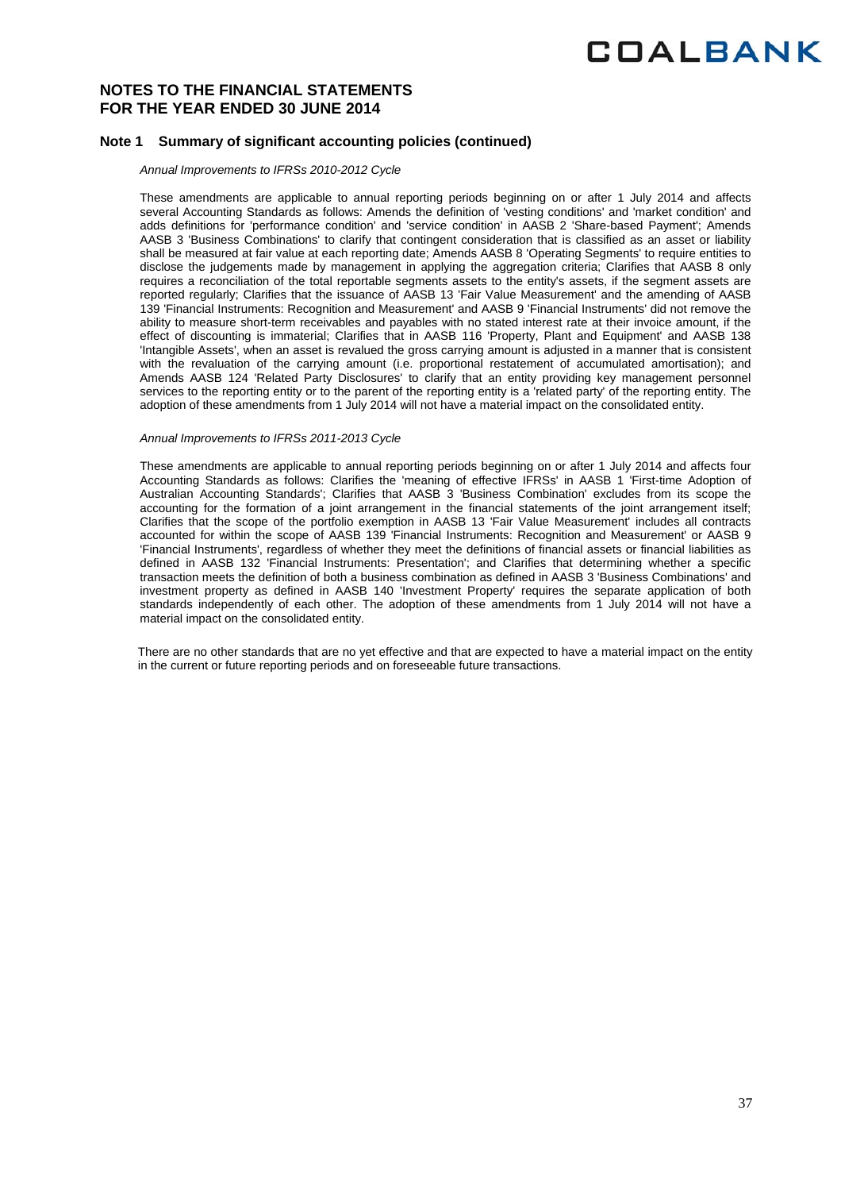# NOTES TO THE FINANCIAL STATEMENTS
# FOR THE YEAR ENDED 30 JUNE 2014

## Note 1 Summary of significant accounting policies (continued)

*Annual Improvements to IFRSs 2010-2012 Cycle*

These amendments are applicable to annual reporting periods beginning on or after 1 July 2014 and affects several Accounting Standards as follows: Amends the definition of 'vesting conditions' and 'market condition' and adds definitions for 'performance condition' and 'service condition' in AASB 2 'Share-based Payment'; Amends AASB 3 'Business Combinations' to clarify that contingent consideration that is classified as an asset or liability shall be measured at fair value at each reporting date; Amends AASB 8 'Operating Segments' to require entities to disclose the judgements made by management in applying the aggregation criteria; Clarifies that AASB 8 only requires a reconciliation of the total reportable segments assets to the entity's assets, if the segment assets are reported regularly; Clarifies that the issuance of AASB 13 'Fair Value Measurement' and the amending of AASB 139 'Financial Instruments: Recognition and Measurement' and AASB 9 'Financial Instruments' did not remove the ability to measure short-term receivables and payables with no stated interest rate at their invoice amount, if the effect of discounting is immaterial; Clarifies that in AASB 116 'Property, Plant and Equipment' and AASB 138 'Intangible Assets', when an asset is revalued the gross carrying amount is adjusted in a manner that is consistent with the revaluation of the carrying amount (i.e. proportional restatement of accumulated amortisation); and Amends AASB 124 'Related Party Disclosures' to clarify that an entity providing key management personnel services to the reporting entity or to the parent of the reporting entity is a 'related party' of the reporting entity. The adoption of these amendments from 1 July 2014 will not have a material impact on the consolidated entity.

*Annual Improvements to IFRSs 2011-2013 Cycle*

These amendments are applicable to annual reporting periods beginning on or after 1 July 2014 and affects four Accounting Standards as follows: Clarifies the 'meaning of effective IFRSs' in AASB 1 'First-time Adoption of Australian Accounting Standards'; Clarifies that AASB 3 'Business Combination' excludes from its scope the accounting for the formation of a joint arrangement in the financial statements of the joint arrangement itself; Clarifies that the scope of the portfolio exemption in AASB 13 'Fair Value Measurement' includes all contracts accounted for within the scope of AASB 139 'Financial Instruments: Recognition and Measurement' or AASB 9 'Financial Instruments', regardless of whether they meet the definitions of financial assets or financial liabilities as defined in AASB 132 'Financial Instruments: Presentation'; and Clarifies that determining whether a specific transaction meets the definition of both a business combination as defined in AASB 3 'Business Combinations' and investment property as defined in AASB 140 'Investment Property' requires the separate application of both standards independently of each other. The adoption of these amendments from 1 July 2014 will not have a material impact on the consolidated entity.

There are no other standards that are no yet effective and that are expected to have a material impact on the entity in the current or future reporting periods and on foreseeable future transactions.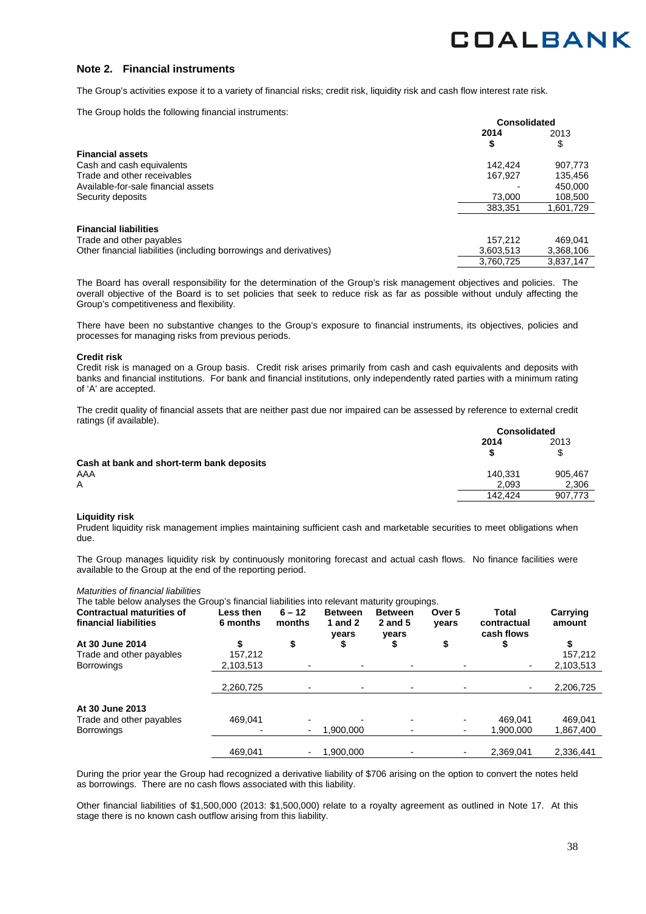## Note 2. Financial instruments

The Group's activities expose it to a variety of financial risks; credit risk, liquidity risk and cash flow interest rate risk.

The Group holds the following financial instruments:

| | Consolidated | |
|---|---|---|
| | **2014** | 2013 |
| | **$** | $ |
| **Financial assets** | | |
| Cash and cash equivalents | 142,424 | 907,773 |
| Trade and other receivables | 167,927 | 135,456 |
| Available-for-sale financial assets | - | 450,000 |
| Security deposits | 73,000 | 108,500 |
| | 383,351 | 1,601,729 |
| **Financial liabilities** | | |
| Trade and other payables | 157,212 | 469,041 |
| Other financial liabilities (including borrowings and derivatives) | 3,603,513 | 3,368,106 |
| | 3,760,725 | 3,837,147 |

The Board has overall responsibility for the determination of the Group's risk management objectives and policies. The overall objective of the Board is to set policies that seek to reduce risk as far as possible without unduly affecting the Group's competitiveness and flexibility.

There have been no substantive changes to the Group's exposure to financial instruments, its objectives, policies and processes for managing risks from previous periods.

**Credit risk**

Credit risk is managed on a Group basis. Credit risk arises primarily from cash and cash equivalents and deposits with banks and financial institutions. For bank and financial institutions, only independently rated parties with a minimum rating of 'A' are accepted.

The credit quality of financial assets that are neither past due nor impaired can be assessed by reference to external credit ratings (if available).

| | Consolidated | |
|---|---|---|
| | **2014** | 2013 |
| | **$** | $ |
| **Cash at bank and short-term bank deposits** | | |
| AAA | 140,331 | 905,467 |
| A | 2,093 | 2,306 |
| | 142,424 | 907,773 |

**Liquidity risk**

Prudent liquidity risk management implies maintaining sufficient cash and marketable securities to meet obligations when due.

The Group manages liquidity risk by continuously monitoring forecast and actual cash flows. No finance facilities were available to the Group at the end of the reporting period.

*Maturities of financial liabilities*

The table below analyses the Group's financial liabilities into relevant maturity groupings.

| Contractual maturities of financial liabilities | Less then 6 months | 6 – 12 months | Between 1 and 2 years | Between 2 and 5 years | Over 5 years | Total contractual cash flows | Carrying amount |
|---|---|---|---|---|---|---|---|
| **At 30 June 2014** | **$** | **$** | **$** | **$** | **$** | **$** | **$** |
| Trade and other payables | 157,212 | | | | | | 157,212 |
| Borrowings | 2,103,513 | - | - | - | - | - | 2,103,513 |
| | 2,260,725 | - | - | - | - | - | 2,206,725 |
| **At 30 June 2013** | | | | | | | |
| Trade and other payables | 469,041 | - | - | - | - | 469,041 | 469,041 |
| Borrowings | - | - | 1,900,000 | - | - | 1,900,000 | 1,867,400 |
| | 469,041 | - | 1,900,000 | - | - | 2,369,041 | 2,336,441 |

During the prior year the Group had recognized a derivative liability of $706 arising on the option to convert the notes held as borrowings. There are no cash flows associated with this liability.

Other financial liabilities of $1,500,000 (2013: $1,500,000) relate to a royalty agreement as outlined in Note 17. At this stage there is no known cash outflow arising from this liability.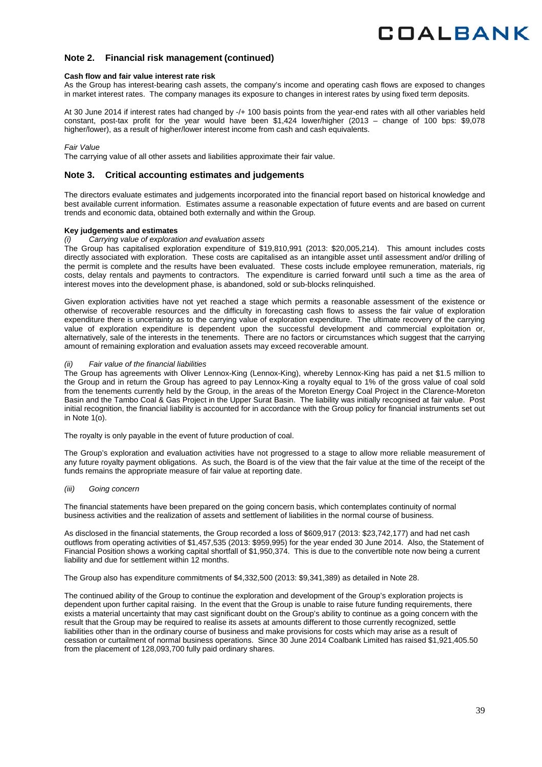## Note 2. Financial risk management (continued)

**Cash flow and fair value interest rate risk**

As the Group has interest-bearing cash assets, the company's income and operating cash flows are exposed to changes in market interest rates. The company manages its exposure to changes in interest rates by using fixed term deposits.

At 30 June 2014 if interest rates had changed by -/+ 100 basis points from the year-end rates with all other variables held constant, post-tax profit for the year would have been $1,424 lower/higher (2013 – change of 100 bps: $9,078 higher/lower), as a result of higher/lower interest income from cash and cash equivalents.

*Fair Value*

The carrying value of all other assets and liabilities approximate their fair value.

## Note 3. Critical accounting estimates and judgements

The directors evaluate estimates and judgements incorporated into the financial report based on historical knowledge and best available current information. Estimates assume a reasonable expectation of future events and are based on current trends and economic data, obtained both externally and within the Group.

**Key judgements and estimates**

*(i) Carrying value of exploration and evaluation assets*

The Group has capitalised exploration expenditure of $19,810,991 (2013: $20,005,214). This amount includes costs directly associated with exploration. These costs are capitalised as an intangible asset until assessment and/or drilling of the permit is complete and the results have been evaluated. These costs include employee remuneration, materials, rig costs, delay rentals and payments to contractors. The expenditure is carried forward until such a time as the area of interest moves into the development phase, is abandoned, sold or sub-blocks relinquished.

Given exploration activities have not yet reached a stage which permits a reasonable assessment of the existence or otherwise of recoverable resources and the difficulty in forecasting cash flows to assess the fair value of exploration expenditure there is uncertainty as to the carrying value of exploration expenditure. The ultimate recovery of the carrying value of exploration expenditure is dependent upon the successful development and commercial exploitation or, alternatively, sale of the interests in the tenements. There are no factors or circumstances which suggest that the carrying amount of remaining exploration and evaluation assets may exceed recoverable amount.

*(ii) Fair value of the financial liabilities*

The Group has agreements with Oliver Lennox-King (Lennox-King), whereby Lennox-King has paid a net $1.5 million to the Group and in return the Group has agreed to pay Lennox-King a royalty equal to 1% of the gross value of coal sold from the tenements currently held by the Group, in the areas of the Moreton Energy Coal Project in the Clarence-Moreton Basin and the Tambo Coal & Gas Project in the Upper Surat Basin. The liability was initially recognised at fair value. Post initial recognition, the financial liability is accounted for in accordance with the Group policy for financial instruments set out in Note 1(o).

The royalty is only payable in the event of future production of coal.

The Group's exploration and evaluation activities have not progressed to a stage to allow more reliable measurement of any future royalty payment obligations. As such, the Board is of the view that the fair value at the time of the receipt of the funds remains the appropriate measure of fair value at reporting date.

*(iii) Going concern*

The financial statements have been prepared on the going concern basis, which contemplates continuity of normal business activities and the realization of assets and settlement of liabilities in the normal course of business.

As disclosed in the financial statements, the Group recorded a loss of $609,917 (2013: $23,742,177) and had net cash outflows from operating activities of $1,457,535 (2013: $959,995) for the year ended 30 June 2014. Also, the Statement of Financial Position shows a working capital shortfall of $1,950,374. This is due to the convertible note now being a current liability and due for settlement within 12 months.

The Group also has expenditure commitments of $4,332,500 (2013: $9,341,389) as detailed in Note 28.

The continued ability of the Group to continue the exploration and development of the Group's exploration projects is dependent upon further capital raising. In the event that the Group is unable to raise future funding requirements, there exists a material uncertainty that may cast significant doubt on the Group's ability to continue as a going concern with the result that the Group may be required to realise its assets at amounts different to those currently recognized, settle liabilities other than in the ordinary course of business and make provisions for costs which may arise as a result of cessation or curtailment of normal business operations. Since 30 June 2014 Coalbank Limited has raised $1,921,405.50 from the placement of 128,093,700 fully paid ordinary shares.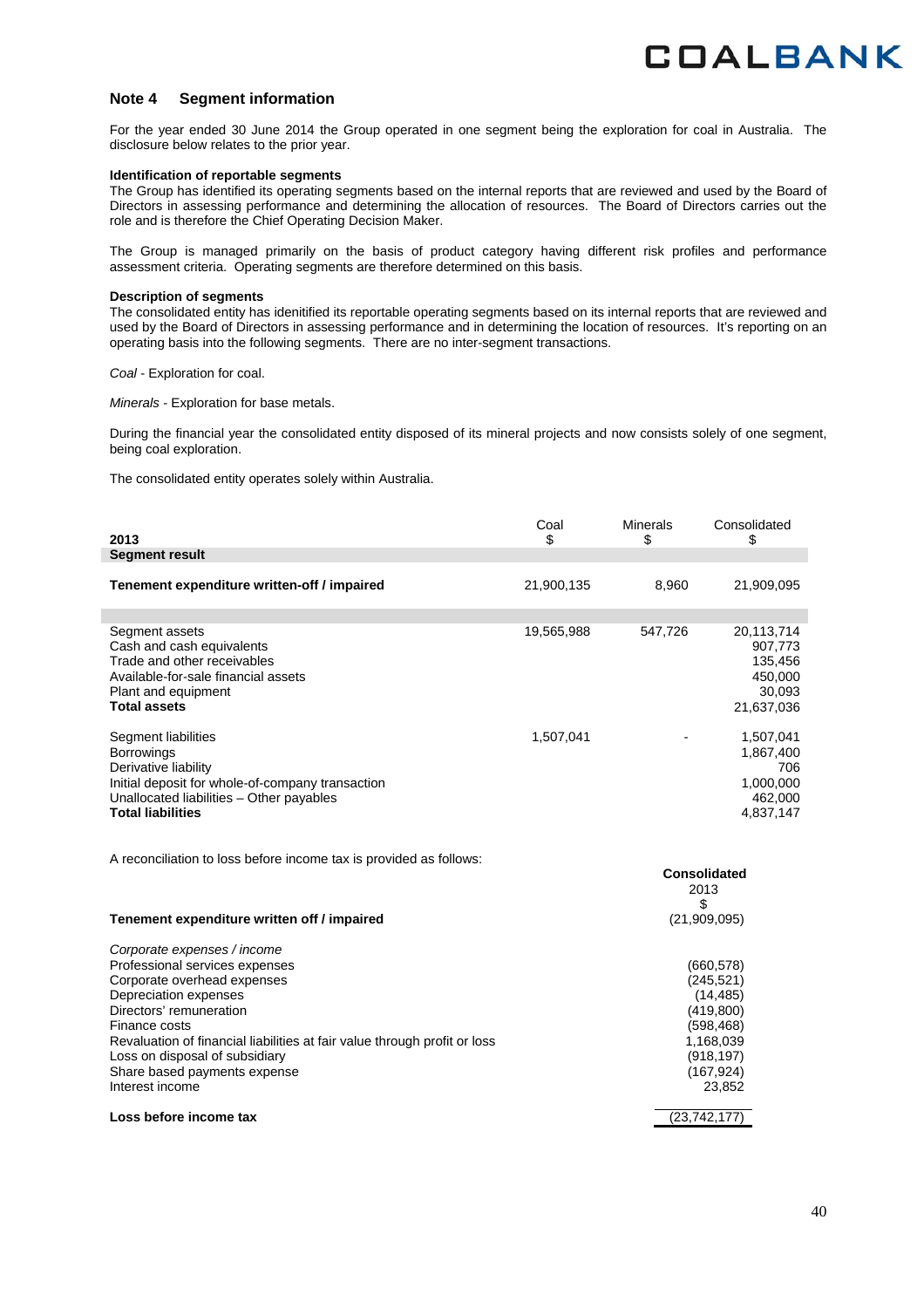## Note 4 Segment information

For the year ended 30 June 2014 the Group operated in one segment being the exploration for coal in Australia. The disclosure below relates to the prior year.

**Identification of reportable segments**
The Group has identified its operating segments based on the internal reports that are reviewed and used by the Board of Directors in assessing performance and determining the allocation of resources. The Board of Directors carries out the role and is therefore the Chief Operating Decision Maker.

The Group is managed primarily on the basis of product category having different risk profiles and performance assessment criteria. Operating segments are therefore determined on this basis.

**Description of segments**
The consolidated entity has idenitified its reportable operating segments based on its internal reports that are reviewed and used by the Board of Directors in assessing performance and in determining the location of resources. It's reporting on an operating basis into the following segments. There are no inter-segment transactions.

*Coal* - Exploration for coal.

*Minerals* - Exploration for base metals.

During the financial year the consolidated entity disposed of its mineral projects and now consists solely of one segment, being coal exploration.

The consolidated entity operates solely within Australia.

| 2013 | Coal $ | Minerals $ | Consolidated $ |
|---|---|---|---|
| **Segment result** | | | |
| **Tenement expenditure written-off / impaired** | 21,900,135 | 8,960 | 21,909,095 |
| | | | |
| Segment assets | 19,565,988 | 547,726 | 20,113,714 |
| Cash and cash equivalents | | | 907,773 |
| Trade and other receivables | | | 135,456 |
| Available-for-sale financial assets | | | 450,000 |
| Plant and equipment | | | 30,093 |
| **Total assets** | | | 21,637,036 |
| | | | |
| Segment liabilities | 1,507,041 | - | 1,507,041 |
| Borrowings | | | 1,867,400 |
| Derivative liability | | | 706 |
| Initial deposit for whole-of-company transaction | | | 1,000,000 |
| Unallocated liabilities – Other payables | | | 462,000 |
| **Total liabilities** | | | 4,837,147 |

A reconciliation to loss before income tax is provided as follows:

| | **Consolidated** 2013 $ |
|---|---|
| **Tenement expenditure written off / impaired** | (21,909,095) |
| | |
| *Corporate expenses / income* | |
| Professional services expenses | (660,578) |
| Corporate overhead expenses | (245,521) |
| Depreciation expenses | (14,485) |
| Directors' remuneration | (419,800) |
| Finance costs | (598,468) |
| Revaluation of financial liabilities at fair value through profit or loss | 1,168,039 |
| Loss on disposal of subsidiary | (918,197) |
| Share based payments expense | (167,924) |
| Interest income | 23,852 |
| | |
| **Loss before income tax** | (23,742,177) |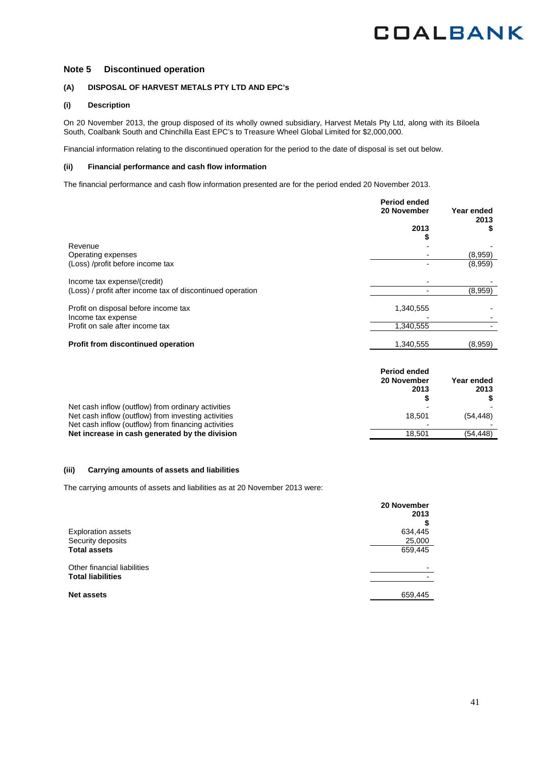## Note 5 Discontinued operation

### (A) DISPOSAL OF HARVEST METALS PTY LTD AND EPC's

#### (i) Description

On 20 November 2013, the group disposed of its wholly owned subsidiary, Harvest Metals Pty Ltd, along with its Biloela South, Coalbank South and Chinchilla East EPC's to Treasure Wheel Global Limited for $2,000,000.

Financial information relating to the discontinued operation for the period to the date of disposal is set out below.

#### (ii) Financial performance and cash flow information

The financial performance and cash flow information presented are for the period ended 20 November 2013.

| | Period ended 20 November 2013 $ | Year ended 2013 $ |
|---|---|---|
| Revenue | - | - |
| Operating expenses | - | (8,959) |
| (Loss) /profit before income tax | - | (8,959) |
| Income tax expense/(credit) | - | - |
| (Loss) / profit after income tax of discontinued operation | - | (8,959) |
| Profit on disposal before income tax | 1,340,555 | - |
| Income tax expense | - | - |
| Profit on sale after income tax | 1,340,555 | - |
| **Profit from discontinued operation** | 1,340,555 | (8,959) |

| | Period ended 20 November 2013 $ | Year ended 2013 $ |
|---|---|---|
| Net cash inflow (outflow) from ordinary activities | - | - |
| Net cash inflow (outflow) from investing activities | 18,501 | (54,448) |
| Net cash inflow (outflow) from financing activities | - | - |
| **Net increase in cash generated by the division** | 18,501 | (54,448) |

#### (iii) Carrying amounts of assets and liabilities

The carrying amounts of assets and liabilities as at 20 November 2013 were:

| | 20 November 2013 $ |
|---|---|
| Exploration assets | 634,445 |
| Security deposits | 25,000 |
| **Total assets** | 659,445 |
| Other financial liabilities | - |
| **Total liabilities** | - |
| **Net assets** | 659,445 |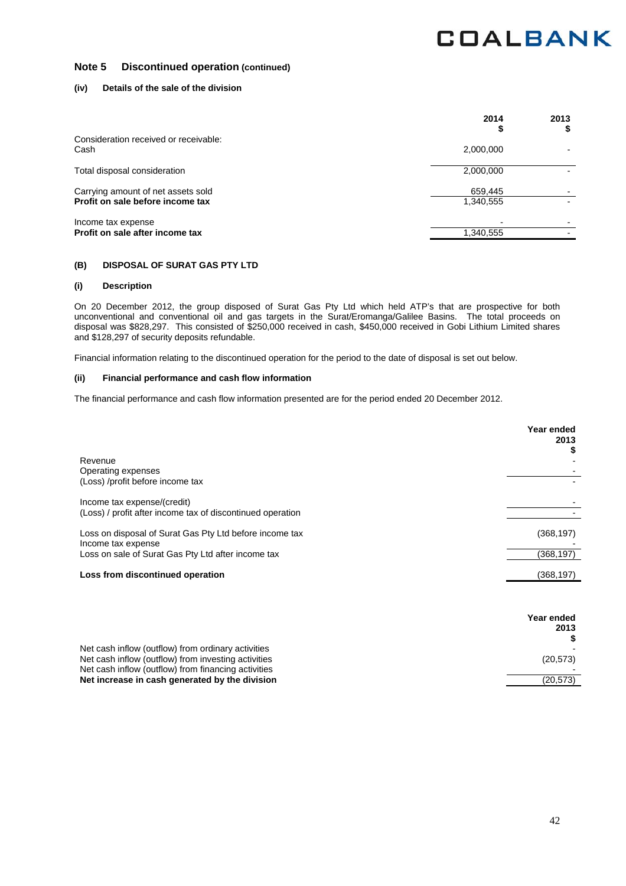## Note 5 Discontinued operation (continued)

### (iv) Details of the sale of the division

| | 2014<br>$ | 2013<br>$ |
|---|---|---|
| Consideration received or receivable: | | |
| Cash | 2,000,000 | - |
| Total disposal consideration | 2,000,000 | - |
| Carrying amount of net assets sold | 659,445 | - |
| **Profit on sale before income tax** | 1,340,555 | - |
| Income tax expense | - | - |
| **Profit on sale after income tax** | 1,340,555 | - |

### (B) DISPOSAL OF SURAT GAS PTY LTD

#### (i) Description

On 20 December 2012, the group disposed of Surat Gas Pty Ltd which held ATP's that are prospective for both unconventional and conventional oil and gas targets in the Surat/Eromanga/Galilee Basins. The total proceeds on disposal was $828,297. This consisted of $250,000 received in cash, $450,000 received in Gobi Lithium Limited shares and $128,297 of security deposits refundable.

Financial information relating to the discontinued operation for the period to the date of disposal is set out below.

#### (ii) Financial performance and cash flow information

The financial performance and cash flow information presented are for the period ended 20 December 2012.

| | Year ended<br>2013<br>$ |
|---|---|
| Revenue | - |
| Operating expenses | - |
| (Loss) /profit before income tax | - |
| Income tax expense/(credit) | - |
| (Loss) / profit after income tax of discontinued operation | - |
| Loss on disposal of Surat Gas Pty Ltd before income tax | (368,197) |
| Income tax expense | - |
| Loss on sale of Surat Gas Pty Ltd after income tax | (368,197) |
| **Loss from discontinued operation** | (368,197) |

| | Year ended<br>2013<br>$ |
|---|---|
| Net cash inflow (outflow) from ordinary activities | - |
| Net cash inflow (outflow) from investing activities | (20,573) |
| Net cash inflow (outflow) from financing activities | - |
| **Net increase in cash generated by the division** | (20,573) |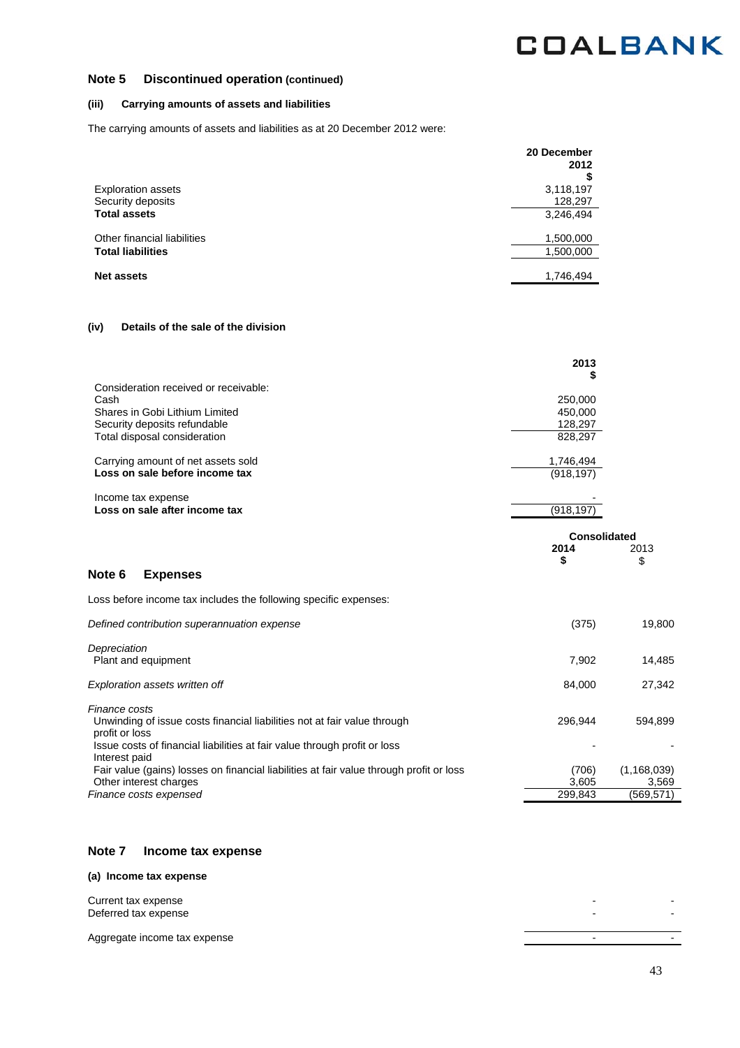## Note 5 Discontinued operation (continued)

### (iii) Carrying amounts of assets and liabilities

The carrying amounts of assets and liabilities as at 20 December 2012 were:

| | 20 December 2012 $ |
|---|---|
| Exploration assets | 3,118,197 |
| Security deposits | 128,297 |
| **Total assets** | 3,246,494 |
| | |
| Other financial liabilities | 1,500,000 |
| **Total liabilities** | 1,500,000 |
| | |
| **Net assets** | 1,746,494 |

### (iv) Details of the sale of the division

| | 2013 $ |
|---|---|
| Consideration received or receivable: | |
| Cash | 250,000 |
| Shares in Gobi Lithium Limited | 450,000 |
| Security deposits refundable | 128,297 |
| Total disposal consideration | 828,297 |
| | |
| Carrying amount of net assets sold | 1,746,494 |
| **Loss on sale before income tax** | (918,197) |
| | |
| Income tax expense | - |
| **Loss on sale after income tax** | (918,197) |

## Note 6 Expenses

Loss before income tax includes the following specific expenses:

| | Consolidated 2014 $ | 2013 $ |
|---|---|---|
| *Defined contribution superannuation expense* | (375) | 19,800 |
| *Depreciation* | | |
| Plant and equipment | 7,902 | 14,485 |
| *Exploration assets written off* | 84,000 | 27,342 |
| *Finance costs* | | |
| Unwinding of issue costs financial liabilities not at fair value through profit or loss | 296,944 | 594,899 |
| Issue costs of financial liabilities at fair value through profit or loss | - | - |
| Interest paid | | |
| Fair value (gains) losses on financial liabilities at fair value through profit or loss | (706) | (1,168,039) |
| Other interest charges | 3,605 | 3,569 |
| *Finance costs expensed* | 299,843 | (569,571) |

## Note 7 Income tax expense

### (a) Income tax expense

| | 2014 $ | 2013 $ |
|---|---|---|
| Current tax expense | - | - |
| Deferred tax expense | - | - |
| | | |
| Aggregate income tax expense | - | - |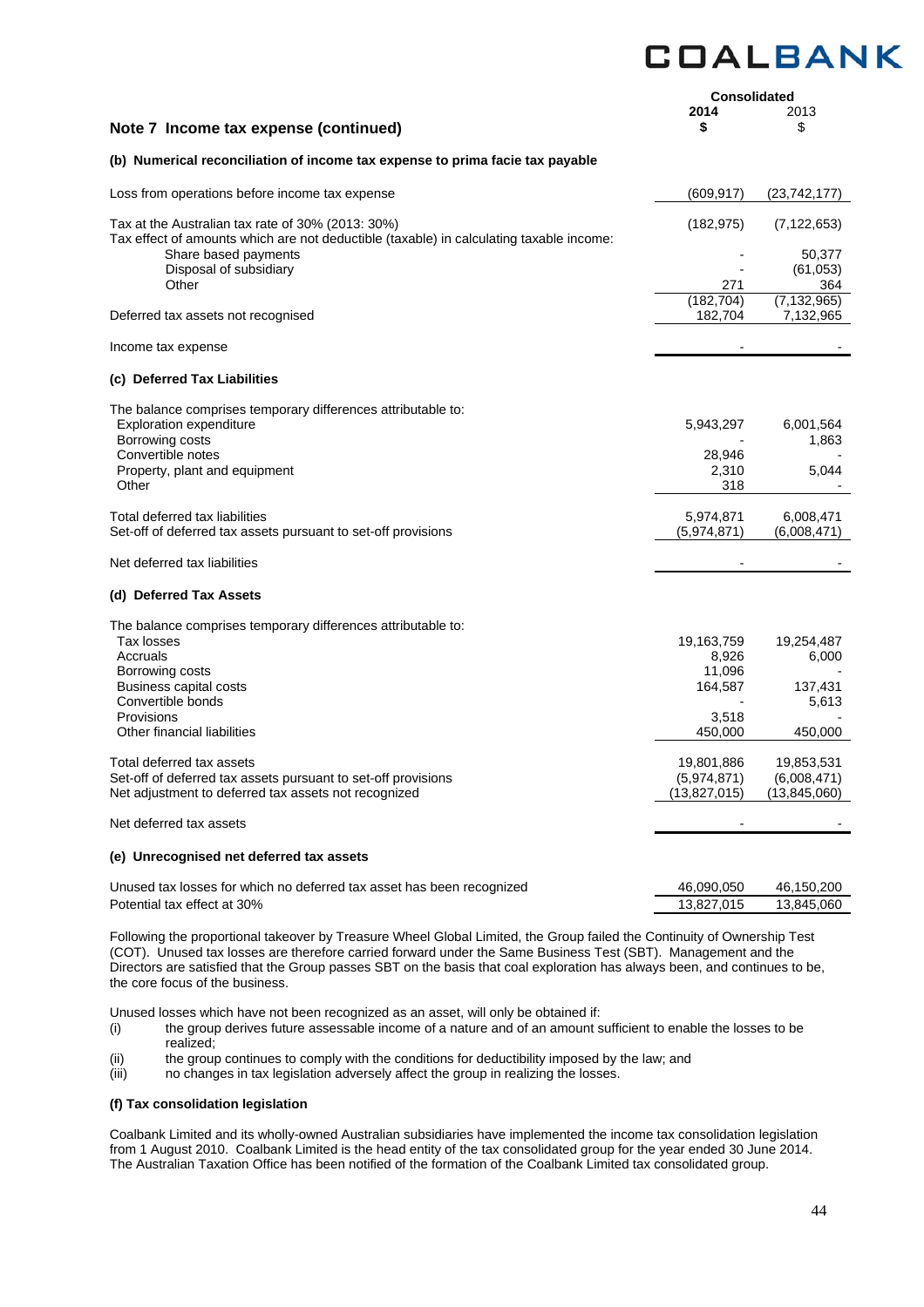## Note 7 Income tax expense (continued)

| | Consolidated 2014 $ | 2013 $ |
|---|---|---|
| **(b) Numerical reconciliation of income tax expense to prima facie tax payable** | | |
| Loss from operations before income tax expense | (609,917) | (23,742,177) |
| Tax at the Australian tax rate of 30% (2013: 30%) | (182,975) | (7,122,653) |
| Tax effect of amounts which are not deductible (taxable) in calculating taxable income: | | |
| Share based payments | - | 50,377 |
| Disposal of subsidiary | - | (61,053) |
| Other | 271 | 364 |
| | (182,704) | (7,132,965) |
| Deferred tax assets not recognised | 182,704 | 7,132,965 |
| Income tax expense | - | - |
| **(c) Deferred Tax Liabilities** | | |
| The balance comprises temporary differences attributable to: | | |
| Exploration expenditure | 5,943,297 | 6,001,564 |
| Borrowing costs | - | 1,863 |
| Convertible notes | 28,946 | - |
| Property, plant and equipment | 2,310 | 5,044 |
| Other | 318 | - |
| Total deferred tax liabilities | 5,974,871 | 6,008,471 |
| Set-off of deferred tax assets pursuant to set-off provisions | (5,974,871) | (6,008,471) |
| Net deferred tax liabilities | - | - |
| **(d) Deferred Tax Assets** | | |
| The balance comprises temporary differences attributable to: | | |
| Tax losses | 19,163,759 | 19,254,487 |
| Accruals | 8,926 | 6,000 |
| Borrowing costs | 11,096 | - |
| Business capital costs | 164,587 | 137,431 |
| Convertible bonds | - | 5,613 |
| Provisions | 3,518 | - |
| Other financial liabilities | 450,000 | 450,000 |
| Total deferred tax assets | 19,801,886 | 19,853,531 |
| Set-off of deferred tax assets pursuant to set-off provisions | (5,974,871) | (6,008,471) |
| Net adjustment to deferred tax assets not recognized | (13,827,015) | (13,845,060) |
| Net deferred tax assets | - | - |
| **(e) Unrecognised net deferred tax assets** | | |
| Unused tax losses for which no deferred tax asset has been recognized | 46,090,050 | 46,150,200 |
| Potential tax effect at 30% | 13,827,015 | 13,845,060 |

Following the proportional takeover by Treasure Wheel Global Limited, the Group failed the Continuity of Ownership Test (COT). Unused tax losses are therefore carried forward under the Same Business Test (SBT). Management and the Directors are satisfied that the Group passes SBT on the basis that coal exploration has always been, and continues to be, the core focus of the business.

Unused losses which have not been recognized as an asset, will only be obtained if:

(i) the group derives future assessable income of a nature and of an amount sufficient to enable the losses to be realized;

(ii) the group continues to comply with the conditions for deductibility imposed by the law; and

(iii) no changes in tax legislation adversely affect the group in realizing the losses.

### (f) Tax consolidation legislation

Coalbank Limited and its wholly-owned Australian subsidiaries have implemented the income tax consolidation legislation from 1 August 2010. Coalbank Limited is the head entity of the tax consolidated group for the year ended 30 June 2014. The Australian Taxation Office has been notified of the formation of the Coalbank Limited tax consolidated group.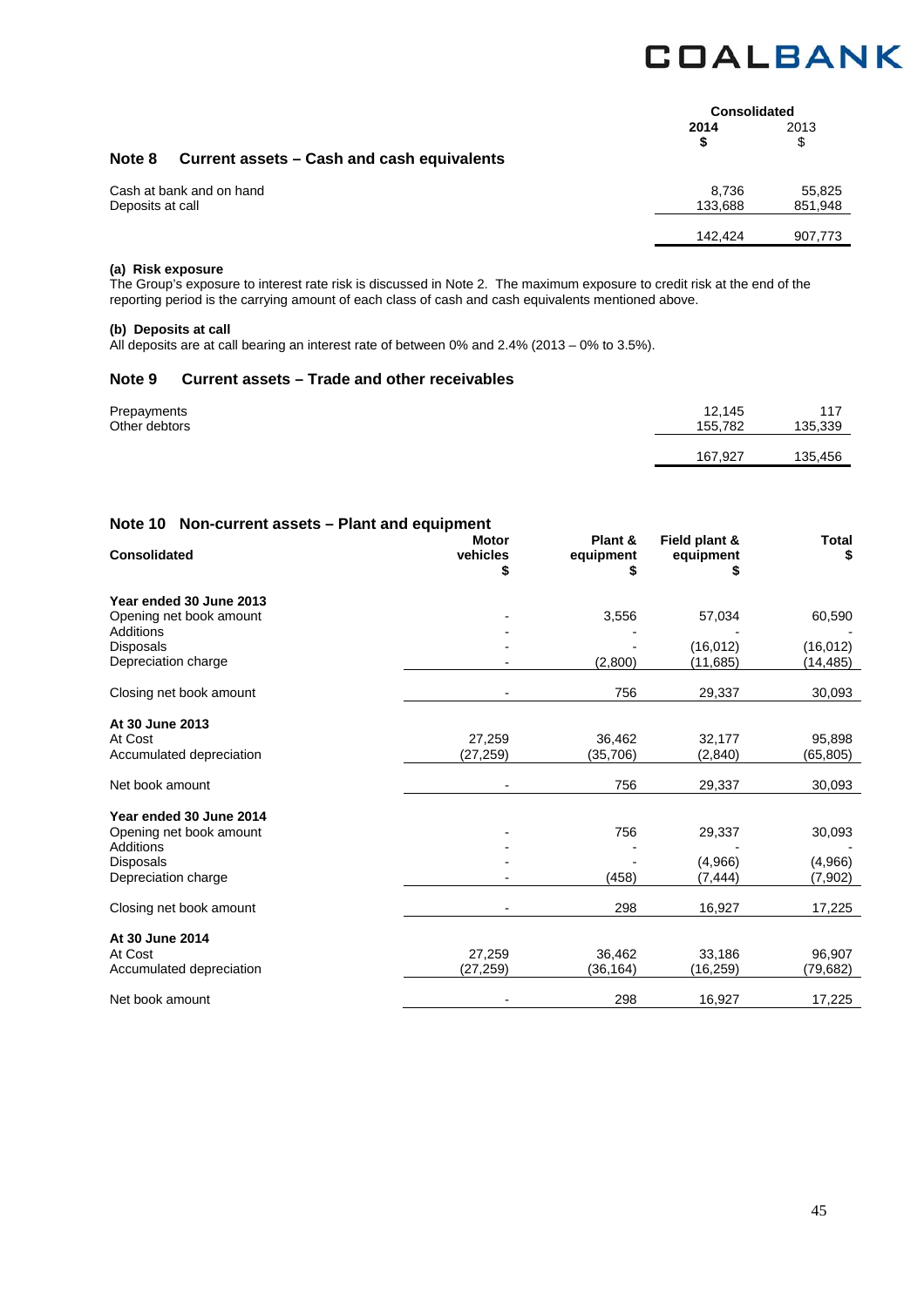## Note 8 Current assets – Cash and cash equivalents

| | Consolidated 2014 $ | Consolidated 2013 $ |
|---|---|---|
| Cash at bank and on hand | 8,736 | 55,825 |
| Deposits at call | 133,688 | 851,948 |
| | 142,424 | 907,773 |

**(a) Risk exposure**

The Group's exposure to interest rate risk is discussed in Note 2. The maximum exposure to credit risk at the end of the reporting period is the carrying amount of each class of cash and cash equivalents mentioned above.

**(b) Deposits at call**

All deposits are at call bearing an interest rate of between 0% and 2.4% (2013 – 0% to 3.5%).

## Note 9 Current assets – Trade and other receivables

| | Consolidated 2014 $ | Consolidated 2013 $ |
|---|---|---|
| Prepayments | 12,145 | 117 |
| Other debtors | 155,782 | 135,339 |
| | 167,927 | 135,456 |

## Note 10 Non-current assets – Plant and equipment

| Consolidated | Motor vehicles $ | Plant & equipment $ | Field plant & equipment $ | Total $ |
|---|---|---|---|---|
| **Year ended 30 June 2013** | | | | |
| Opening net book amount | - | 3,556 | 57,034 | 60,590 |
| Additions | - | - | - | - |
| Disposals | - | - | (16,012) | (16,012) |
| Depreciation charge | - | (2,800) | (11,685) | (14,485) |
| Closing net book amount | - | 756 | 29,337 | 30,093 |
| **At 30 June 2013** | | | | |
| At Cost | 27,259 | 36,462 | 32,177 | 95,898 |
| Accumulated depreciation | (27,259) | (35,706) | (2,840) | (65,805) |
| Net book amount | - | 756 | 29,337 | 30,093 |
| **Year ended 30 June 2014** | | | | |
| Opening net book amount | - | 756 | 29,337 | 30,093 |
| Additions | - | - | - | - |
| Disposals | - | - | (4,966) | (4,966) |
| Depreciation charge | - | (458) | (7,444) | (7,902) |
| Closing net book amount | - | 298 | 16,927 | 17,225 |
| **At 30 June 2014** | | | | |
| At Cost | 27,259 | 36,462 | 33,186 | 96,907 |
| Accumulated depreciation | (27,259) | (36,164) | (16,259) | (79,682) |
| Net book amount | - | 298 | 16,927 | 17,225 |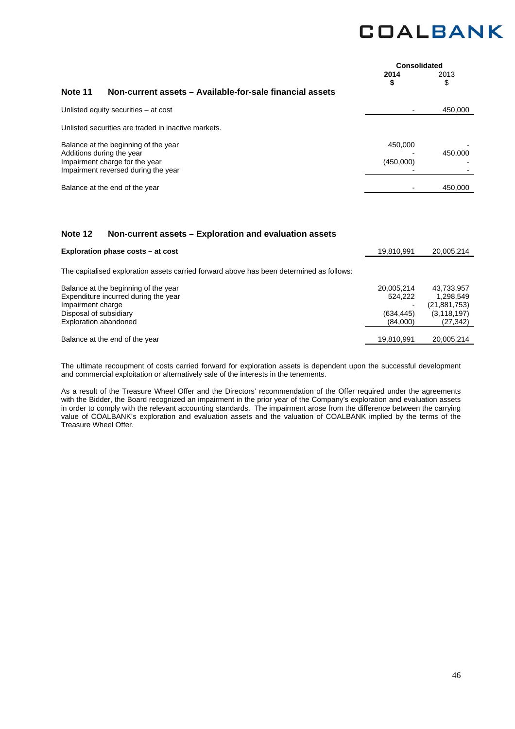| | Consolidated | |
|---|---|---|
| | **2014** | 2013 |
| | **$** | $ |

## Note 11 Non-current assets – Available-for-sale financial assets

| | 2014 $ | 2013 $ |
|---|---|---|
| Unlisted equity securities – at cost | - | 450,000 |

Unlisted securities are traded in inactive markets.

| | 2014 $ | 2013 $ |
|---|---|---|
| Balance at the beginning of the year | 450,000 | - |
| Additions during the year | - | 450,000 |
| Impairment charge for the year | (450,000) | - |
| Impairment reversed during the year | - | - |
| Balance at the end of the year | - | 450,000 |

## Note 12 Non-current assets – Exploration and evaluation assets

| | 2014 $ | 2013 $ |
|---|---|---|
| **Exploration phase costs – at cost** | 19,810,991 | 20,005,214 |

The capitalised exploration assets carried forward above has been determined as follows:

| | 2014 $ | 2013 $ |
|---|---|---|
| Balance at the beginning of the year | 20,005,214 | 43,733,957 |
| Expenditure incurred during the year | 524,222 | 1,298,549 |
| Impairment charge | - | (21,881,753) |
| Disposal of subsidiary | (634,445) | (3,118,197) |
| Exploration abandoned | (84,000) | (27,342) |
| Balance at the end of the year | 19,810,991 | 20,005,214 |

The ultimate recoupment of costs carried forward for exploration assets is dependent upon the successful development and commercial exploitation or alternatively sale of the interests in the tenements.

As a result of the Treasure Wheel Offer and the Directors' recommendation of the Offer required under the agreements with the Bidder, the Board recognized an impairment in the prior year of the Company's exploration and evaluation assets in order to comply with the relevant accounting standards. The impairment arose from the difference between the carrying value of COALBANK's exploration and evaluation assets and the valuation of COALBANK implied by the terms of the Treasure Wheel Offer.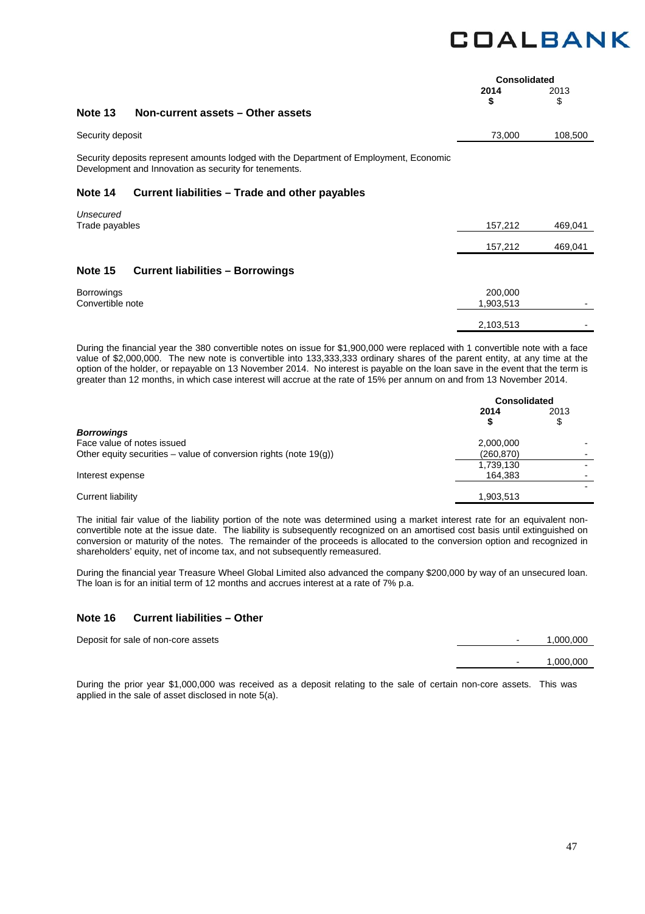| | Consolidated | |
|---|---|---|
| | **2014** | 2013 |
| | **$** | $ |

## Note 13 Non-current assets – Other assets

| | | |
|---|---|---|
| Security deposit | 73,000 | 108,500 |

Security deposits represent amounts lodged with the Department of Employment, Economic Development and Innovation as security for tenements.

## Note 14 Current liabilities – Trade and other payables

| | | |
|---|---|---|
| *Unsecured* | | |
| Trade payables | 157,212 | 469,041 |
| | 157,212 | 469,041 |

## Note 15 Current liabilities – Borrowings

| | | |
|---|---|---|
| Borrowings | 200,000 | |
| Convertible note | 1,903,513 | - |
| | 2,103,513 | - |

During the financial year the 380 convertible notes on issue for $1,900,000 were replaced with 1 convertible note with a face value of $2,000,000. The new note is convertible into 133,333,333 ordinary shares of the parent entity, at any time at the option of the holder, or repayable on 13 November 2014. No interest is payable on the loan save in the event that the term is greater than 12 months, in which case interest will accrue at the rate of 15% per annum on and from 13 November 2014.

| | Consolidated | |
|---|---|---|
| | **2014** | 2013 |
| | **$** | $ |
| ***Borrowings*** | | |
| Face value of notes issued | 2,000,000 | - |
| Other equity securities – value of conversion rights (note 19(g)) | (260,870) | - |
| | 1,739,130 | - |
| Interest expense | 164,383 | - |
| | | - |
| Current liability | 1,903,513 | |

The initial fair value of the liability portion of the note was determined using a market interest rate for an equivalent non-convertible note at the issue date. The liability is subsequently recognized on an amortised cost basis until extinguished on conversion or maturity of the notes. The remainder of the proceeds is allocated to the conversion option and recognized in shareholders' equity, net of income tax, and not subsequently remeasured.

During the financial year Treasure Wheel Global Limited also advanced the company $200,000 by way of an unsecured loan. The loan is for an initial term of 12 months and accrues interest at a rate of 7% p.a.

## Note 16 Current liabilities – Other

| | | |
|---|---|---|
| Deposit for sale of non-core assets | - | 1,000,000 |
| | - | 1,000,000 |

During the prior year $1,000,000 was received as a deposit relating to the sale of certain non-core assets. This was applied in the sale of asset disclosed in note 5(a).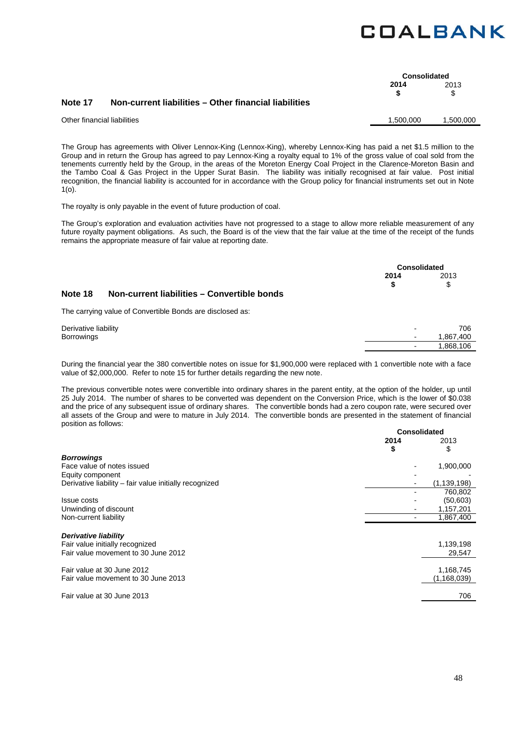| | Consolidated | |
|---|---|---|
| | **2014** | 2013 |
| | **$** | $ |

## Note 17 Non-current liabilities – Other financial liabilities

| | | |
|---|---|---|
| Other financial liabilities | 1,500,000 | 1,500,000 |

The Group has agreements with Oliver Lennox-King (Lennox-King), whereby Lennox-King has paid a net $1.5 million to the Group and in return the Group has agreed to pay Lennox-King a royalty equal to 1% of the gross value of coal sold from the tenements currently held by the Group, in the areas of the Moreton Energy Coal Project in the Clarence-Moreton Basin and the Tambo Coal & Gas Project in the Upper Surat Basin. The liability was initially recognised at fair value. Post initial recognition, the financial liability is accounted for in accordance with the Group policy for financial instruments set out in Note 1(o).

The royalty is only payable in the event of future production of coal.

The Group's exploration and evaluation activities have not progressed to a stage to allow more reliable measurement of any future royalty payment obligations. As such, the Board is of the view that the fair value at the time of the receipt of the funds remains the appropriate measure of fair value at reporting date.

| | Consolidated | |
|---|---|---|
| | **2014** | 2013 |
| | **$** | $ |

## Note 18 Non-current liabilities – Convertible bonds

The carrying value of Convertible Bonds are disclosed as:

| | 2014 $ | 2013 $ |
|---|---|---|
| Derivative liability | - | 706 |
| Borrowings | - | 1,867,400 |
| | - | 1,868,106 |

During the financial year the 380 convertible notes on issue for $1,900,000 were replaced with 1 convertible note with a face value of $2,000,000. Refer to note 15 for further details regarding the new note.

The previous convertible notes were convertible into ordinary shares in the parent entity, at the option of the holder, up until 25 July 2014. The number of shares to be converted was dependent on the Conversion Price, which is the lower of $0.038 and the price of any subsequent issue of ordinary shares. The convertible bonds had a zero coupon rate, were secured over all assets of the Group and were to mature in July 2014. The convertible bonds are presented in the statement of financial position as follows:

| | Consolidated | |
|---|---|---|
| | **2014** **$** | 2013 $ |
| ***Borrowings*** | | |
| Face value of notes issued | - | 1,900,000 |
| Equity component | - | - |
| Derivative liability – fair value initially recognized | - | (1,139,198) |
| | - | 760,802 |
| Issue costs | - | (50,603) |
| Unwinding of discount | - | 1,157,201 |
| Non-current liability | - | 1,867,400 |
| | | |
| ***Derivative liability*** | | |
| Fair value initially recognized | | 1,139,198 |
| Fair value movement to 30 June 2012 | | 29,547 |
| | | |
| Fair value at 30 June 2012 | | 1,168,745 |
| Fair value movement to 30 June 2013 | | (1,168,039) |
| | | |
| Fair value at 30 June 2013 | | 706 |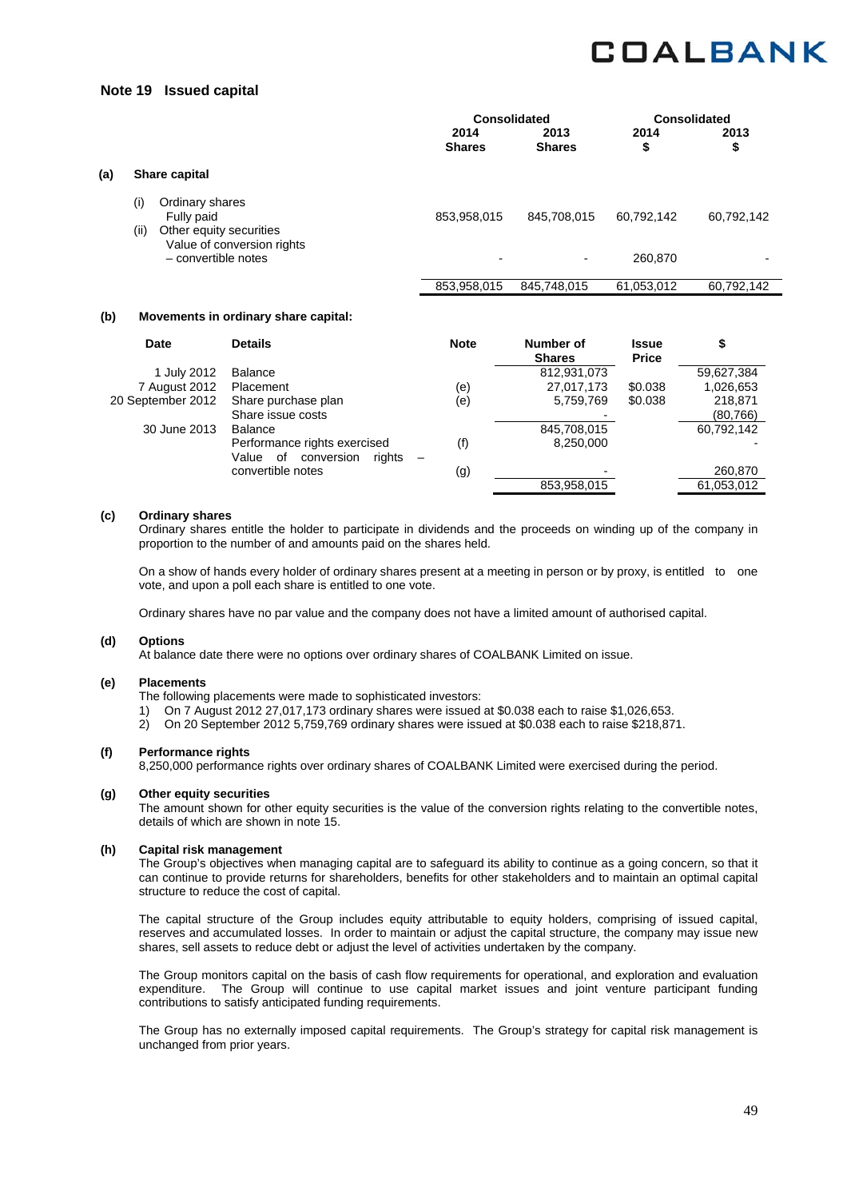## Note 19 Issued capital

| | | Consolidated | | Consolidated | |
|---|---|---|---|---|---|
| | | 2014 Shares | 2013 Shares | 2014 $ | 2013 $ |
| **(a)** | **Share capital** | | | | |
| | (i) Ordinary shares Fully paid | 853,958,015 | 845,708,015 | 60,792,142 | 60,792,142 |
| | (ii) Other equity securities Value of conversion rights – convertible notes | - | - | 260,870 | - |
| | | 853,958,015 | 845,748,015 | 61,053,012 | 60,792,142 |

**(b) Movements in ordinary share capital:**

| Date | Details | Note | Number of Shares | Issue Price | $ |
|---|---|---|---|---|---|
| 1 July 2012 | Balance | | 812,931,073 | | 59,627,384 |
| 7 August 2012 | Placement | (e) | 27,017,173 | $0.038 | 1,026,653 |
| 20 September 2012 | Share purchase plan | (e) | 5,759,769 | $0.038 | 218,871 |
| | Share issue costs | | - | | (80,766) |
| 30 June 2013 | Balance | | 845,708,015 | | 60,792,142 |
| | Performance rights exercised | (f) | 8,250,000 | | - |
| | Value of conversion rights – convertible notes | (g) | - | | 260,870 |
| | | | 853,958,015 | | 61,053,012 |

**(c) Ordinary shares**

Ordinary shares entitle the holder to participate in dividends and the proceeds on winding up of the company in proportion to the number of and amounts paid on the shares held.

On a show of hands every holder of ordinary shares present at a meeting in person or by proxy, is entitled to one vote, and upon a poll each share is entitled to one vote.

Ordinary shares have no par value and the company does not have a limited amount of authorised capital.

**(d) Options**

At balance date there were no options over ordinary shares of COALBANK Limited on issue.

**(e) Placements**

The following placements were made to sophisticated investors:

1) On 7 August 2012 27,017,173 ordinary shares were issued at $0.038 each to raise $1,026,653.
2) On 20 September 2012 5,759,769 ordinary shares were issued at $0.038 each to raise $218,871.

**(f) Performance rights**

8,250,000 performance rights over ordinary shares of COALBANK Limited were exercised during the period.

**(g) Other equity securities**

The amount shown for other equity securities is the value of the conversion rights relating to the convertible notes, details of which are shown in note 15.

**(h) Capital risk management**

The Group's objectives when managing capital are to safeguard its ability to continue as a going concern, so that it can continue to provide returns for shareholders, benefits for other stakeholders and to maintain an optimal capital structure to reduce the cost of capital.

The capital structure of the Group includes equity attributable to equity holders, comprising of issued capital, reserves and accumulated losses. In order to maintain or adjust the capital structure, the company may issue new shares, sell assets to reduce debt or adjust the level of activities undertaken by the company.

The Group monitors capital on the basis of cash flow requirements for operational, and exploration and evaluation expenditure. The Group will continue to use capital market issues and joint venture participant funding contributions to satisfy anticipated funding requirements.

The Group has no externally imposed capital requirements. The Group's strategy for capital risk management is unchanged from prior years.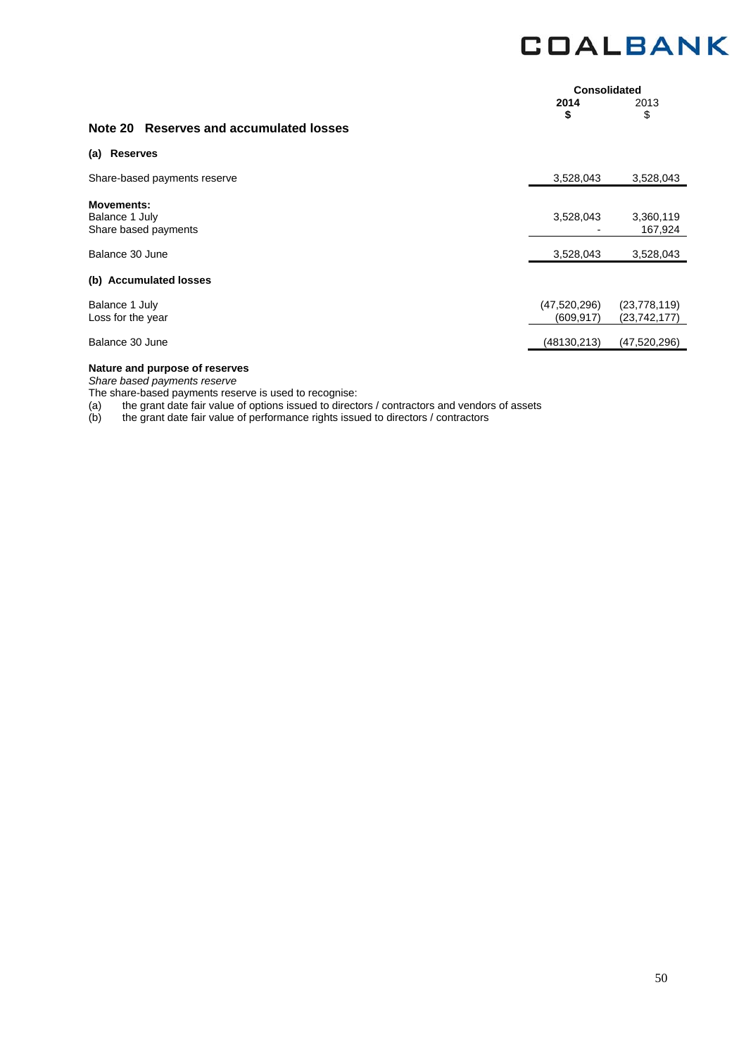## Note 20 Reserves and accumulated losses

| | Consolidated | |
|---|---|---|
| | **2014** | 2013 |
| | **$** | $ |
| **(a) Reserves** | | |
| Share-based payments reserve | 3,528,043 | 3,528,043 |
| **Movements:** | | |
| Balance 1 July | 3,528,043 | 3,360,119 |
| Share based payments | - | 167,924 |
| Balance 30 June | 3,528,043 | 3,528,043 |
| **(b) Accumulated losses** | | |
| Balance 1 July | (47,520,296) | (23,778,119) |
| Loss for the year | (609,917) | (23,742,177) |
| Balance 30 June | (48130,213) | (47,520,296) |

**Nature and purpose of reserves**

*Share based payments reserve*

The share-based payments reserve is used to recognise:

(a) the grant date fair value of options issued to directors / contractors and vendors of assets

(b) the grant date fair value of performance rights issued to directors / contractors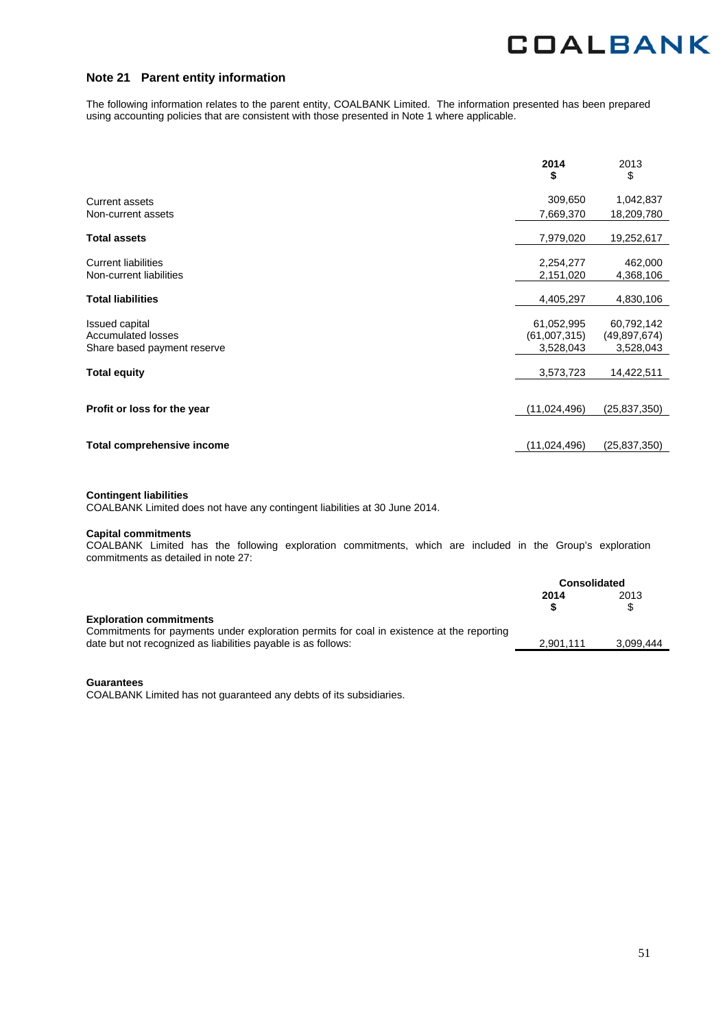## Note 21 Parent entity information

The following information relates to the parent entity, COALBANK Limited. The information presented has been prepared using accounting policies that are consistent with those presented in Note 1 where applicable.

| | 2014 $ | 2013 $ |
|---|---|---|
| Current assets | 309,650 | 1,042,837 |
| Non-current assets | 7,669,370 | 18,209,780 |
| **Total assets** | 7,979,020 | 19,252,617 |
| Current liabilities | 2,254,277 | 462,000 |
| Non-current liabilities | 2,151,020 | 4,368,106 |
| **Total liabilities** | 4,405,297 | 4,830,106 |
| Issued capital | 61,052,995 | 60,792,142 |
| Accumulated losses | (61,007,315) | (49,897,674) |
| Share based payment reserve | 3,528,043 | 3,528,043 |
| **Total equity** | 3,573,723 | 14,422,511 |
| **Profit or loss for the year** | (11,024,496) | (25,837,350) |
| **Total comprehensive income** | (11,024,496) | (25,837,350) |

**Contingent liabilities**

COALBANK Limited does not have any contingent liabilities at 30 June 2014.

**Capital commitments**

COALBANK Limited has the following exploration commitments, which are included in the Group's exploration commitments as detailed in note 27:

| | Consolidated | |
|---|---|---|
| | 2014 $ | 2013 $ |
| **Exploration commitments** | | |
| Commitments for payments under exploration permits for coal in existence at the reporting date but not recognized as liabilities payable is as follows: | 2,901,111 | 3,099,444 |

**Guarantees**

COALBANK Limited has not guaranteed any debts of its subsidiaries.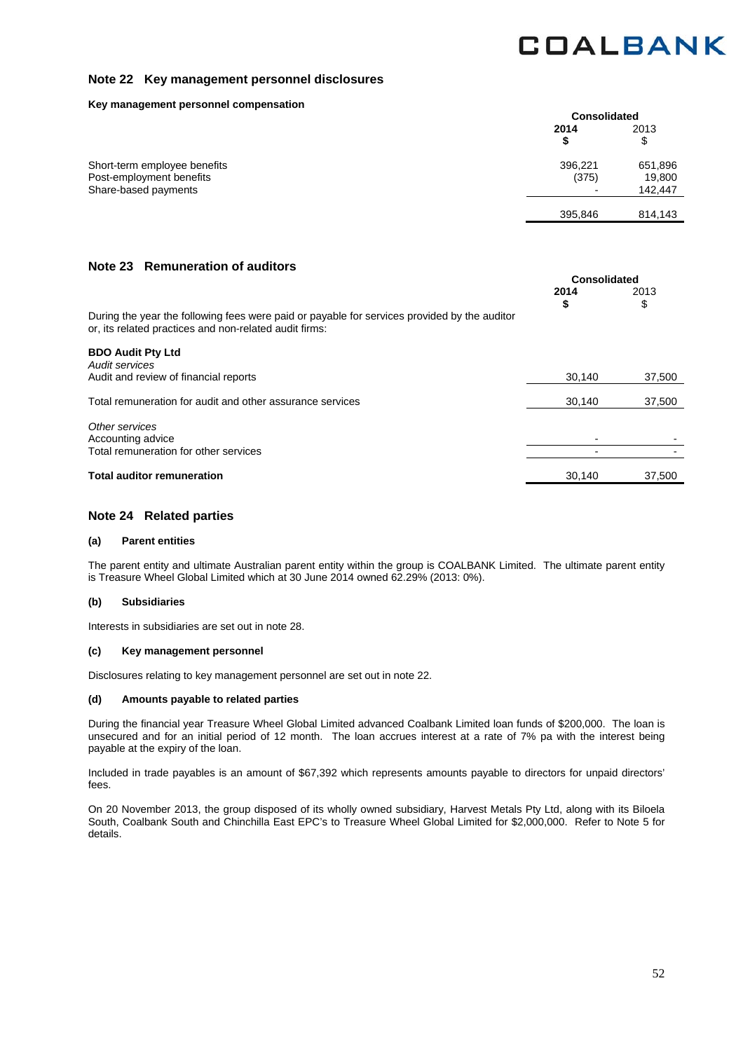## Note 22 Key management personnel disclosures

**Key management personnel compensation**

| | Consolidated | |
|---|---|---|
| | **2014** **$** | 2013 $ |
| Short-term employee benefits | 396,221 | 651,896 |
| Post-employment benefits | (375) | 19,800 |
| Share-based payments | - | 142,447 |
| | 395,846 | 814,143 |

## Note 23 Remuneration of auditors

| | Consolidated | |
|---|---|---|
| | **2014** **$** | 2013 $ |
| During the year the following fees were paid or payable for services provided by the auditor or, its related practices and non-related audit firms: | | |
| **BDO Audit Pty Ltd** | | |
| *Audit services* | | |
| Audit and review of financial reports | 30,140 | 37,500 |
| Total remuneration for audit and other assurance services | 30,140 | 37,500 |
| *Other services* | | |
| Accounting advice | - | - |
| Total remuneration for other services | - | - |
| **Total auditor remuneration** | 30,140 | 37,500 |

## Note 24 Related parties

**(a) Parent entities**

The parent entity and ultimate Australian parent entity within the group is COALBANK Limited. The ultimate parent entity is Treasure Wheel Global Limited which at 30 June 2014 owned 62.29% (2013: 0%).

**(b) Subsidiaries**

Interests in subsidiaries are set out in note 28.

**(c) Key management personnel**

Disclosures relating to key management personnel are set out in note 22.

**(d) Amounts payable to related parties**

During the financial year Treasure Wheel Global Limited advanced Coalbank Limited loan funds of $200,000. The loan is unsecured and for an initial period of 12 month. The loan accrues interest at a rate of 7% pa with the interest being payable at the expiry of the loan.

Included in trade payables is an amount of $67,392 which represents amounts payable to directors for unpaid directors' fees.

On 20 November 2013, the group disposed of its wholly owned subsidiary, Harvest Metals Pty Ltd, along with its Biloela South, Coalbank South and Chinchilla East EPC's to Treasure Wheel Global Limited for $2,000,000. Refer to Note 5 for details.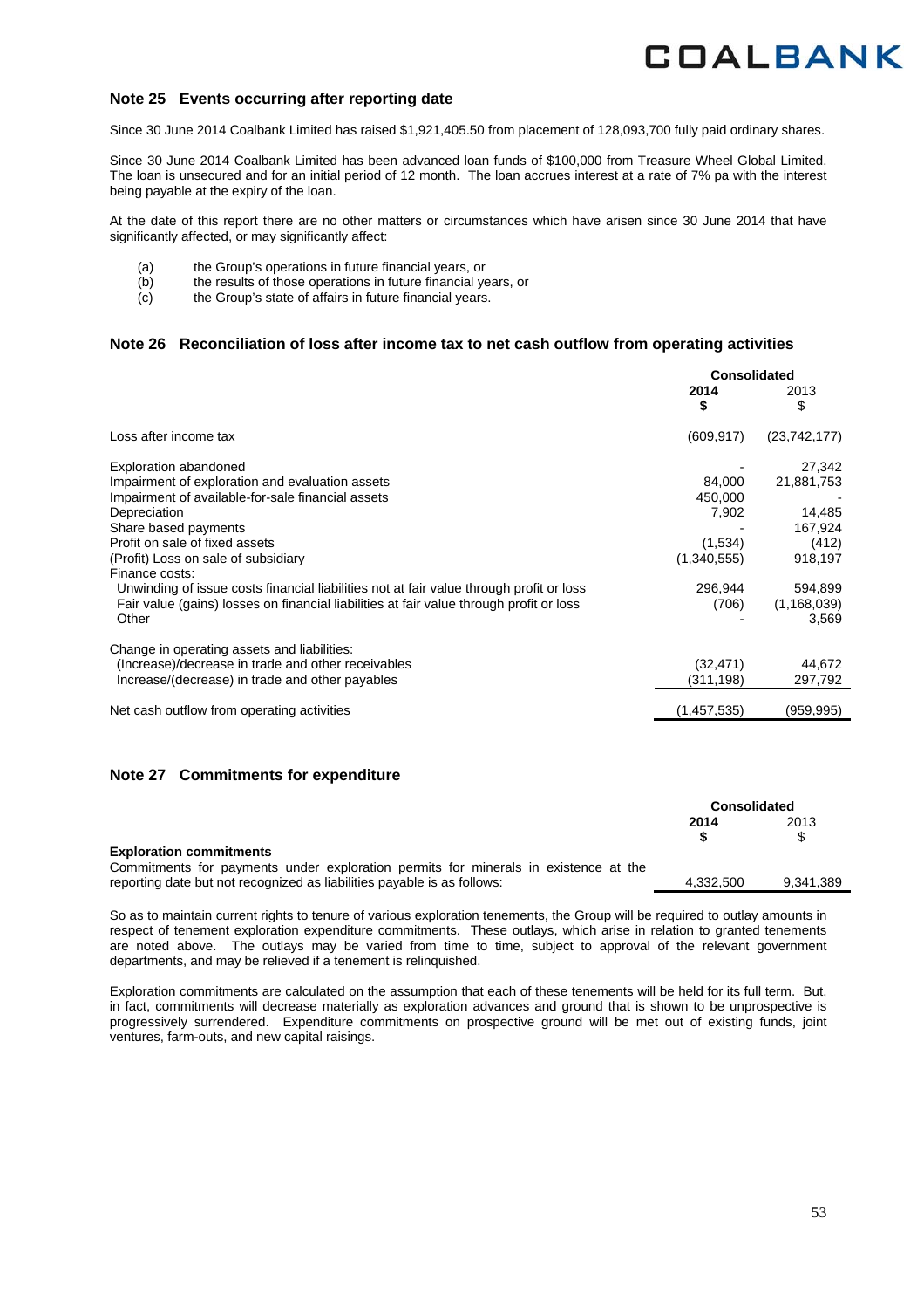## Note 25 Events occurring after reporting date

Since 30 June 2014 Coalbank Limited has raised $1,921,405.50 from placement of 128,093,700 fully paid ordinary shares.

Since 30 June 2014 Coalbank Limited has been advanced loan funds of $100,000 from Treasure Wheel Global Limited. The loan is unsecured and for an initial period of 12 month. The loan accrues interest at a rate of 7% pa with the interest being payable at the expiry of the loan.

At the date of this report there are no other matters or circumstances which have arisen since 30 June 2014 that have significantly affected, or may significantly affect:

(a) the Group's operations in future financial years, or
(b) the results of those operations in future financial years, or
(c) the Group's state of affairs in future financial years.

## Note 26 Reconciliation of loss after income tax to net cash outflow from operating activities

| | Consolidated | |
|---|---|---|
| | **2014** **$** | 2013 $ |
| Loss after income tax | (609,917) | (23,742,177) |
| Exploration abandoned | - | 27,342 |
| Impairment of exploration and evaluation assets | 84,000 | 21,881,753 |
| Impairment of available-for-sale financial assets | 450,000 | - |
| Depreciation | 7,902 | 14,485 |
| Share based payments | - | 167,924 |
| Profit on sale of fixed assets | (1,534) | (412) |
| (Profit) Loss on sale of subsidiary | (1,340,555) | 918,197 |
| Finance costs: | | |
| Unwinding of issue costs financial liabilities not at fair value through profit or loss | 296,944 | 594,899 |
| Fair value (gains) losses on financial liabilities at fair value through profit or loss | (706) | (1,168,039) |
| Other | - | 3,569 |
| Change in operating assets and liabilities: | | |
| (Increase)/decrease in trade and other receivables | (32,471) | 44,672 |
| Increase/(decrease) in trade and other payables | (311,198) | 297,792 |
| Net cash outflow from operating activities | (1,457,535) | (959,995) |

## Note 27 Commitments for expenditure

| | Consolidated | |
|---|---|---|
| | **2014** **$** | 2013 $ |
| **Exploration commitments** | | |
| Commitments for payments under exploration permits for minerals in existence at the reporting date but not recognized as liabilities payable is as follows: | 4,332,500 | 9,341,389 |

So as to maintain current rights to tenure of various exploration tenements, the Group will be required to outlay amounts in respect of tenement exploration expenditure commitments. These outlays, which arise in relation to granted tenements are noted above. The outlays may be varied from time to time, subject to approval of the relevant government departments, and may be relieved if a tenement is relinquished.

Exploration commitments are calculated on the assumption that each of these tenements will be held for its full term. But, in fact, commitments will decrease materially as exploration advances and ground that is shown to be unprospective is progressively surrendered. Expenditure commitments on prospective ground will be met out of existing funds, joint ventures, farm-outs, and new capital raisings.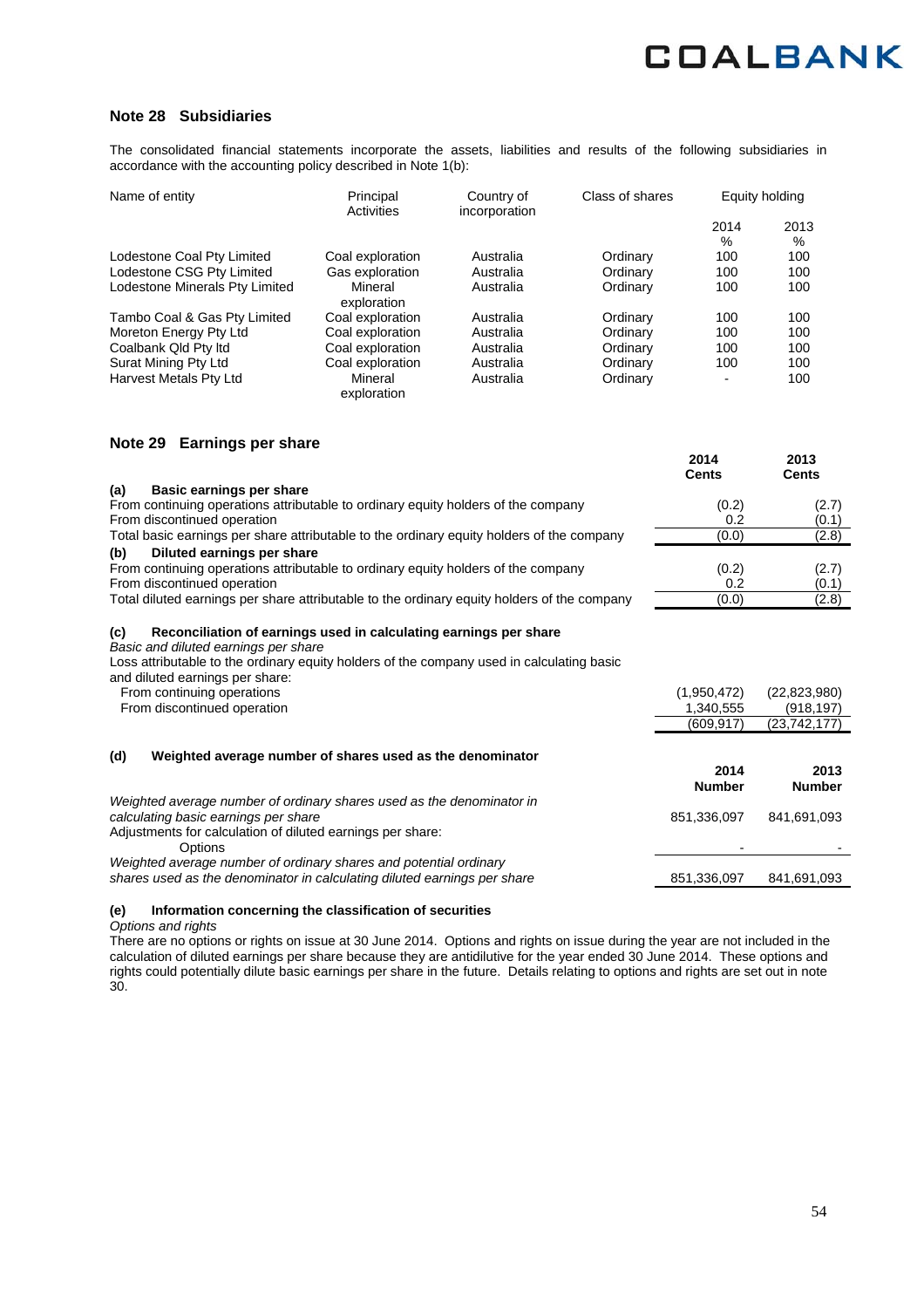## Note 28 Subsidiaries

The consolidated financial statements incorporate the assets, liabilities and results of the following subsidiaries in accordance with the accounting policy described in Note 1(b):

| Name of entity | Principal Activities | Country of incorporation | Class of shares | Equity holding 2014 % | Equity holding 2013 % |
|---|---|---|---|---|---|
| Lodestone Coal Pty Limited | Coal exploration | Australia | Ordinary | 100 | 100 |
| Lodestone CSG Pty Limited | Gas exploration | Australia | Ordinary | 100 | 100 |
| Lodestone Minerals Pty Limited | Mineral exploration | Australia | Ordinary | 100 | 100 |
| Tambo Coal & Gas Pty Limited | Coal exploration | Australia | Ordinary | 100 | 100 |
| Moreton Energy Pty Ltd | Coal exploration | Australia | Ordinary | 100 | 100 |
| Coalbank Qld Pty ltd | Coal exploration | Australia | Ordinary | 100 | 100 |
| Surat Mining Pty Ltd | Coal exploration | Australia | Ordinary | 100 | 100 |
| Harvest Metals Pty Ltd | Mineral exploration | Australia | Ordinary | - | 100 |

## Note 29 Earnings per share

| | 2014 Cents | 2013 Cents |
|---|---|---|
| **(a) Basic earnings per share** | | |
| From continuing operations attributable to ordinary equity holders of the company | (0.2) | (2.7) |
| From discontinued operation | 0.2 | (0.1) |
| Total basic earnings per share attributable to the ordinary equity holders of the company | (0.0) | (2.8) |
| **(b) Diluted earnings per share** | | |
| From continuing operations attributable to ordinary equity holders of the company | (0.2) | (2.7) |
| From discontinued operation | 0.2 | (0.1) |
| Total diluted earnings per share attributable to the ordinary equity holders of the company | (0.0) | (2.8) |

**(c) Reconciliation of earnings used in calculating earnings per share**

*Basic and diluted earnings per share*

| | 2014 | 2013 |
|---|---|---|
| Loss attributable to the ordinary equity holders of the company used in calculating basic and diluted earnings per share: | | |
| From continuing operations | (1,950,472) | (22,823,980) |
| From discontinued operation | 1,340,555 | (918,197) |
| | (609,917) | (23,742,177) |

**(d) Weighted average number of shares used as the denominator**

| | 2014 Number | 2013 Number |
|---|---|---|
| *Weighted average number of ordinary shares used as the denominator in calculating basic earnings per share* | 851,336,097 | 841,691,093 |
| Adjustments for calculation of diluted earnings per share: | | |
| Options | - | - |
| *Weighted average number of ordinary shares and potential ordinary shares used as the denominator in calculating diluted earnings per share* | 851,336,097 | 841,691,093 |

**(e) Information concerning the classification of securities**

*Options and rights*

There are no options or rights on issue at 30 June 2014. Options and rights on issue during the year are not included in the calculation of diluted earnings per share because they are antidilutive for the year ended 30 June 2014. These options and rights could potentially dilute basic earnings per share in the future. Details relating to options and rights are set out in note 30.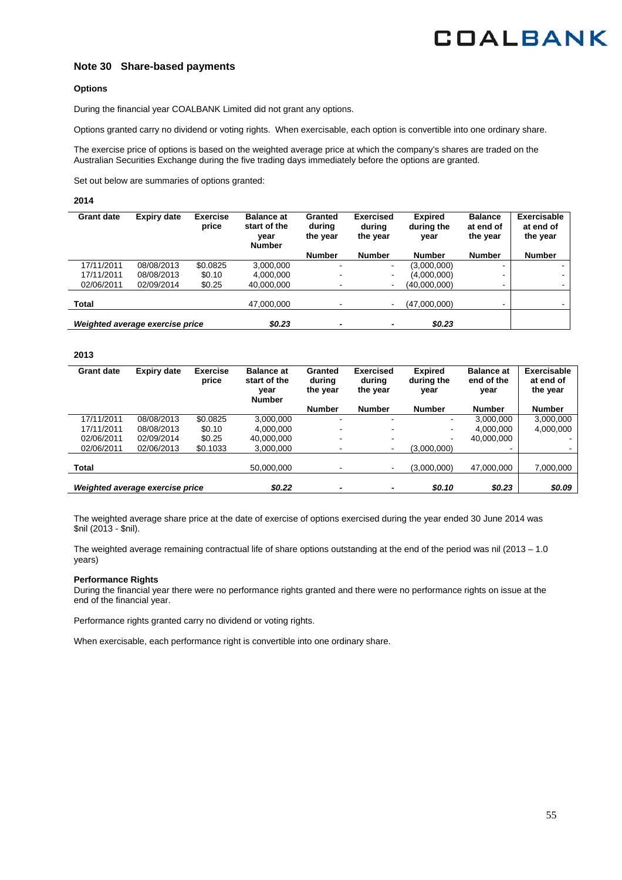## Note 30 Share-based payments

### Options

During the financial year COALBANK Limited did not grant any options.

Options granted carry no dividend or voting rights. When exercisable, each option is convertible into one ordinary share.

The exercise price of options is based on the weighted average price at which the company's shares are traded on the Australian Securities Exchange during the five trading days immediately before the options are granted.

Set out below are summaries of options granted:

**2014**

| Grant date | Expiry date | Exercise price | Balance at start of the year Number | Granted during the year Number | Exercised during the year Number | Expired during the year Number | Balance at end of the year Number | Exercisable at end of the year Number |
|---|---|---|---|---|---|---|---|---|
| 17/11/2011 | 08/08/2013 | $0.0825 | 3,000,000 | - | - | (3,000,000) | - | - |
| 17/11/2011 | 08/08/2013 | $0.10 | 4,000,000 | - | - | (4,000,000) | - | - |
| 02/06/2011 | 02/09/2014 | $0.25 | 40,000,000 | - | - | (40,000,000) | - | - |
| **Total** | | | 47,000,000 | - | - | (47,000,000) | - | - |
| ***Weighted average exercise price*** | | | ***$0.23*** | - | - | ***$0.23*** | | |

**2013**

| Grant date | Expiry date | Exercise price | Balance at start of the year Number | Granted during the year Number | Exercised during the year Number | Expired during the year Number | Balance at end of the year Number | Exercisable at end of the year Number |
|---|---|---|---|---|---|---|---|---|
| 17/11/2011 | 08/08/2013 | $0.0825 | 3,000,000 | - | - | - | 3,000,000 | 3,000,000 |
| 17/11/2011 | 08/08/2013 | $0.10 | 4,000,000 | - | - | - | 4,000,000 | 4,000,000 |
| 02/06/2011 | 02/09/2014 | $0.25 | 40,000,000 | - | - | - | 40,000,000 | - |
| 02/06/2011 | 02/06/2013 | $0.1033 | 3,000,000 | - | - | (3,000,000) | - | - |
| **Total** | | | 50,000,000 | - | - | (3,000,000) | 47,000,000 | 7,000,000 |
| ***Weighted average exercise price*** | | | ***$0.22*** | - | - | ***$0.10*** | ***$0.23*** | ***$0.09*** |

The weighted average share price at the date of exercise of options exercised during the year ended 30 June 2014 was $nil (2013 - $nil).

The weighted average remaining contractual life of share options outstanding at the end of the period was nil (2013 – 1.0 years)

### Performance Rights

During the financial year there were no performance rights granted and there were no performance rights on issue at the end of the financial year.

Performance rights granted carry no dividend or voting rights.

When exercisable, each performance right is convertible into one ordinary share.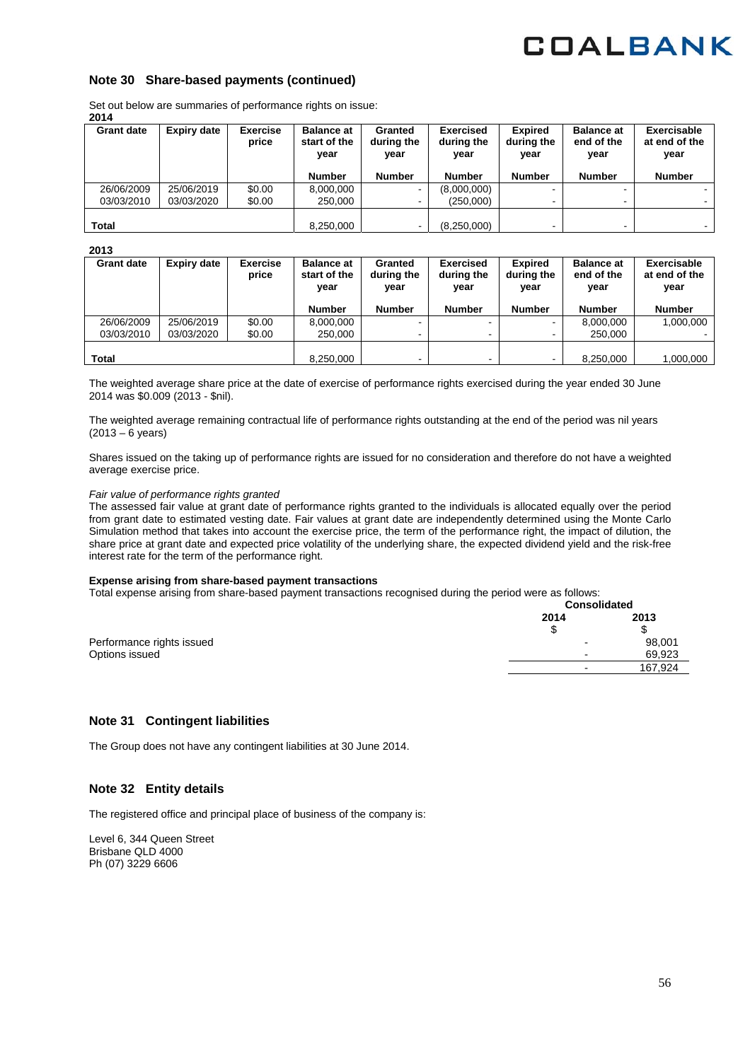## Note 30 Share-based payments (continued)

Set out below are summaries of performance rights on issue:

**2014**

| Grant date | Expiry date | Exercise price | Balance at start of the year | Granted during the year | Exercised during the year | Expired during the year | Balance at end of the year | Exercisable at end of the year |
|---|---|---|---|---|---|---|---|---|
| | | | Number | Number | Number | Number | Number | Number |
| 26/06/2009 | 25/06/2019 | $0.00 | 8,000,000 | - | (8,000,000) | - | - | - |
| 03/03/2010 | 03/03/2020 | $0.00 | 250,000 | - | (250,000) | - | - | - |
| **Total** | | | 8,250,000 | - | (8,250,000) | - | - | - |

**2013**

| Grant date | Expiry date | Exercise price | Balance at start of the year | Granted during the year | Exercised during the year | Expired during the year | Balance at end of the year | Exercisable at end of the year |
|---|---|---|---|---|---|---|---|---|
| | | | Number | Number | Number | Number | Number | Number |
| 26/06/2009 | 25/06/2019 | $0.00 | 8,000,000 | - | - | - | 8,000,000 | 1,000,000 |
| 03/03/2010 | 03/03/2020 | $0.00 | 250,000 | - | - | - | 250,000 | - |
| **Total** | | | 8,250,000 | - | - | - | 8,250,000 | 1,000,000 |

The weighted average share price at the date of exercise of performance rights exercised during the year ended 30 June 2014 was $0.009 (2013 - $nil).

The weighted average remaining contractual life of performance rights outstanding at the end of the period was nil years (2013 – 6 years)

Shares issued on the taking up of performance rights are issued for no consideration and therefore do not have a weighted average exercise price.

*Fair value of performance rights granted*

The assessed fair value at grant date of performance rights granted to the individuals is allocated equally over the period from grant date to estimated vesting date. Fair values at grant date are independently determined using the Monte Carlo Simulation method that takes into account the exercise price, the term of the performance right, the impact of dilution, the share price at grant date and expected price volatility of the underlying share, the expected dividend yield and the risk-free interest rate for the term of the performance right.

**Expense arising from share-based payment transactions**

Total expense arising from share-based payment transactions recognised during the period were as follows:

| | Consolidated | |
|---|---|---|
| | 2014 | 2013 |
| | $ | $ |
| Performance rights issued | - | 98,001 |
| Options issued | - | 69,923 |
| | - | 167,924 |

## Note 31 Contingent liabilities

The Group does not have any contingent liabilities at 30 June 2014.

## Note 32 Entity details

The registered office and principal place of business of the company is:

Level 6, 344 Queen Street
Brisbane QLD 4000
Ph (07) 3229 6606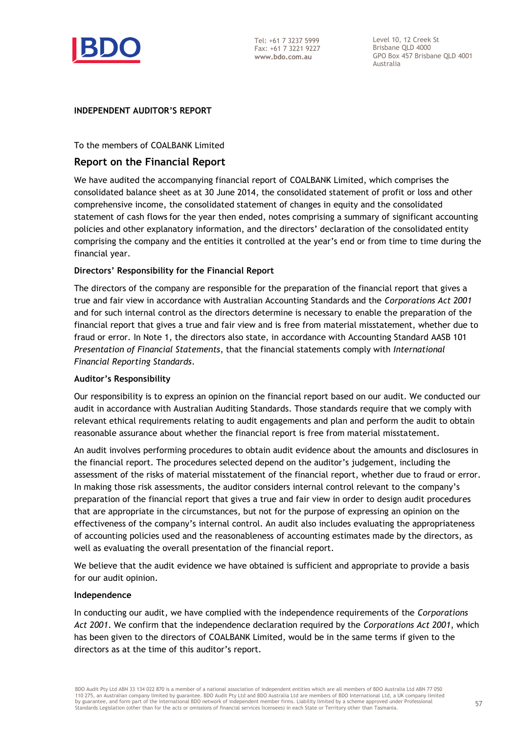**INDEPENDENT AUDITOR'S REPORT**

To the members of COALBANK Limited

## Report on the Financial Report

We have audited the accompanying financial report of COALBANK Limited, which comprises the consolidated balance sheet as at 30 June 2014, the consolidated statement of profit or loss and other comprehensive income, the consolidated statement of changes in equity and the consolidated statement of cash flows for the year then ended, notes comprising a summary of significant accounting policies and other explanatory information, and the directors' declaration of the consolidated entity comprising the company and the entities it controlled at the year's end or from time to time during the financial year.

### Directors' Responsibility for the Financial Report

The directors of the company are responsible for the preparation of the financial report that gives a true and fair view in accordance with Australian Accounting Standards and the *Corporations Act 2001* and for such internal control as the directors determine is necessary to enable the preparation of the financial report that gives a true and fair view and is free from material misstatement, whether due to fraud or error. In Note 1, the directors also state, in accordance with Accounting Standard AASB 101 *Presentation of Financial Statements*, that the financial statements comply with *International Financial Reporting Standards*.

### Auditor's Responsibility

Our responsibility is to express an opinion on the financial report based on our audit. We conducted our audit in accordance with Australian Auditing Standards. Those standards require that we comply with relevant ethical requirements relating to audit engagements and plan and perform the audit to obtain reasonable assurance about whether the financial report is free from material misstatement.

An audit involves performing procedures to obtain audit evidence about the amounts and disclosures in the financial report. The procedures selected depend on the auditor's judgement, including the assessment of the risks of material misstatement of the financial report, whether due to fraud or error. In making those risk assessments, the auditor considers internal control relevant to the company's preparation of the financial report that gives a true and fair view in order to design audit procedures that are appropriate in the circumstances, but not for the purpose of expressing an opinion on the effectiveness of the company's internal control. An audit also includes evaluating the appropriateness of accounting policies used and the reasonableness of accounting estimates made by the directors, as well as evaluating the overall presentation of the financial report.

We believe that the audit evidence we have obtained is sufficient and appropriate to provide a basis for our audit opinion.

### Independence

In conducting our audit, we have complied with the independence requirements of the *Corporations Act 2001*. We confirm that the independence declaration required by the *Corporations Act 2001*, which has been given to the directors of COALBANK Limited, would be in the same terms if given to the directors as at the time of this auditor's report.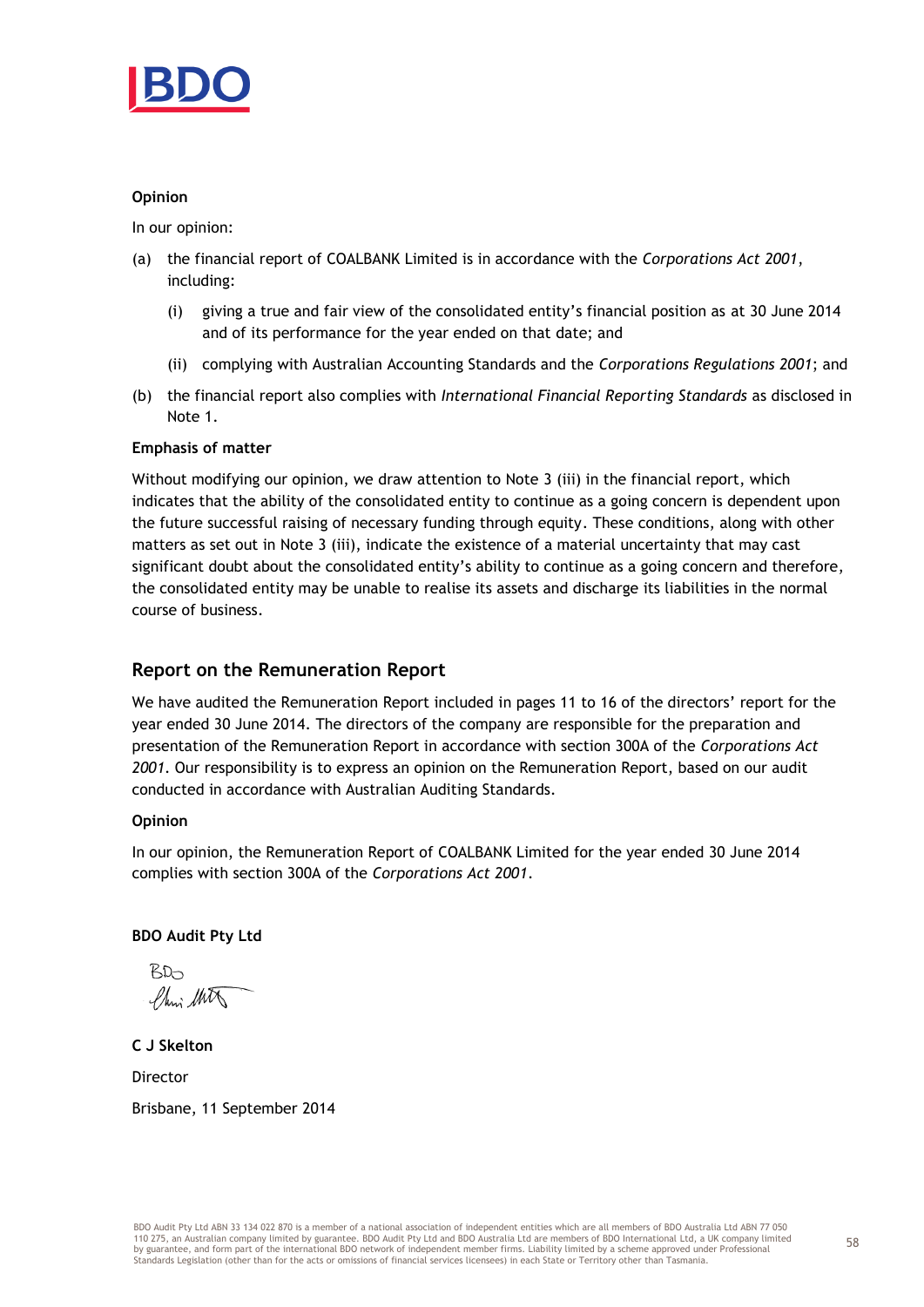**Opinion**

In our opinion:

(a) the financial report of COALBANK Limited is in accordance with the *Corporations Act 2001*, including:

   (i) giving a true and fair view of the consolidated entity's financial position as at 30 June 2014 and of its performance for the year ended on that date; and

   (ii) complying with Australian Accounting Standards and the *Corporations Regulations 2001*; and

(b) the financial report also complies with *International Financial Reporting Standards* as disclosed in Note 1.

**Emphasis of matter**

Without modifying our opinion, we draw attention to Note 3 (iii) in the financial report, which indicates that the ability of the consolidated entity to continue as a going concern is dependent upon the future successful raising of necessary funding through equity. These conditions, along with other matters as set out in Note 3 (iii), indicate the existence of a material uncertainty that may cast significant doubt about the consolidated entity's ability to continue as a going concern and therefore, the consolidated entity may be unable to realise its assets and discharge its liabilities in the normal course of business.

## Report on the Remuneration Report

We have audited the Remuneration Report included in pages 11 to 16 of the directors' report for the year ended 30 June 2014. The directors of the company are responsible for the preparation and presentation of the Remuneration Report in accordance with section 300A of the *Corporations Act 2001*. Our responsibility is to express an opinion on the Remuneration Report, based on our audit conducted in accordance with Australian Auditing Standards.

**Opinion**

In our opinion, the Remuneration Report of COALBANK Limited for the year ended 30 June 2014 complies with section 300A of the *Corporations Act 2001*.

**BDO Audit Pty Ltd**

BDO

**C J Skelton**

Director

Brisbane, 11 September 2014

BDO Audit Pty Ltd ABN 33 134 022 870 is a member of a national association of independent entities which are all members of BDO Australia Ltd ABN 77 050 110 275, an Australian company limited by guarantee. BDO Audit Pty Ltd and BDO Australia Ltd are members of BDO International Ltd, a UK company limited by guarantee, and form part of the international BDO network of independent member firms. Liability limited by a scheme approved under Professional Standards Legislation (other than for the acts or omissions of financial services licensees) in each State or Territory other than Tasmania.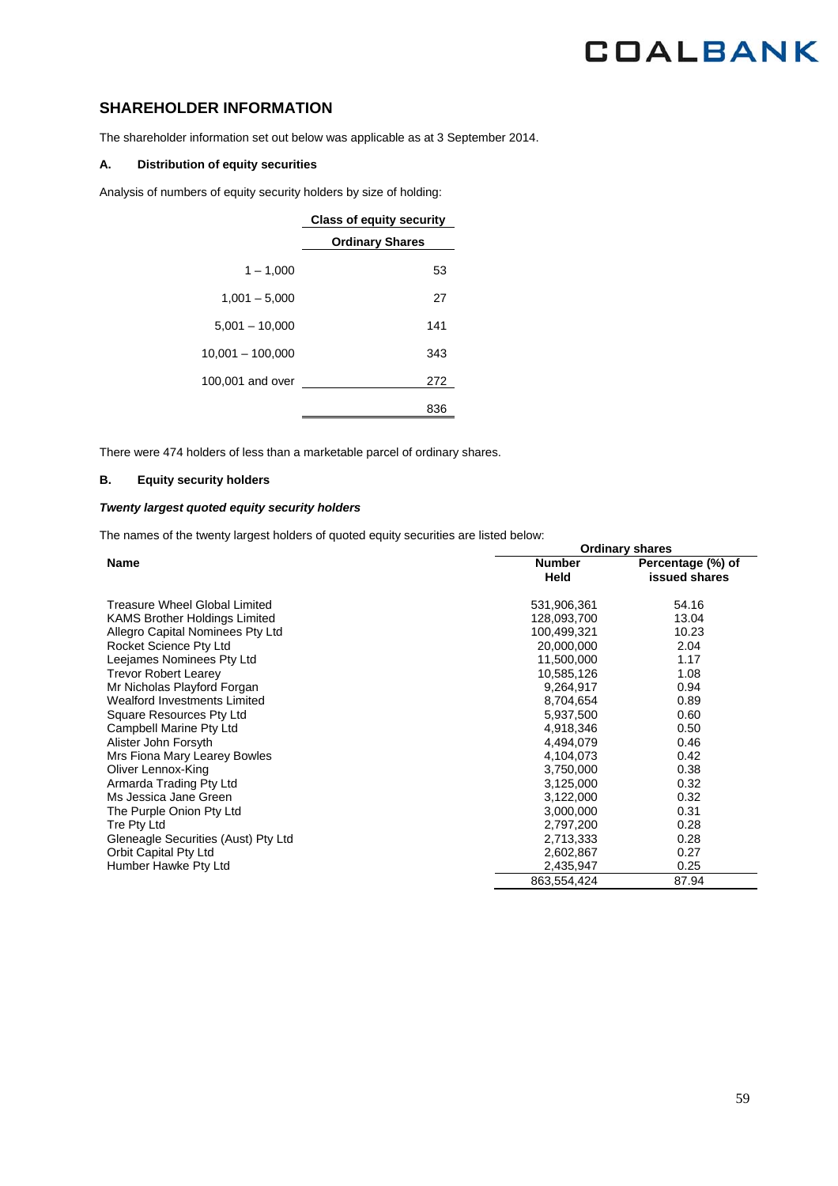## SHAREHOLDER INFORMATION

The shareholder information set out below was applicable as at 3 September 2014.

### A. Distribution of equity securities

Analysis of numbers of equity security holders by size of holding:

| | Class of equity security |
|---|---|
| | Ordinary Shares |
| 1 – 1,000 | 53 |
| 1,001 – 5,000 | 27 |
| 5,001 – 10,000 | 141 |
| 10,001 – 100,000 | 343 |
| 100,001 and over | 272 |
| | 836 |

There were 474 holders of less than a marketable parcel of ordinary shares.

### B. Equity security holders

***Twenty largest quoted equity security holders***

The names of the twenty largest holders of quoted equity securities are listed below:

| Name | Ordinary shares | |
|---|---|---|
| | Number Held | Percentage (%) of issued shares |
| Treasure Wheel Global Limited | 531,906,361 | 54.16 |
| KAMS Brother Holdings Limited | 128,093,700 | 13.04 |
| Allegro Capital Nominees Pty Ltd | 100,499,321 | 10.23 |
| Rocket Science Pty Ltd | 20,000,000 | 2.04 |
| Leejames Nominees Pty Ltd | 11,500,000 | 1.17 |
| Trevor Robert Learey | 10,585,126 | 1.08 |
| Mr Nicholas Playford Forgan | 9,264,917 | 0.94 |
| Wealford Investments Limited | 8,704,654 | 0.89 |
| Square Resources Pty Ltd | 5,937,500 | 0.60 |
| Campbell Marine Pty Ltd | 4,918,346 | 0.50 |
| Alister John Forsyth | 4,494,079 | 0.46 |
| Mrs Fiona Mary Learey Bowles | 4,104,073 | 0.42 |
| Oliver Lennox-King | 3,750,000 | 0.38 |
| Armarda Trading Pty Ltd | 3,125,000 | 0.32 |
| Ms Jessica Jane Green | 3,122,000 | 0.32 |
| The Purple Onion Pty Ltd | 3,000,000 | 0.31 |
| Tre Pty Ltd | 2,797,200 | 0.28 |
| Gleneagle Securities (Aust) Pty Ltd | 2,713,333 | 0.28 |
| Orbit Capital Pty Ltd | 2,602,867 | 0.27 |
| Humber Hawke Pty Ltd | 2,435,947 | 0.25 |
| | 863,554,424 | 87.94 |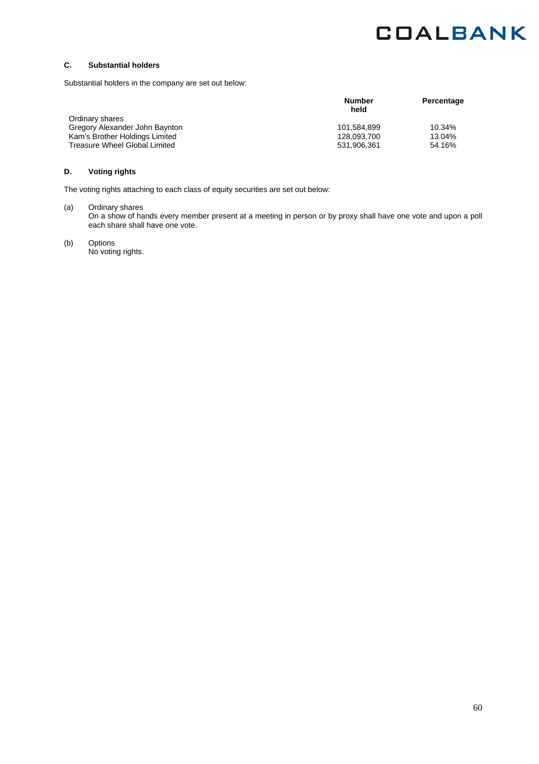### C. Substantial holders

Substantial holders in the company are set out below:

| | Number held | Percentage |
|---|---|---|
| Ordinary shares | | |
| Gregory Alexander John Baynton | 101,584,899 | 10.34% |
| Kam's Brother Holdings Limited | 128,093,700 | 13.04% |
| Treasure Wheel Global Limited | 531,906,361 | 54.16% |

### D. Voting rights

The voting rights attaching to each class of equity securities are set out below:

(a) Ordinary shares
On a show of hands every member present at a meeting in person or by proxy shall have one vote and upon a poll each share shall have one vote.

(b) Options
No voting rights.